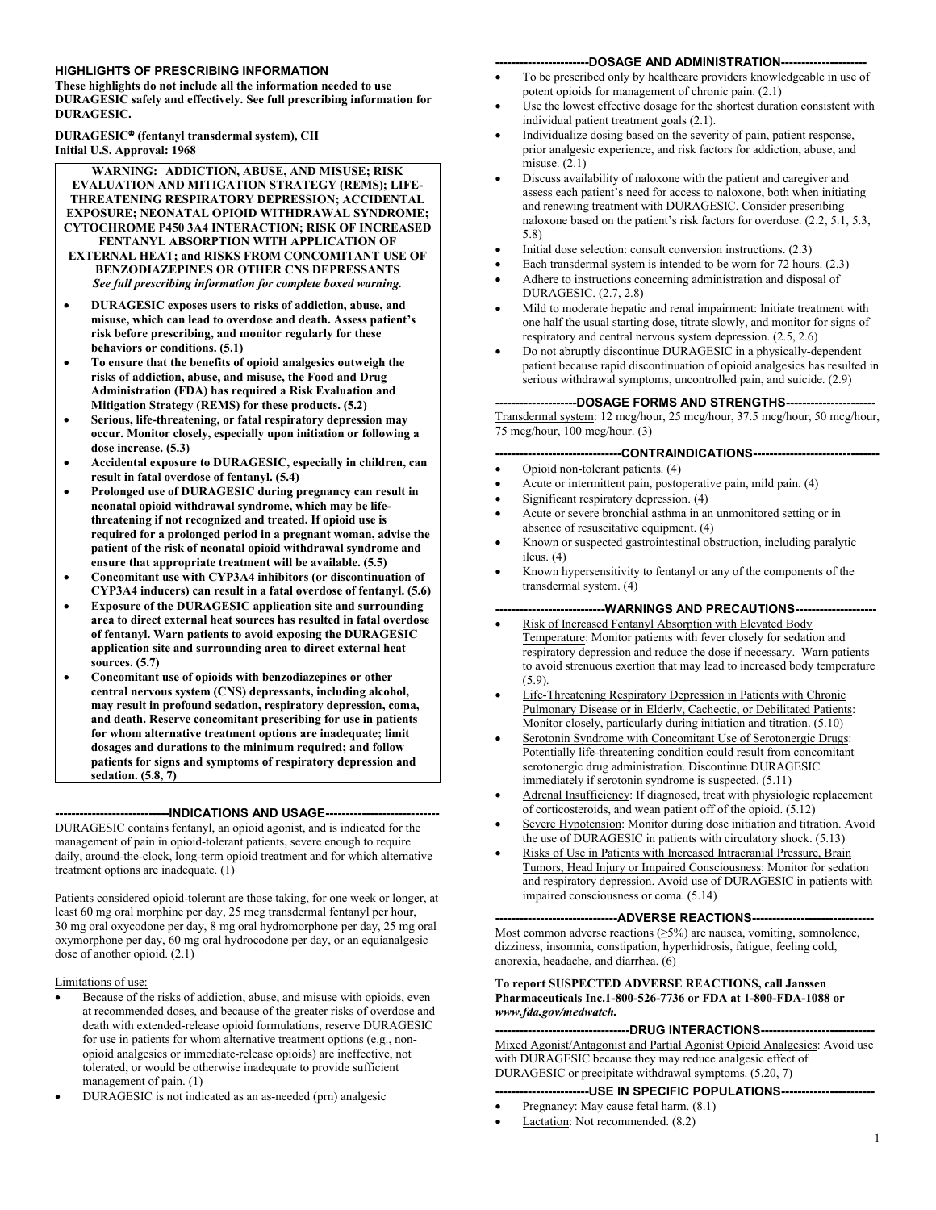## HIGHLIGHTS OF PRESCRIBING INFORMATION

**These highlights do not include all the information needed to use DURAGESIC safely and effectively. See full prescribing information for DURAGESIC.**

**DURAGESIC® (fentanyl transdermal system), CII**
**Initial U.S. Approval: 1968**

**WARNING: ADDICTION, ABUSE, AND MISUSE; RISK EVALUATION AND MITIGATION STRATEGY (REMS); LIFE-THREATENING RESPIRATORY DEPRESSION; ACCIDENTAL EXPOSURE; NEONATAL OPIOID WITHDRAWAL SYNDROME; CYTOCHROME P450 3A4 INTERACTION; RISK OF INCREASED FENTANYL ABSORPTION WITH APPLICATION OF EXTERNAL HEAT; and RISKS FROM CONCOMITANT USE OF BENZODIAZEPINES OR OTHER CNS DEPRESSANTS**

***See full prescribing information for complete boxed warning.***

- **DURAGESIC exposes users to risks of addiction, abuse, and misuse, which can lead to overdose and death. Assess patient's risk before prescribing, and monitor regularly for these behaviors or conditions. (5.1)**
- **To ensure that the benefits of opioid analgesics outweigh the risks of addiction, abuse, and misuse, the Food and Drug Administration (FDA) has required a Risk Evaluation and Mitigation Strategy (REMS) for these products. (5.2)**
- **Serious, life-threatening, or fatal respiratory depression may occur. Monitor closely, especially upon initiation or following a dose increase. (5.3)**
- **Accidental exposure to DURAGESIC, especially in children, can result in fatal overdose of fentanyl. (5.4)**
- **Prolonged use of DURAGESIC during pregnancy can result in neonatal opioid withdrawal syndrome, which may be life-threatening if not recognized and treated. If opioid use is required for a prolonged period in a pregnant woman, advise the patient of the risk of neonatal opioid withdrawal syndrome and ensure that appropriate treatment will be available. (5.5)**
- **Concomitant use with CYP3A4 inhibitors (or discontinuation of CYP3A4 inducers) can result in a fatal overdose of fentanyl. (5.6)**
- **Exposure of the DURAGESIC application site and surrounding area to direct external heat sources has resulted in fatal overdose of fentanyl. Warn patients to avoid exposing the DURAGESIC application site and surrounding area to direct external heat sources. (5.7)**
- **Concomitant use of opioids with benzodiazepines or other central nervous system (CNS) depressants, including alcohol, may result in profound sedation, respiratory depression, coma, and death. Reserve concomitant prescribing for use in patients for whom alternative treatment options are inadequate; limit dosages and durations to the minimum required; and follow patients for signs and symptoms of respiratory depression and sedation. (5.8, 7)**

### ----------------------------INDICATIONS AND USAGE----------------------------

DURAGESIC contains fentanyl, an opioid agonist, and is indicated for the management of pain in opioid-tolerant patients, severe enough to require daily, around-the-clock, long-term opioid treatment and for which alternative treatment options are inadequate. (1)

Patients considered opioid-tolerant are those taking, for one week or longer, at least 60 mg oral morphine per day, 25 mcg transdermal fentanyl per hour, 30 mg oral oxycodone per day, 8 mg oral hydromorphone per day, 25 mg oral oxymorphone per day, 60 mg oral hydrocodone per day, or an equianalgesic dose of another opioid. (2.1)

Limitations of use:

- Because of the risks of addiction, abuse, and misuse with opioids, even at recommended doses, and because of the greater risks of overdose and death with extended-release opioid formulations, reserve DURAGESIC for use in patients for whom alternative treatment options (e.g., non-opioid analgesics or immediate-release opioids) are ineffective, not tolerated, or would be otherwise inadequate to provide sufficient management of pain. (1)
- DURAGESIC is not indicated as an as-needed (prn) analgesic

### -----------------------DOSAGE AND ADMINISTRATION---------------------

- To be prescribed only by healthcare providers knowledgeable in use of potent opioids for management of chronic pain. (2.1)
- Use the lowest effective dosage for the shortest duration consistent with individual patient treatment goals (2.1).
- Individualize dosing based on the severity of pain, patient response, prior analgesic experience, and risk factors for addiction, abuse, and misuse. (2.1)
- Discuss availability of naloxone with the patient and caregiver and assess each patient's need for access to naloxone, both when initiating and renewing treatment with DURAGESIC. Consider prescribing naloxone based on the patient's risk factors for overdose. (2.2, 5.1, 5.3, 5.8)
- Initial dose selection: consult conversion instructions. (2.3)
- Each transdermal system is intended to be worn for 72 hours. (2.3)
- Adhere to instructions concerning administration and disposal of DURAGESIC. (2.7, 2.8)
- Mild to moderate hepatic and renal impairment: Initiate treatment with one half the usual starting dose, titrate slowly, and monitor for signs of respiratory and central nervous system depression. (2.5, 2.6)
- Do not abruptly discontinue DURAGESIC in a physically-dependent patient because rapid discontinuation of opioid analgesics has resulted in serious withdrawal symptoms, uncontrolled pain, and suicide. (2.9)

### --------------------DOSAGE FORMS AND STRENGTHS----------------------

Transdermal system: 12 mcg/hour, 25 mcg/hour, 37.5 mcg/hour, 50 mcg/hour, 75 mcg/hour, 100 mcg/hour. (3)

### -------------------------------CONTRAINDICATIONS-------------------------------

- Opioid non-tolerant patients. (4)
- Acute or intermittent pain, postoperative pain, mild pain. (4)
- Significant respiratory depression. (4)
- Acute or severe bronchial asthma in an unmonitored setting or in absence of resuscitative equipment. (4)
- Known or suspected gastrointestinal obstruction, including paralytic ileus. (4)
- Known hypersensitivity to fentanyl or any of the components of the transdermal system. (4)

### ---------------------------WARNINGS AND PRECAUTIONS--------------------

- Risk of Increased Fentanyl Absorption with Elevated Body Temperature: Monitor patients with fever closely for sedation and respiratory depression and reduce the dose if necessary. Warn patients to avoid strenuous exertion that may lead to increased body temperature (5.9).
- Life-Threatening Respiratory Depression in Patients with Chronic Pulmonary Disease or in Elderly, Cachectic, or Debilitated Patients: Monitor closely, particularly during initiation and titration. (5.10)
- Serotonin Syndrome with Concomitant Use of Serotonergic Drugs: Potentially life-threatening condition could result from concomitant serotonergic drug administration. Discontinue DURAGESIC immediately if serotonin syndrome is suspected. (5.11)
- Adrenal Insufficiency: If diagnosed, treat with physiologic replacement of corticosteroids, and wean patient off of the opioid. (5.12)
- Severe Hypotension: Monitor during dose initiation and titration. Avoid the use of DURAGESIC in patients with circulatory shock. (5.13)
- Risks of Use in Patients with Increased Intracranial Pressure, Brain Tumors, Head Injury or Impaired Consciousness: Monitor for sedation and respiratory depression. Avoid use of DURAGESIC in patients with impaired consciousness or coma. (5.14)

### ------------------------------ADVERSE REACTIONS------------------------------

Most common adverse reactions (≥5%) are nausea, vomiting, somnolence, dizziness, insomnia, constipation, hyperhidrosis, fatigue, feeling cold, anorexia, headache, and diarrhea. (6)

**To report SUSPECTED ADVERSE REACTIONS, call Janssen Pharmaceuticals Inc.1-800-526-7736 or FDA at 1-800-FDA-1088 or *www.fda.gov/medwatch.***

### ---------------------------------DRUG INTERACTIONS----------------------------

Mixed Agonist/Antagonist and Partial Agonist Opioid Analgesics: Avoid use with DURAGESIC because they may reduce analgesic effect of DURAGESIC or precipitate withdrawal symptoms. (5.20, 7)

### -----------------------USE IN SPECIFIC POPULATIONS-----------------------

- Pregnancy: May cause fetal harm. (8.1)
- Lactation: Not recommended. (8.2)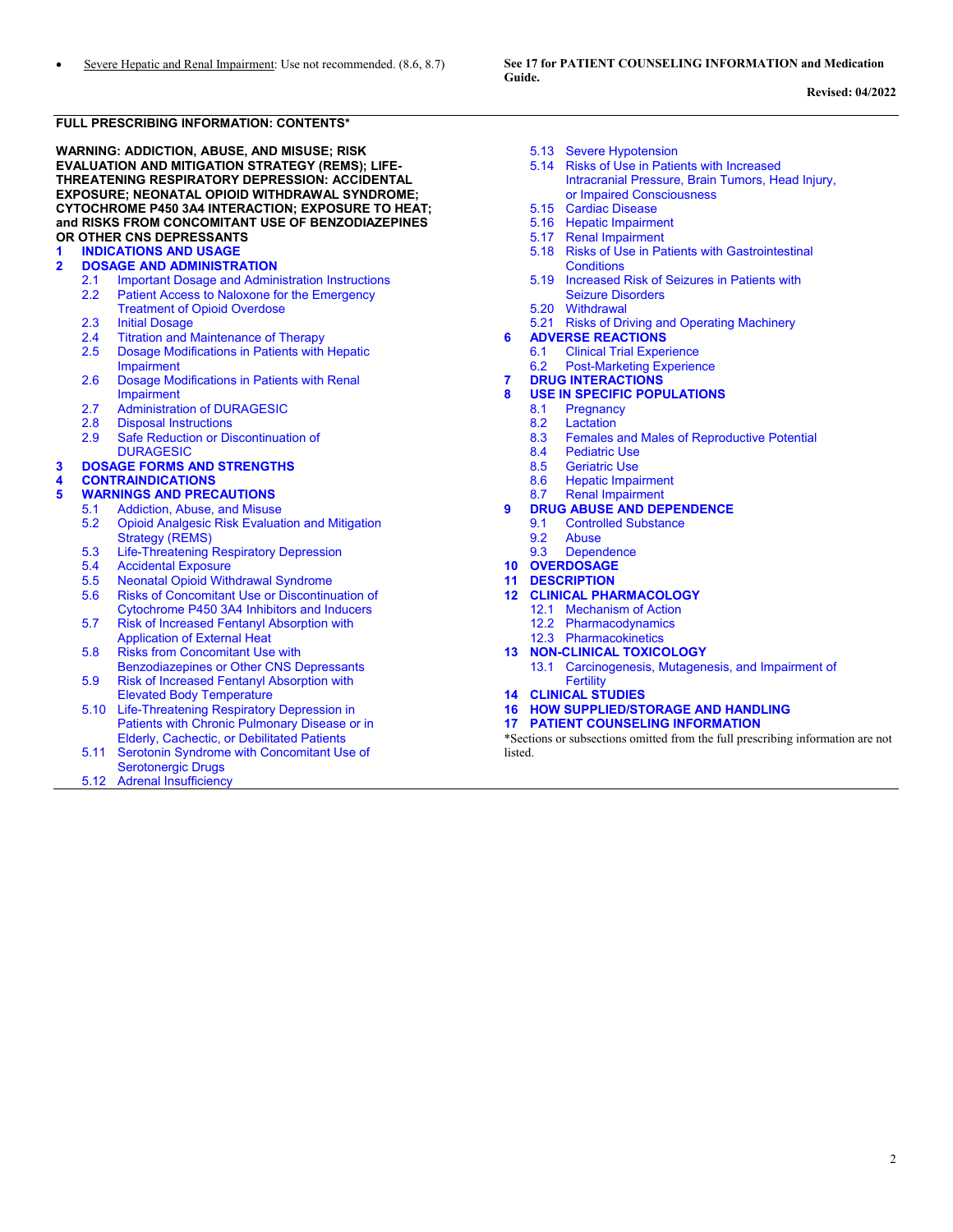- Severe Hepatic and Renal Impairment: Use not recommended. (8.6, 8.7)

**See 17 for PATIENT COUNSELING INFORMATION and Medication Guide.**

**Revised: 04/2022**

## FULL PRESCRIBING INFORMATION: CONTENTS*

**WARNING: ADDICTION, ABUSE, AND MISUSE; RISK EVALUATION AND MITIGATION STRATEGY (REMS); LIFE-THREATENING RESPIRATORY DEPRESSION: ACCIDENTAL EXPOSURE; NEONATAL OPIOID WITHDRAWAL SYNDROME; CYTOCHROME P450 3A4 INTERACTION; EXPOSURE TO HEAT; and RISKS FROM CONCOMITANT USE OF BENZODIAZEPINES OR OTHER CNS DEPRESSANTS**

**1 INDICATIONS AND USAGE**

**2 DOSAGE AND ADMINISTRATION**
- 2.1 Important Dosage and Administration Instructions
- 2.2 Patient Access to Naloxone for the Emergency Treatment of Opioid Overdose
- 2.3 Initial Dosage
- 2.4 Titration and Maintenance of Therapy
- 2.5 Dosage Modifications in Patients with Hepatic Impairment
- 2.6 Dosage Modifications in Patients with Renal Impairment
- 2.7 Administration of DURAGESIC
- 2.8 Disposal Instructions
- 2.9 Safe Reduction or Discontinuation of DURAGESIC

**3 DOSAGE FORMS AND STRENGTHS**

**4 CONTRAINDICATIONS**

**5 WARNINGS AND PRECAUTIONS**
- 5.1 Addiction, Abuse, and Misuse
- 5.2 Opioid Analgesic Risk Evaluation and Mitigation Strategy (REMS)
- 5.3 Life-Threatening Respiratory Depression
- 5.4 Accidental Exposure
- 5.5 Neonatal Opioid Withdrawal Syndrome
- 5.6 Risks of Concomitant Use or Discontinuation of Cytochrome P450 3A4 Inhibitors and Inducers
- 5.7 Risk of Increased Fentanyl Absorption with Application of External Heat
- 5.8 Risks from Concomitant Use with Benzodiazepines or Other CNS Depressants
- 5.9 Risk of Increased Fentanyl Absorption with Elevated Body Temperature
- 5.10 Life-Threatening Respiratory Depression in Patients with Chronic Pulmonary Disease or in Elderly, Cachectic, or Debilitated Patients
- 5.11 Serotonin Syndrome with Concomitant Use of Serotonergic Drugs
- 5.12 Adrenal Insufficiency
- 5.13 Severe Hypotension
- 5.14 Risks of Use in Patients with Increased Intracranial Pressure, Brain Tumors, Head Injury, or Impaired Consciousness
- 5.15 Cardiac Disease
- 5.16 Hepatic Impairment
- 5.17 Renal Impairment
- 5.18 Risks of Use in Patients with Gastrointestinal Conditions
- 5.19 Increased Risk of Seizures in Patients with Seizure Disorders
- 5.20 Withdrawal
- 5.21 Risks of Driving and Operating Machinery

**6 ADVERSE REACTIONS**
- 6.1 Clinical Trial Experience
- 6.2 Post-Marketing Experience

**7 DRUG INTERACTIONS**

**8 USE IN SPECIFIC POPULATIONS**
- 8.1 Pregnancy
- 8.2 Lactation
- 8.3 Females and Males of Reproductive Potential
- 8.4 Pediatric Use
- 8.5 Geriatric Use
- 8.6 Hepatic Impairment
- 8.7 Renal Impairment

**9 DRUG ABUSE AND DEPENDENCE**
- 9.1 Controlled Substance
- 9.2 Abuse
- 9.3 Dependence

**10 OVERDOSAGE**

**11 DESCRIPTION**

**12 CLINICAL PHARMACOLOGY**
- 12.1 Mechanism of Action
- 12.2 Pharmacodynamics
- 12.3 Pharmacokinetics

**13 NON-CLINICAL TOXICOLOGY**
- 13.1 Carcinogenesis, Mutagenesis, and Impairment of Fertility

**14 CLINICAL STUDIES**

**16 HOW SUPPLIED/STORAGE AND HANDLING**

**17 PATIENT COUNSELING INFORMATION**

*Sections or subsections omitted from the full prescribing information are not listed.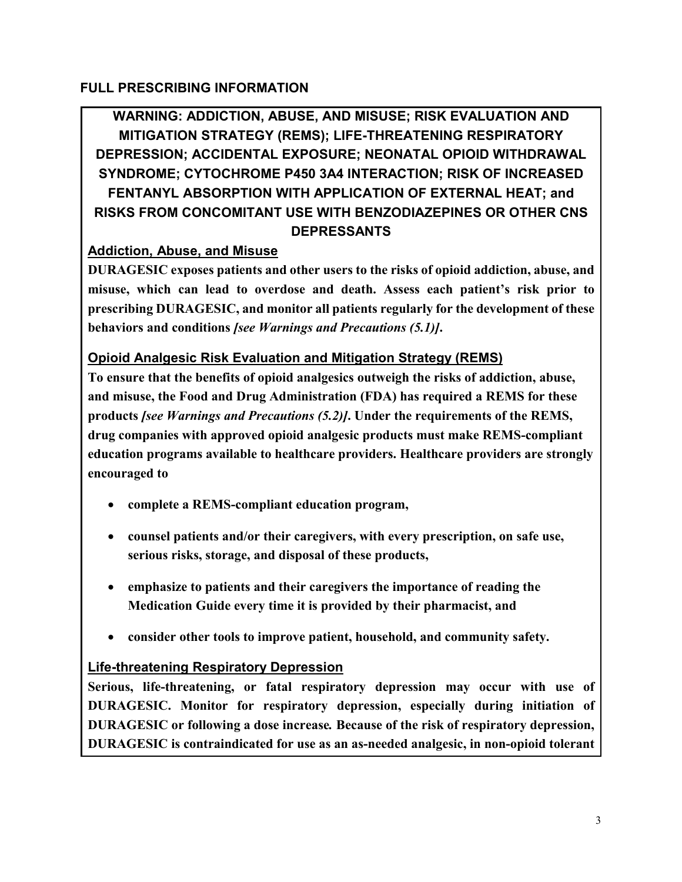## FULL PRESCRIBING INFORMATION

### WARNING: ADDICTION, ABUSE, AND MISUSE; RISK EVALUATION AND MITIGATION STRATEGY (REMS); LIFE-THREATENING RESPIRATORY DEPRESSION; ACCIDENTAL EXPOSURE; NEONATAL OPIOID WITHDRAWAL SYNDROME; CYTOCHROME P450 3A4 INTERACTION; RISK OF INCREASED FENTANYL ABSORPTION WITH APPLICATION OF EXTERNAL HEAT; and RISKS FROM CONCOMITANT USE WITH BENZODIAZEPINES OR OTHER CNS DEPRESSANTS

#### Addiction, Abuse, and Misuse

**DURAGESIC exposes patients and other users to the risks of opioid addiction, abuse, and misuse, which can lead to overdose and death. Assess each patient's risk prior to prescribing DURAGESIC, and monitor all patients regularly for the development of these behaviors and conditions *[see Warnings and Precautions (5.1)]*.**

#### Opioid Analgesic Risk Evaluation and Mitigation Strategy (REMS)

**To ensure that the benefits of opioid analgesics outweigh the risks of addiction, abuse, and misuse, the Food and Drug Administration (FDA) has required a REMS for these products *[see Warnings and Precautions (5.2)]*. Under the requirements of the REMS, drug companies with approved opioid analgesic products must make REMS-compliant education programs available to healthcare providers. Healthcare providers are strongly encouraged to**

- **complete a REMS-compliant education program,**
- **counsel patients and/or their caregivers, with every prescription, on safe use, serious risks, storage, and disposal of these products,**
- **emphasize to patients and their caregivers the importance of reading the Medication Guide every time it is provided by their pharmacist, and**
- **consider other tools to improve patient, household, and community safety.**

#### Life-threatening Respiratory Depression

**Serious, life-threatening, or fatal respiratory depression may occur with use of DURAGESIC. Monitor for respiratory depression, especially during initiation of DURAGESIC or following a dose increase. Because of the risk of respiratory depression, DURAGESIC is contraindicated for use as an as-needed analgesic, in non-opioid tolerant**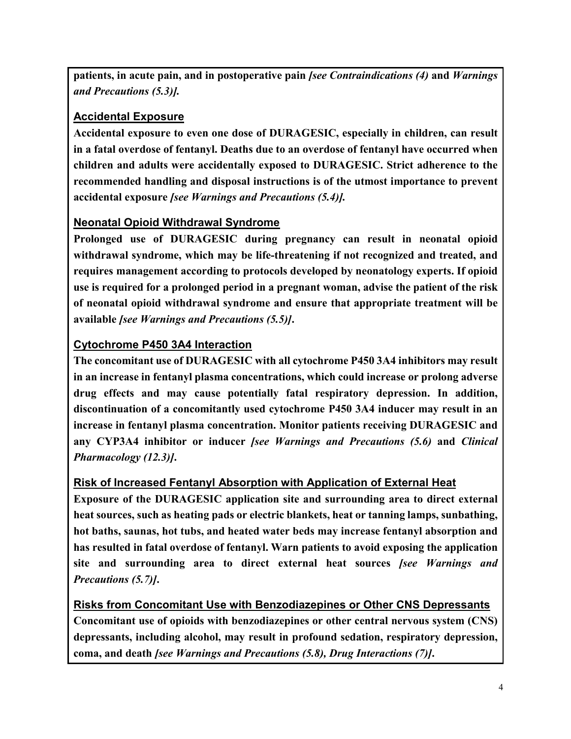**patients, in acute pain, and in postoperative pain *[see Contraindications (4)* and *Warnings and Precautions (5.3)].***

### Accidental Exposure

**Accidental exposure to even one dose of DURAGESIC, especially in children, can result in a fatal overdose of fentanyl. Deaths due to an overdose of fentanyl have occurred when children and adults were accidentally exposed to DURAGESIC. Strict adherence to the recommended handling and disposal instructions is of the utmost importance to prevent accidental exposure *[see Warnings and Precautions (5.4)].***

### Neonatal Opioid Withdrawal Syndrome

**Prolonged use of DURAGESIC during pregnancy can result in neonatal opioid withdrawal syndrome, which may be life-threatening if not recognized and treated, and requires management according to protocols developed by neonatology experts. If opioid use is required for a prolonged period in a pregnant woman, advise the patient of the risk of neonatal opioid withdrawal syndrome and ensure that appropriate treatment will be available *[see Warnings and Precautions (5.5)]*.**

### Cytochrome P450 3A4 Interaction

**The concomitant use of DURAGESIC with all cytochrome P450 3A4 inhibitors may result in an increase in fentanyl plasma concentrations, which could increase or prolong adverse drug effects and may cause potentially fatal respiratory depression. In addition, discontinuation of a concomitantly used cytochrome P450 3A4 inducer may result in an increase in fentanyl plasma concentration. Monitor patients receiving DURAGESIC and any CYP3A4 inhibitor or inducer *[see Warnings and Precautions (5.6)* and *Clinical Pharmacology (12.3)]*.**

### Risk of Increased Fentanyl Absorption with Application of External Heat

**Exposure of the DURAGESIC application site and surrounding area to direct external heat sources, such as heating pads or electric blankets, heat or tanning lamps, sunbathing, hot baths, saunas, hot tubs, and heated water beds may increase fentanyl absorption and has resulted in fatal overdose of fentanyl. Warn patients to avoid exposing the application site and surrounding area to direct external heat sources *[see Warnings and Precautions (5.7)]*.**

### Risks from Concomitant Use with Benzodiazepines or Other CNS Depressants

**Concomitant use of opioids with benzodiazepines or other central nervous system (CNS) depressants, including alcohol, may result in profound sedation, respiratory depression, coma, and death *[see Warnings and Precautions (5.8), Drug Interactions (7)]*.**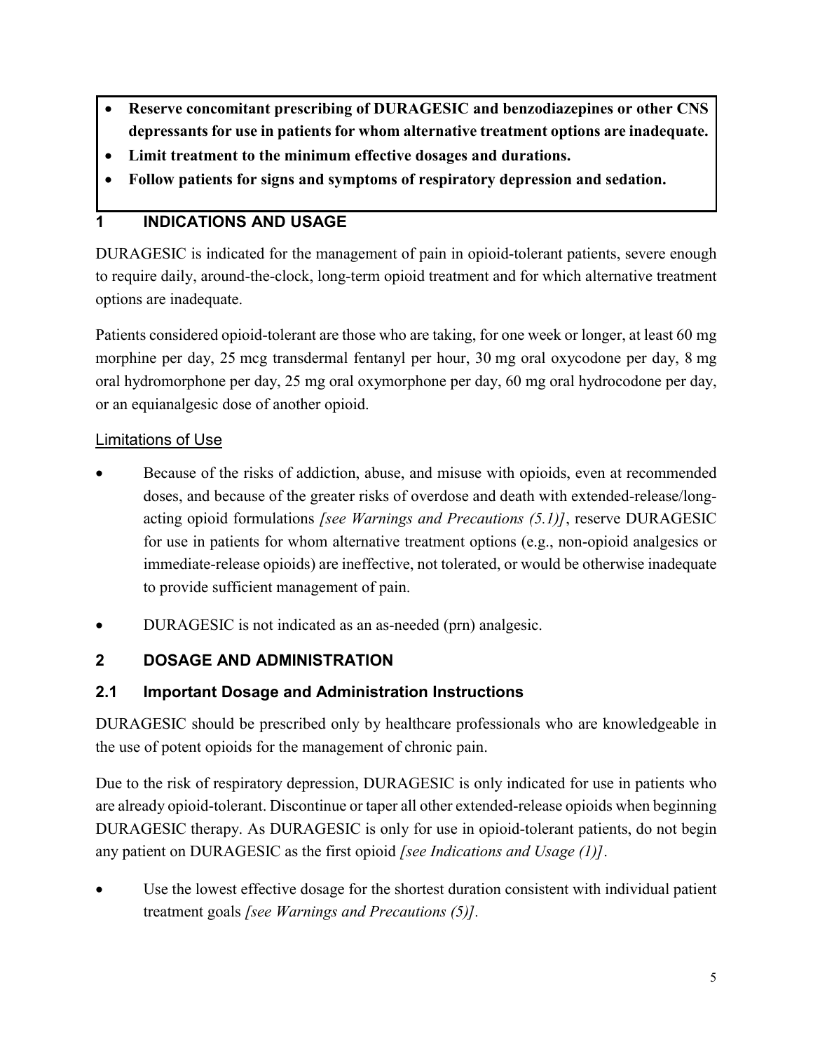- **Reserve concomitant prescribing of DURAGESIC and benzodiazepines or other CNS depressants for use in patients for whom alternative treatment options are inadequate.**
- **Limit treatment to the minimum effective dosages and durations.**
- **Follow patients for signs and symptoms of respiratory depression and sedation.**

## 1 INDICATIONS AND USAGE

DURAGESIC is indicated for the management of pain in opioid-tolerant patients, severe enough to require daily, around-the-clock, long-term opioid treatment and for which alternative treatment options are inadequate.

Patients considered opioid-tolerant are those who are taking, for one week or longer, at least 60 mg morphine per day, 25 mcg transdermal fentanyl per hour, 30 mg oral oxycodone per day, 8 mg oral hydromorphone per day, 25 mg oral oxymorphone per day, 60 mg oral hydrocodone per day, or an equianalgesic dose of another opioid.

Limitations of Use

- Because of the risks of addiction, abuse, and misuse with opioids, even at recommended doses, and because of the greater risks of overdose and death with extended-release/long-acting opioid formulations *[see Warnings and Precautions (5.1)]*, reserve DURAGESIC for use in patients for whom alternative treatment options (e.g., non-opioid analgesics or immediate-release opioids) are ineffective, not tolerated, or would be otherwise inadequate to provide sufficient management of pain.
- DURAGESIC is not indicated as an as-needed (prn) analgesic.

## 2 DOSAGE AND ADMINISTRATION

### 2.1 Important Dosage and Administration Instructions

DURAGESIC should be prescribed only by healthcare professionals who are knowledgeable in the use of potent opioids for the management of chronic pain.

Due to the risk of respiratory depression, DURAGESIC is only indicated for use in patients who are already opioid-tolerant. Discontinue or taper all other extended-release opioids when beginning DURAGESIC therapy. As DURAGESIC is only for use in opioid-tolerant patients, do not begin any patient on DURAGESIC as the first opioid *[see Indications and Usage (1)]*.

- Use the lowest effective dosage for the shortest duration consistent with individual patient treatment goals *[see Warnings and Precautions (5)].*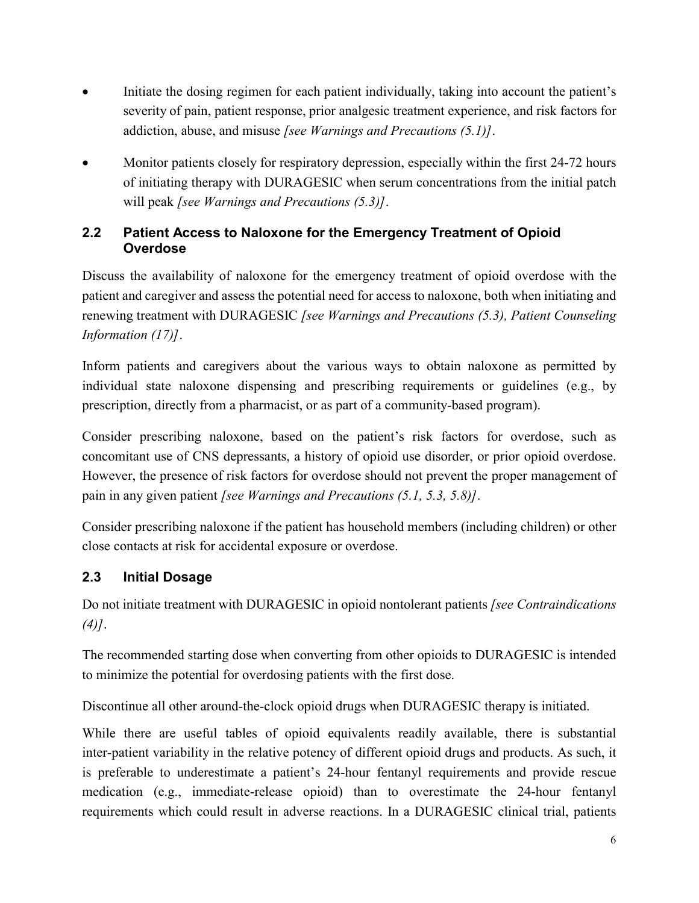- Initiate the dosing regimen for each patient individually, taking into account the patient's severity of pain, patient response, prior analgesic treatment experience, and risk factors for addiction, abuse, and misuse *[see Warnings and Precautions (5.1)]*.
- Monitor patients closely for respiratory depression, especially within the first 24-72 hours of initiating therapy with DURAGESIC when serum concentrations from the initial patch will peak *[see Warnings and Precautions (5.3)]*.

### 2.2 Patient Access to Naloxone for the Emergency Treatment of Opioid Overdose

Discuss the availability of naloxone for the emergency treatment of opioid overdose with the patient and caregiver and assess the potential need for access to naloxone, both when initiating and renewing treatment with DURAGESIC *[see Warnings and Precautions (5.3), Patient Counseling Information (17)]*.

Inform patients and caregivers about the various ways to obtain naloxone as permitted by individual state naloxone dispensing and prescribing requirements or guidelines (e.g., by prescription, directly from a pharmacist, or as part of a community-based program).

Consider prescribing naloxone, based on the patient's risk factors for overdose, such as concomitant use of CNS depressants, a history of opioid use disorder, or prior opioid overdose. However, the presence of risk factors for overdose should not prevent the proper management of pain in any given patient *[see Warnings and Precautions (5.1, 5.3, 5.8)]*.

Consider prescribing naloxone if the patient has household members (including children) or other close contacts at risk for accidental exposure or overdose.

### 2.3 Initial Dosage

Do not initiate treatment with DURAGESIC in opioid nontolerant patients *[see Contraindications (4)]*.

The recommended starting dose when converting from other opioids to DURAGESIC is intended to minimize the potential for overdosing patients with the first dose.

Discontinue all other around-the-clock opioid drugs when DURAGESIC therapy is initiated.

While there are useful tables of opioid equivalents readily available, there is substantial inter-patient variability in the relative potency of different opioid drugs and products. As such, it is preferable to underestimate a patient's 24-hour fentanyl requirements and provide rescue medication (e.g., immediate-release opioid) than to overestimate the 24-hour fentanyl requirements which could result in adverse reactions. In a DURAGESIC clinical trial, patients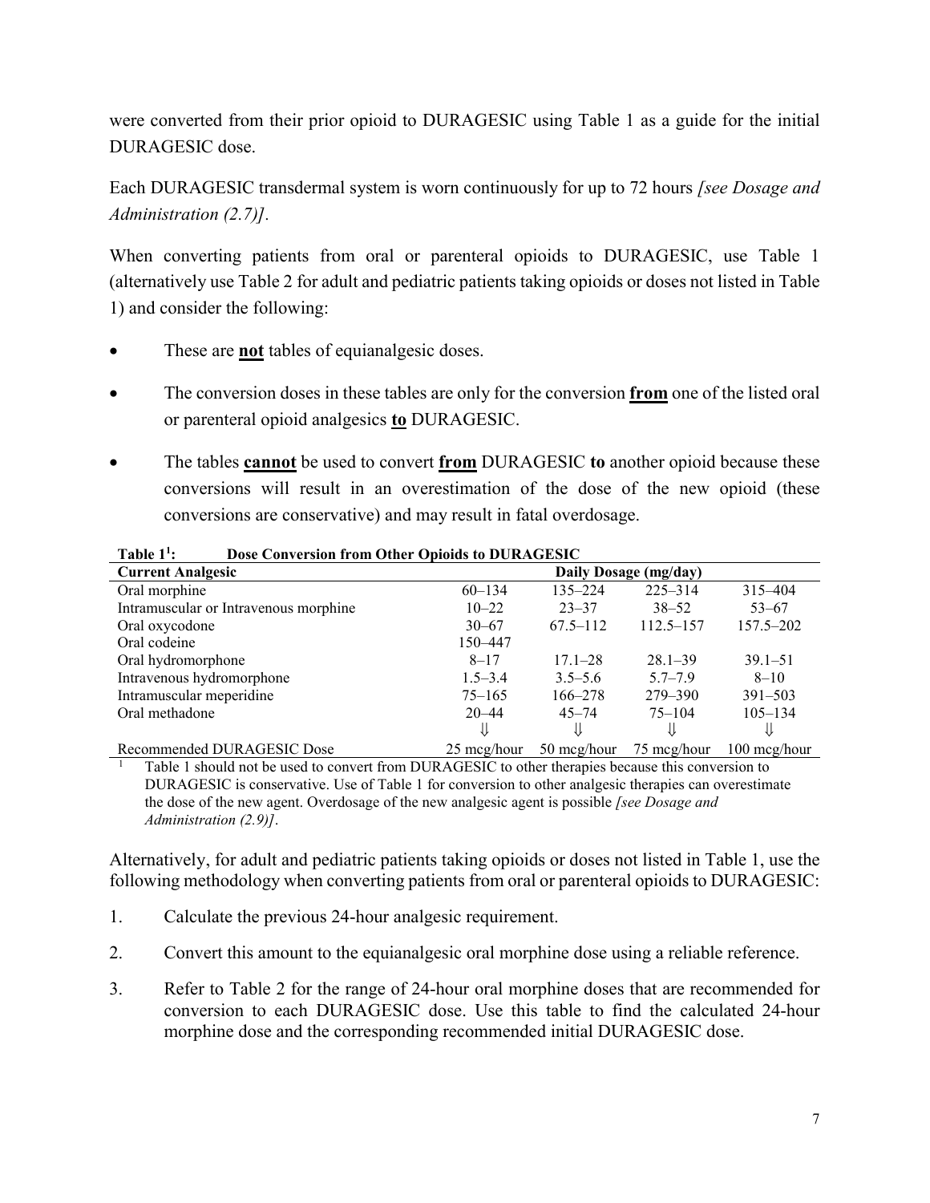were converted from their prior opioid to DURAGESIC using Table 1 as a guide for the initial DURAGESIC dose.

Each DURAGESIC transdermal system is worn continuously for up to 72 hours *[see Dosage and Administration (2.7)]*.

When converting patients from oral or parenteral opioids to DURAGESIC, use Table 1 (alternatively use Table 2 for adult and pediatric patients taking opioids or doses not listed in Table 1) and consider the following:

- These are **not** tables of equianalgesic doses.
- The conversion doses in these tables are only for the conversion **from** one of the listed oral or parenteral opioid analgesics **to** DURAGESIC.
- The tables **cannot** be used to convert **from** DURAGESIC **to** another opioid because these conversions will result in an overestimation of the dose of the new opioid (these conversions are conservative) and may result in fatal overdosage.

**Table 1[1]: Dose Conversion from Other Opioids to DURAGESIC**

| Current Analgesic | Daily Dosage (mg/day) | | | |
|---|---|---|---|---|
| Oral morphine | 60–134 | 135–224 | 225–314 | 315–404 |
| Intramuscular or Intravenous morphine | 10–22 | 23–37 | 38–52 | 53–67 |
| Oral oxycodone | 30–67 | 67.5–112 | 112.5–157 | 157.5–202 |
| Oral codeine | 150–447 | | | |
| Oral hydromorphone | 8–17 | 17.1–28 | 28.1–39 | 39.1–51 |
| Intravenous hydromorphone | 1.5–3.4 | 3.5–5.6 | 5.7–7.9 | 8–10 |
| Intramuscular meperidine | 75–165 | 166–278 | 279–390 | 391–503 |
| Oral methadone | 20–44 | 45–74 | 75–104 | 105–134 |
| | ⇓ | ⇓ | ⇓ | ⇓ |
| Recommended DURAGESIC Dose | 25 mcg/hour | 50 mcg/hour | 75 mcg/hour | 100 mcg/hour |

[1] Table 1 should not be used to convert from DURAGESIC to other therapies because this conversion to DURAGESIC is conservative. Use of Table 1 for conversion to other analgesic therapies can overestimate the dose of the new agent. Overdosage of the new analgesic agent is possible *[see Dosage and Administration (2.9)]*.

Alternatively, for adult and pediatric patients taking opioids or doses not listed in Table 1, use the following methodology when converting patients from oral or parenteral opioids to DURAGESIC:

1. Calculate the previous 24-hour analgesic requirement.
2. Convert this amount to the equianalgesic oral morphine dose using a reliable reference.
3. Refer to Table 2 for the range of 24-hour oral morphine doses that are recommended for conversion to each DURAGESIC dose. Use this table to find the calculated 24-hour morphine dose and the corresponding recommended initial DURAGESIC dose.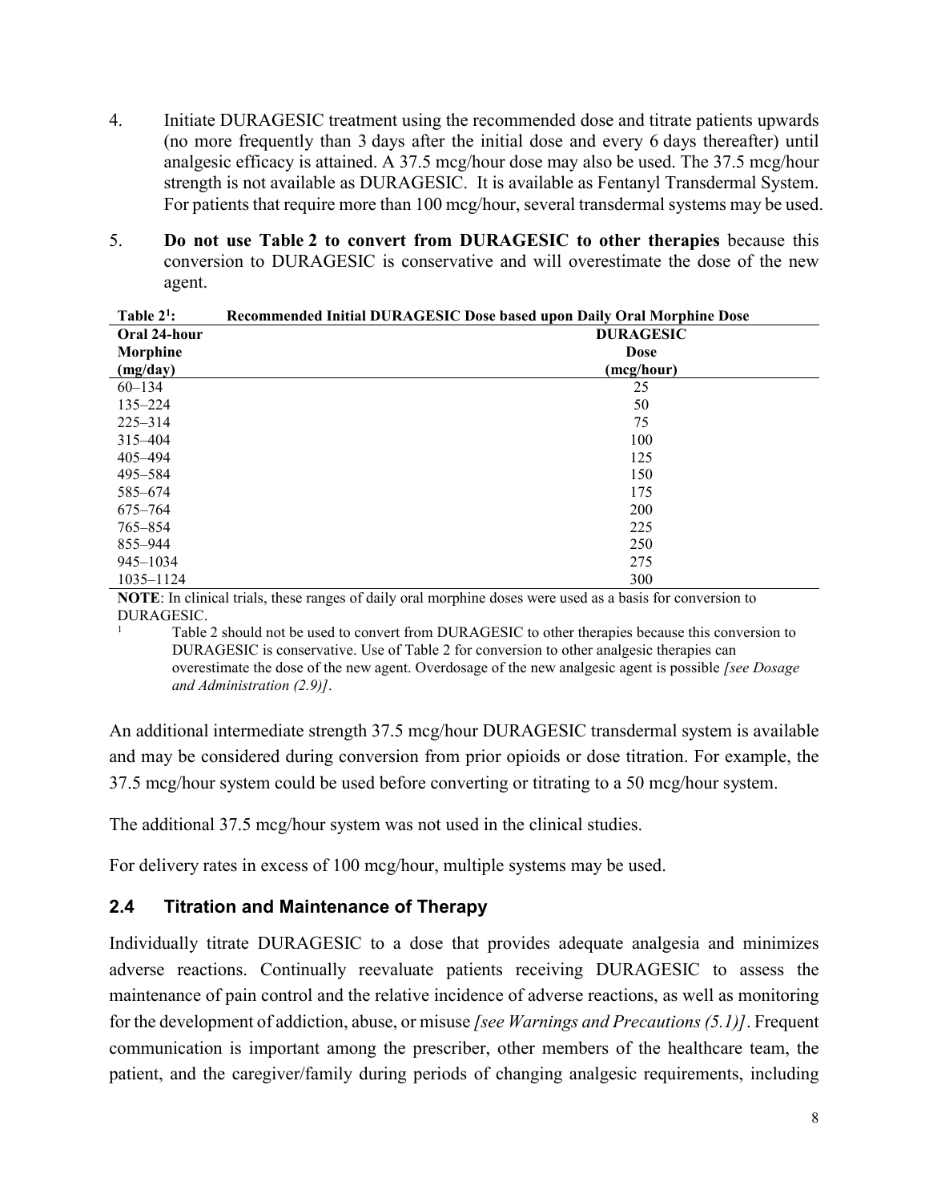4. Initiate DURAGESIC treatment using the recommended dose and titrate patients upwards (no more frequently than 3 days after the initial dose and every 6 days thereafter) until analgesic efficacy is attained. A 37.5 mcg/hour dose may also be used. The 37.5 mcg/hour strength is not available as DURAGESIC. It is available as Fentanyl Transdermal System. For patients that require more than 100 mcg/hour, several transdermal systems may be used.

5. **Do not use Table 2 to convert from DURAGESIC to other therapies** because this conversion to DURAGESIC is conservative and will overestimate the dose of the new agent.

**Table 2[1]: Recommended Initial DURAGESIC Dose based upon Daily Oral Morphine Dose**

| Oral 24-hour Morphine (mg/day) | DURAGESIC Dose (mcg/hour) |
|---|---|
| 60–134 | 25 |
| 135–224 | 50 |
| 225–314 | 75 |
| 315–404 | 100 |
| 405–494 | 125 |
| 495–584 | 150 |
| 585–674 | 175 |
| 675–764 | 200 |
| 765–854 | 225 |
| 855–944 | 250 |
| 945–1034 | 275 |
| 1035–1124 | 300 |

**NOTE**: In clinical trials, these ranges of daily oral morphine doses were used as a basis for conversion to DURAGESIC.

[1] Table 2 should not be used to convert from DURAGESIC to other therapies because this conversion to DURAGESIC is conservative. Use of Table 2 for conversion to other analgesic therapies can overestimate the dose of the new agent. Overdosage of the new analgesic agent is possible *[see Dosage and Administration (2.9)]*.

An additional intermediate strength 37.5 mcg/hour DURAGESIC transdermal system is available and may be considered during conversion from prior opioids or dose titration. For example, the 37.5 mcg/hour system could be used before converting or titrating to a 50 mcg/hour system.

The additional 37.5 mcg/hour system was not used in the clinical studies.

For delivery rates in excess of 100 mcg/hour, multiple systems may be used.

## 2.4 Titration and Maintenance of Therapy

Individually titrate DURAGESIC to a dose that provides adequate analgesia and minimizes adverse reactions. Continually reevaluate patients receiving DURAGESIC to assess the maintenance of pain control and the relative incidence of adverse reactions, as well as monitoring for the development of addiction, abuse, or misuse *[see Warnings and Precautions (5.1)]*. Frequent communication is important among the prescriber, other members of the healthcare team, the patient, and the caregiver/family during periods of changing analgesic requirements, including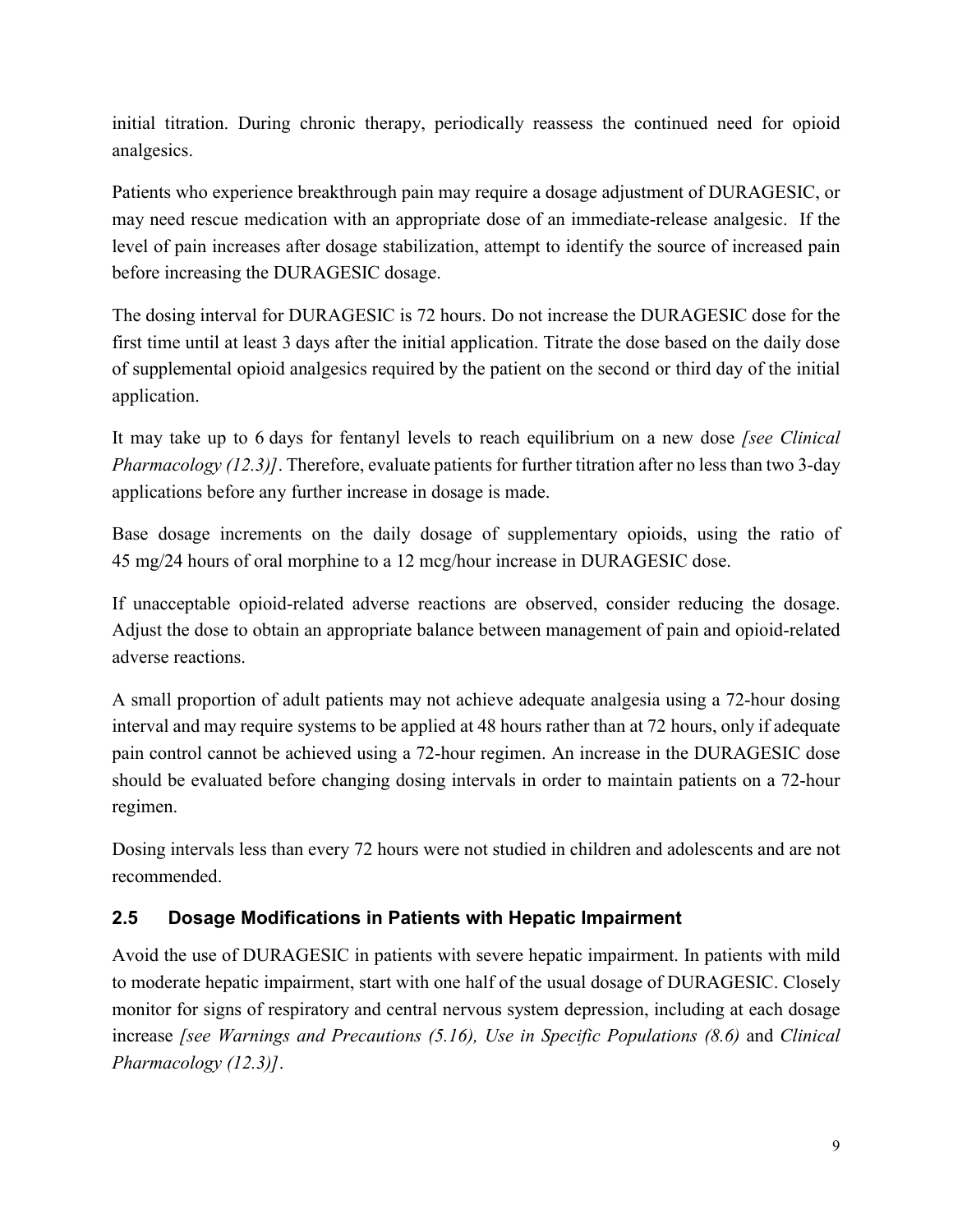initial titration. During chronic therapy, periodically reassess the continued need for opioid analgesics.

Patients who experience breakthrough pain may require a dosage adjustment of DURAGESIC, or may need rescue medication with an appropriate dose of an immediate-release analgesic. If the level of pain increases after dosage stabilization, attempt to identify the source of increased pain before increasing the DURAGESIC dosage.

The dosing interval for DURAGESIC is 72 hours. Do not increase the DURAGESIC dose for the first time until at least 3 days after the initial application. Titrate the dose based on the daily dose of supplemental opioid analgesics required by the patient on the second or third day of the initial application.

It may take up to 6 days for fentanyl levels to reach equilibrium on a new dose *[see Clinical Pharmacology (12.3)]*. Therefore, evaluate patients for further titration after no less than two 3-day applications before any further increase in dosage is made.

Base dosage increments on the daily dosage of supplementary opioids, using the ratio of 45 mg/24 hours of oral morphine to a 12 mcg/hour increase in DURAGESIC dose.

If unacceptable opioid-related adverse reactions are observed, consider reducing the dosage. Adjust the dose to obtain an appropriate balance between management of pain and opioid-related adverse reactions.

A small proportion of adult patients may not achieve adequate analgesia using a 72-hour dosing interval and may require systems to be applied at 48 hours rather than at 72 hours, only if adequate pain control cannot be achieved using a 72-hour regimen. An increase in the DURAGESIC dose should be evaluated before changing dosing intervals in order to maintain patients on a 72-hour regimen.

Dosing intervals less than every 72 hours were not studied in children and adolescents and are not recommended.

### 2.5 Dosage Modifications in Patients with Hepatic Impairment

Avoid the use of DURAGESIC in patients with severe hepatic impairment. In patients with mild to moderate hepatic impairment, start with one half of the usual dosage of DURAGESIC. Closely monitor for signs of respiratory and central nervous system depression, including at each dosage increase *[see Warnings and Precautions (5.16), Use in Specific Populations (8.6)* and *Clinical Pharmacology (12.3)]*.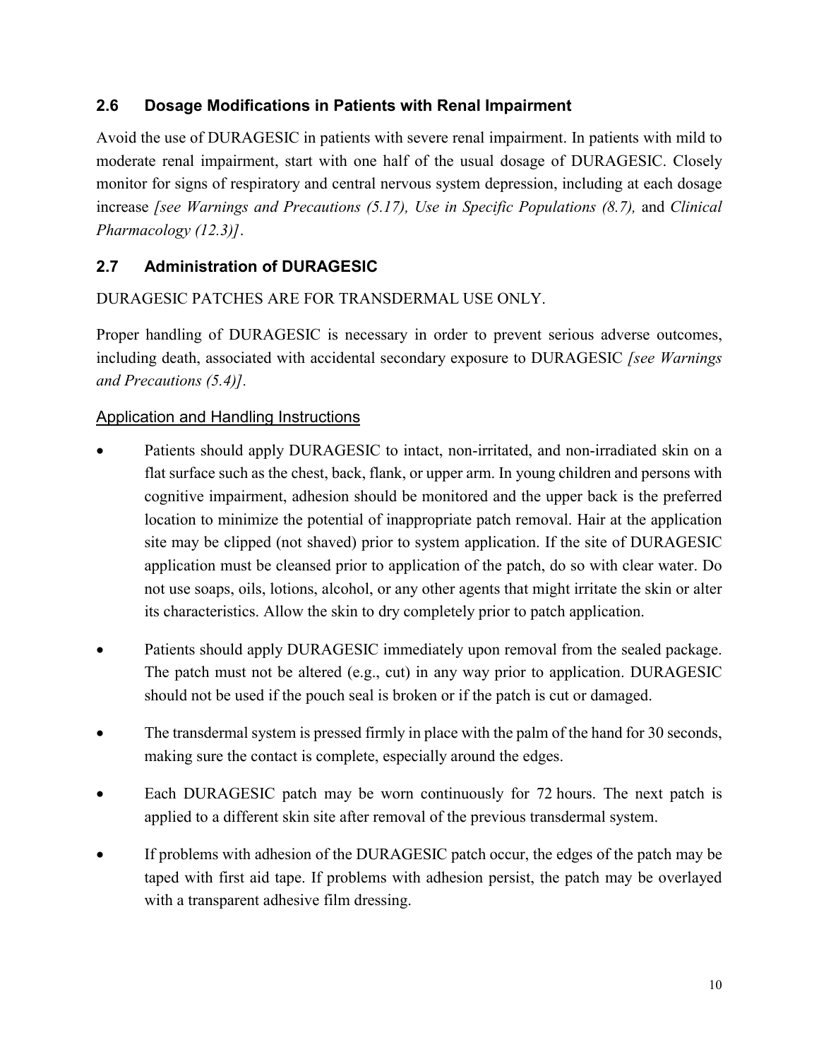## 2.6 Dosage Modifications in Patients with Renal Impairment

Avoid the use of DURAGESIC in patients with severe renal impairment. In patients with mild to moderate renal impairment, start with one half of the usual dosage of DURAGESIC. Closely monitor for signs of respiratory and central nervous system depression, including at each dosage increase *[see Warnings and Precautions (5.17), Use in Specific Populations (8.7),* and *Clinical Pharmacology (12.3)]*.

## 2.7 Administration of DURAGESIC

DURAGESIC PATCHES ARE FOR TRANSDERMAL USE ONLY.

Proper handling of DURAGESIC is necessary in order to prevent serious adverse outcomes, including death, associated with accidental secondary exposure to DURAGESIC *[see Warnings and Precautions (5.4)]*.

<u>Application and Handling Instructions</u>

- Patients should apply DURAGESIC to intact, non-irritated, and non-irradiated skin on a flat surface such as the chest, back, flank, or upper arm. In young children and persons with cognitive impairment, adhesion should be monitored and the upper back is the preferred location to minimize the potential of inappropriate patch removal. Hair at the application site may be clipped (not shaved) prior to system application. If the site of DURAGESIC application must be cleansed prior to application of the patch, do so with clear water. Do not use soaps, oils, lotions, alcohol, or any other agents that might irritate the skin or alter its characteristics. Allow the skin to dry completely prior to patch application.
- Patients should apply DURAGESIC immediately upon removal from the sealed package. The patch must not be altered (e.g., cut) in any way prior to application. DURAGESIC should not be used if the pouch seal is broken or if the patch is cut or damaged.
- The transdermal system is pressed firmly in place with the palm of the hand for 30 seconds, making sure the contact is complete, especially around the edges.
- Each DURAGESIC patch may be worn continuously for 72 hours. The next patch is applied to a different skin site after removal of the previous transdermal system.
- If problems with adhesion of the DURAGESIC patch occur, the edges of the patch may be taped with first aid tape. If problems with adhesion persist, the patch may be overlayed with a transparent adhesive film dressing.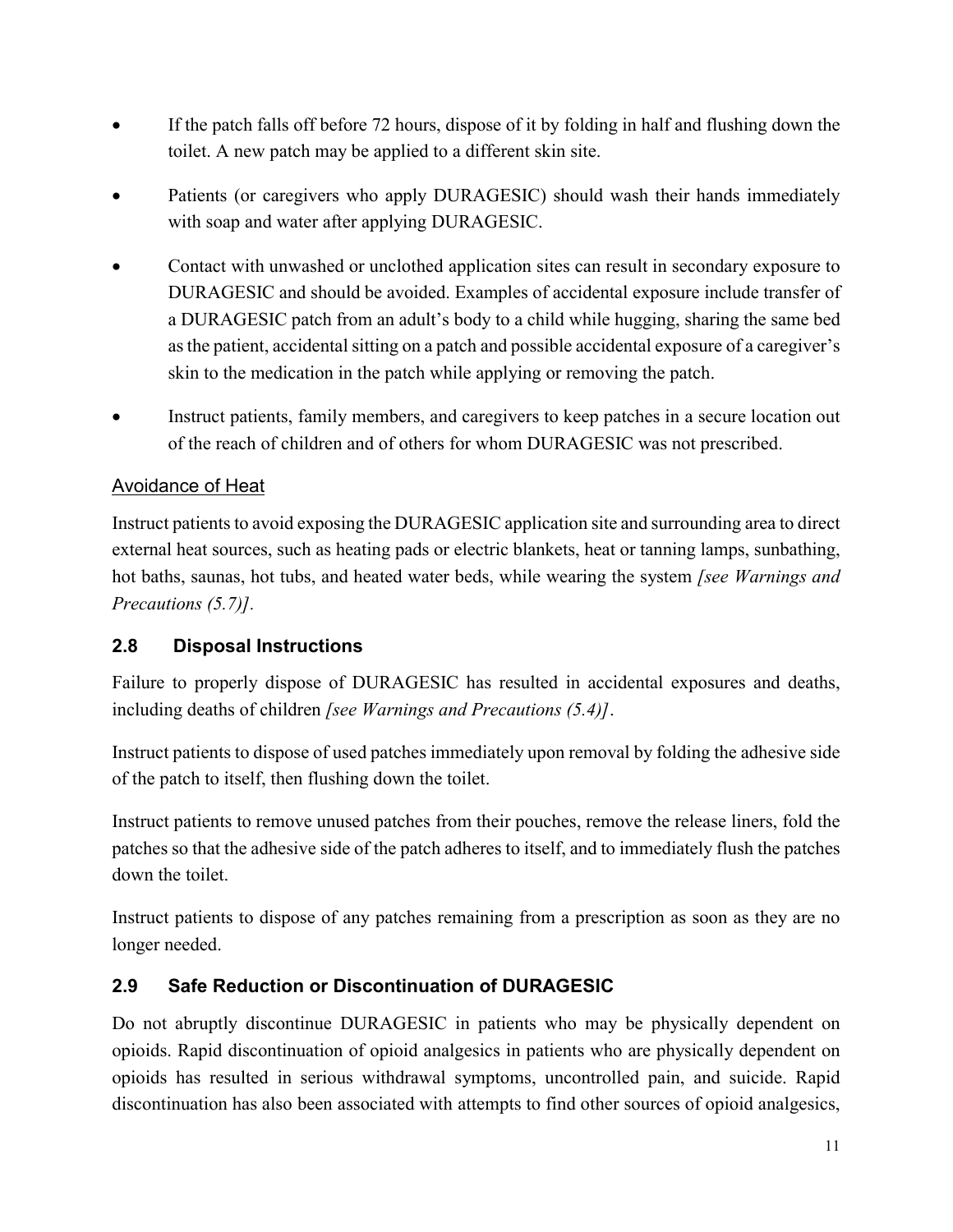- If the patch falls off before 72 hours, dispose of it by folding in half and flushing down the toilet. A new patch may be applied to a different skin site.
- Patients (or caregivers who apply DURAGESIC) should wash their hands immediately with soap and water after applying DURAGESIC.
- Contact with unwashed or unclothed application sites can result in secondary exposure to DURAGESIC and should be avoided. Examples of accidental exposure include transfer of a DURAGESIC patch from an adult's body to a child while hugging, sharing the same bed as the patient, accidental sitting on a patch and possible accidental exposure of a caregiver's skin to the medication in the patch while applying or removing the patch.
- Instruct patients, family members, and caregivers to keep patches in a secure location out of the reach of children and of others for whom DURAGESIC was not prescribed.

<u>Avoidance of Heat</u>

Instruct patients to avoid exposing the DURAGESIC application site and surrounding area to direct external heat sources, such as heating pads or electric blankets, heat or tanning lamps, sunbathing, hot baths, saunas, hot tubs, and heated water beds, while wearing the system *[see Warnings and Precautions (5.7)]*.

### 2.8 Disposal Instructions

Failure to properly dispose of DURAGESIC has resulted in accidental exposures and deaths, including deaths of children *[see Warnings and Precautions (5.4)]*.

Instruct patients to dispose of used patches immediately upon removal by folding the adhesive side of the patch to itself, then flushing down the toilet.

Instruct patients to remove unused patches from their pouches, remove the release liners, fold the patches so that the adhesive side of the patch adheres to itself, and to immediately flush the patches down the toilet.

Instruct patients to dispose of any patches remaining from a prescription as soon as they are no longer needed.

### 2.9 Safe Reduction or Discontinuation of DURAGESIC

Do not abruptly discontinue DURAGESIC in patients who may be physically dependent on opioids. Rapid discontinuation of opioid analgesics in patients who are physically dependent on opioids has resulted in serious withdrawal symptoms, uncontrolled pain, and suicide. Rapid discontinuation has also been associated with attempts to find other sources of opioid analgesics,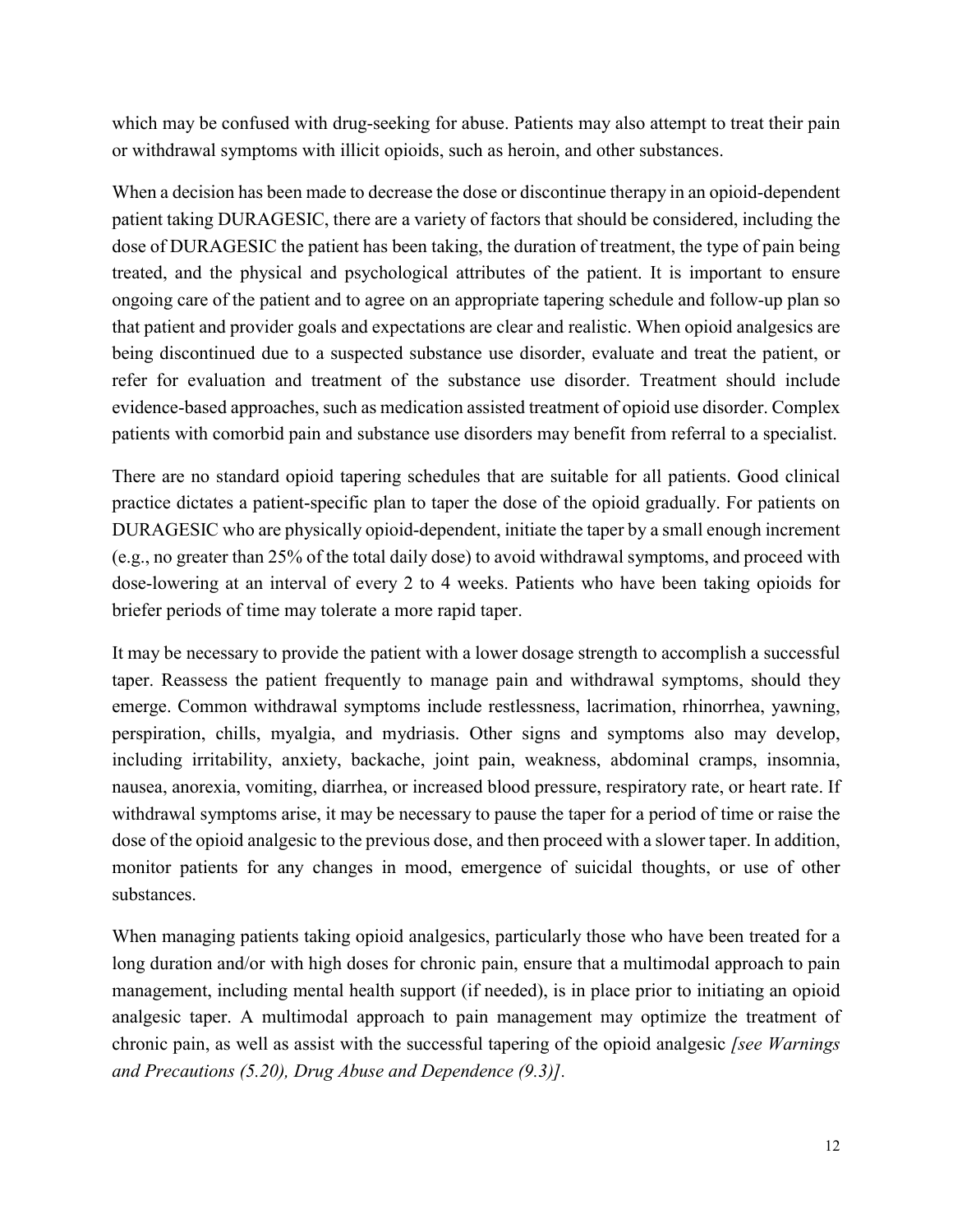which may be confused with drug-seeking for abuse. Patients may also attempt to treat their pain or withdrawal symptoms with illicit opioids, such as heroin, and other substances.

When a decision has been made to decrease the dose or discontinue therapy in an opioid-dependent patient taking DURAGESIC, there are a variety of factors that should be considered, including the dose of DURAGESIC the patient has been taking, the duration of treatment, the type of pain being treated, and the physical and psychological attributes of the patient. It is important to ensure ongoing care of the patient and to agree on an appropriate tapering schedule and follow-up plan so that patient and provider goals and expectations are clear and realistic. When opioid analgesics are being discontinued due to a suspected substance use disorder, evaluate and treat the patient, or refer for evaluation and treatment of the substance use disorder. Treatment should include evidence-based approaches, such as medication assisted treatment of opioid use disorder. Complex patients with comorbid pain and substance use disorders may benefit from referral to a specialist.

There are no standard opioid tapering schedules that are suitable for all patients. Good clinical practice dictates a patient-specific plan to taper the dose of the opioid gradually. For patients on DURAGESIC who are physically opioid-dependent, initiate the taper by a small enough increment (e.g., no greater than 25% of the total daily dose) to avoid withdrawal symptoms, and proceed with dose-lowering at an interval of every 2 to 4 weeks. Patients who have been taking opioids for briefer periods of time may tolerate a more rapid taper.

It may be necessary to provide the patient with a lower dosage strength to accomplish a successful taper. Reassess the patient frequently to manage pain and withdrawal symptoms, should they emerge. Common withdrawal symptoms include restlessness, lacrimation, rhinorrhea, yawning, perspiration, chills, myalgia, and mydriasis. Other signs and symptoms also may develop, including irritability, anxiety, backache, joint pain, weakness, abdominal cramps, insomnia, nausea, anorexia, vomiting, diarrhea, or increased blood pressure, respiratory rate, or heart rate. If withdrawal symptoms arise, it may be necessary to pause the taper for a period of time or raise the dose of the opioid analgesic to the previous dose, and then proceed with a slower taper. In addition, monitor patients for any changes in mood, emergence of suicidal thoughts, or use of other substances.

When managing patients taking opioid analgesics, particularly those who have been treated for a long duration and/or with high doses for chronic pain, ensure that a multimodal approach to pain management, including mental health support (if needed), is in place prior to initiating an opioid analgesic taper. A multimodal approach to pain management may optimize the treatment of chronic pain, as well as assist with the successful tapering of the opioid analgesic *[see Warnings and Precautions (5.20), Drug Abuse and Dependence (9.3)]*.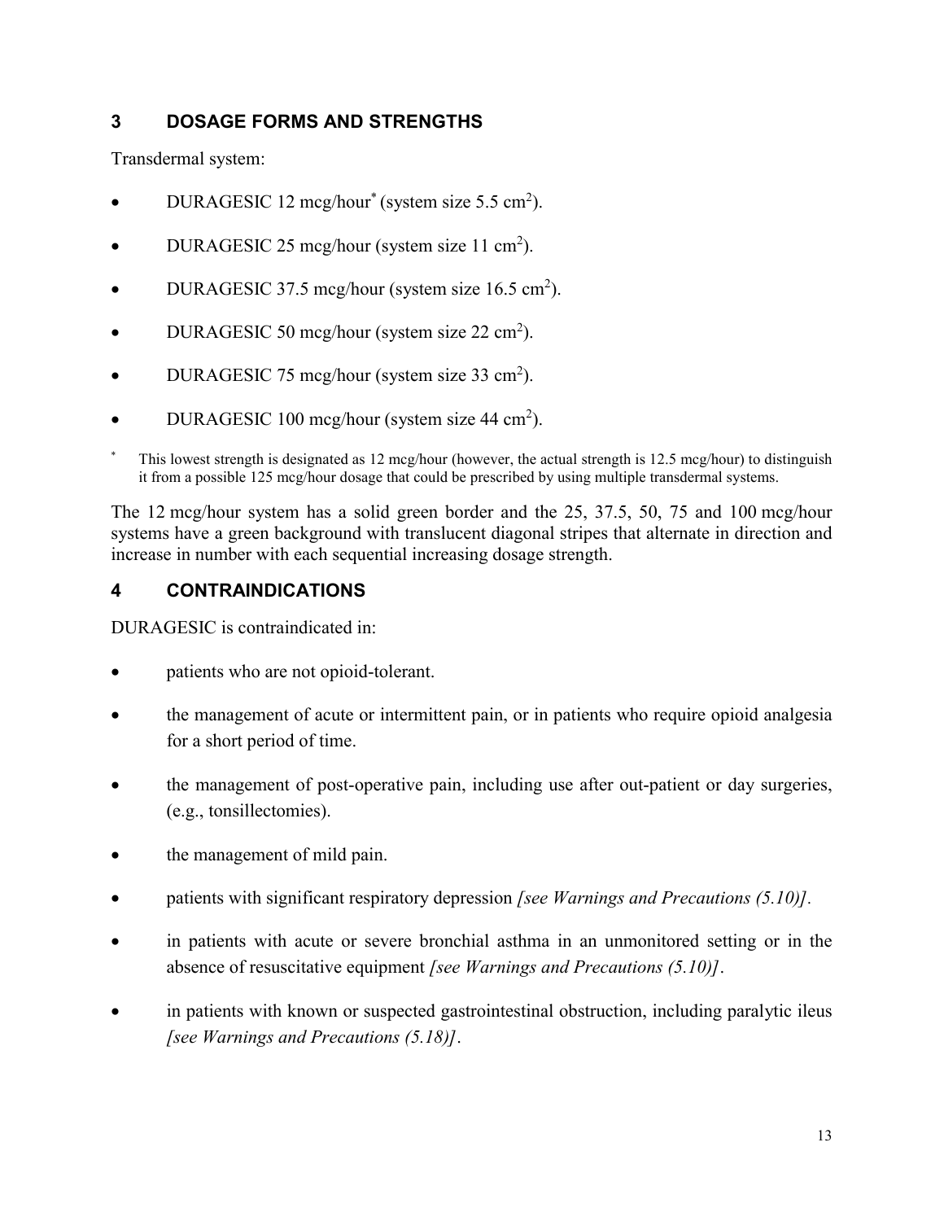## 3 DOSAGE FORMS AND STRENGTHS

Transdermal system:

- DURAGESIC 12 mcg/hour* (system size 5.5 $cm^2$).
- DURAGESIC 25 mcg/hour (system size 11 $cm^2$).
- DURAGESIC 37.5 mcg/hour (system size 16.5 $cm^2$).
- DURAGESIC 50 mcg/hour (system size 22 $cm^2$).
- DURAGESIC 75 mcg/hour (system size 33 $cm^2$).
- DURAGESIC 100 mcg/hour (system size 44 $cm^2$).

\* This lowest strength is designated as 12 mcg/hour (however, the actual strength is 12.5 mcg/hour) to distinguish it from a possible 125 mcg/hour dosage that could be prescribed by using multiple transdermal systems.

The 12 mcg/hour system has a solid green border and the 25, 37.5, 50, 75 and 100 mcg/hour systems have a green background with translucent diagonal stripes that alternate in direction and increase in number with each sequential increasing dosage strength.

## 4 CONTRAINDICATIONS

DURAGESIC is contraindicated in:

- patients who are not opioid-tolerant.
- the management of acute or intermittent pain, or in patients who require opioid analgesia for a short period of time.
- the management of post-operative pain, including use after out-patient or day surgeries, (e.g., tonsillectomies).
- the management of mild pain.
- patients with significant respiratory depression *[see Warnings and Precautions (5.10)]*.
- in patients with acute or severe bronchial asthma in an unmonitored setting or in the absence of resuscitative equipment *[see Warnings and Precautions (5.10)]*.
- in patients with known or suspected gastrointestinal obstruction, including paralytic ileus *[see Warnings and Precautions (5.18)]*.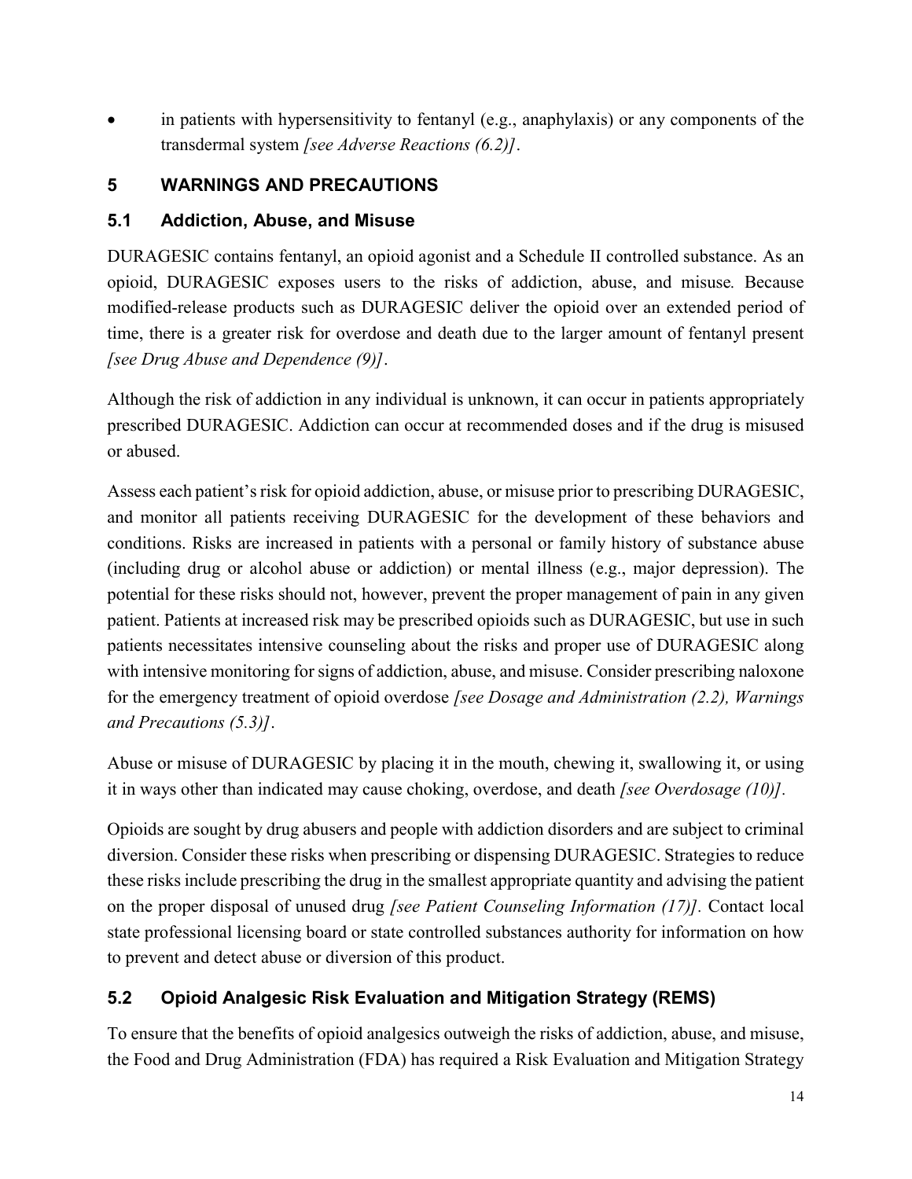- in patients with hypersensitivity to fentanyl (e.g., anaphylaxis) or any components of the transdermal system *[see Adverse Reactions (6.2)]*.

## 5 WARNINGS AND PRECAUTIONS

### 5.1 Addiction, Abuse, and Misuse

DURAGESIC contains fentanyl, an opioid agonist and a Schedule II controlled substance. As an opioid, DURAGESIC exposes users to the risks of addiction, abuse, and misuse*.* Because modified-release products such as DURAGESIC deliver the opioid over an extended period of time, there is a greater risk for overdose and death due to the larger amount of fentanyl present *[see Drug Abuse and Dependence (9)]*.

Although the risk of addiction in any individual is unknown, it can occur in patients appropriately prescribed DURAGESIC. Addiction can occur at recommended doses and if the drug is misused or abused.

Assess each patient's risk for opioid addiction, abuse, or misuse prior to prescribing DURAGESIC, and monitor all patients receiving DURAGESIC for the development of these behaviors and conditions. Risks are increased in patients with a personal or family history of substance abuse (including drug or alcohol abuse or addiction) or mental illness (e.g., major depression). The potential for these risks should not, however, prevent the proper management of pain in any given patient. Patients at increased risk may be prescribed opioids such as DURAGESIC, but use in such patients necessitates intensive counseling about the risks and proper use of DURAGESIC along with intensive monitoring for signs of addiction, abuse, and misuse. Consider prescribing naloxone for the emergency treatment of opioid overdose *[see Dosage and Administration (2.2), Warnings and Precautions (5.3)]*.

Abuse or misuse of DURAGESIC by placing it in the mouth, chewing it, swallowing it, or using it in ways other than indicated may cause choking, overdose, and death *[see Overdosage (10)]*.

Opioids are sought by drug abusers and people with addiction disorders and are subject to criminal diversion. Consider these risks when prescribing or dispensing DURAGESIC. Strategies to reduce these risks include prescribing the drug in the smallest appropriate quantity and advising the patient on the proper disposal of unused drug *[see Patient Counseling Information (17)].* Contact local state professional licensing board or state controlled substances authority for information on how to prevent and detect abuse or diversion of this product.

### 5.2 Opioid Analgesic Risk Evaluation and Mitigation Strategy (REMS)

To ensure that the benefits of opioid analgesics outweigh the risks of addiction, abuse, and misuse, the Food and Drug Administration (FDA) has required a Risk Evaluation and Mitigation Strategy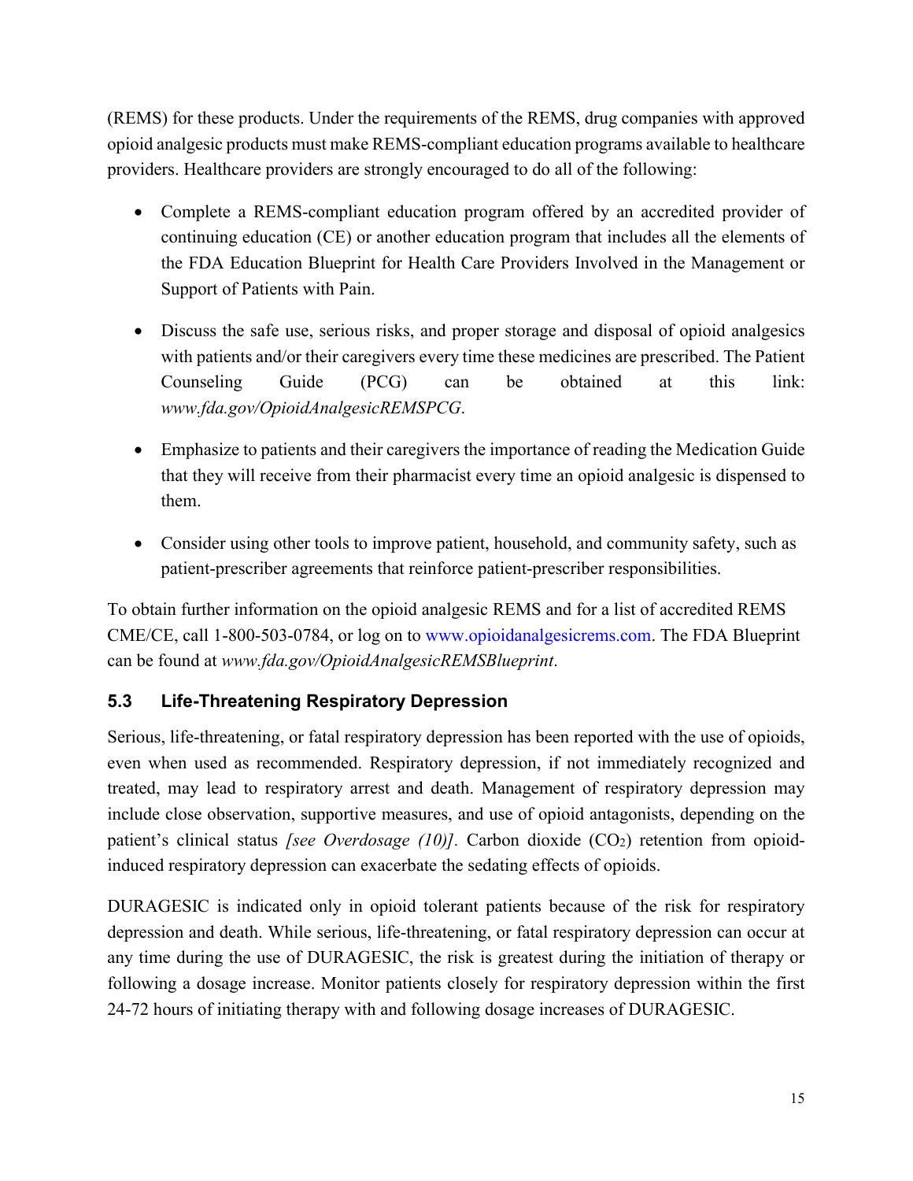(REMS) for these products. Under the requirements of the REMS, drug companies with approved opioid analgesic products must make REMS-compliant education programs available to healthcare providers. Healthcare providers are strongly encouraged to do all of the following:

- Complete a REMS-compliant education program offered by an accredited provider of continuing education (CE) or another education program that includes all the elements of the FDA Education Blueprint for Health Care Providers Involved in the Management or Support of Patients with Pain.
- Discuss the safe use, serious risks, and proper storage and disposal of opioid analgesics with patients and/or their caregivers every time these medicines are prescribed. The Patient Counseling Guide (PCG) can be obtained at this link: *www.fda.gov/OpioidAnalgesicREMSPCG*.
- Emphasize to patients and their caregivers the importance of reading the Medication Guide that they will receive from their pharmacist every time an opioid analgesic is dispensed to them.
- Consider using other tools to improve patient, household, and community safety, such as patient-prescriber agreements that reinforce patient-prescriber responsibilities.

To obtain further information on the opioid analgesic REMS and for a list of accredited REMS CME/CE, call 1-800-503-0784, or log on to www.opioidanalgesicrems.com. The FDA Blueprint can be found at *www.fda.gov/OpioidAnalgesicREMSBlueprint*.

### 5.3 Life-Threatening Respiratory Depression

Serious, life-threatening, or fatal respiratory depression has been reported with the use of opioids, even when used as recommended. Respiratory depression, if not immediately recognized and treated, may lead to respiratory arrest and death. Management of respiratory depression may include close observation, supportive measures, and use of opioid antagonists, depending on the patient's clinical status *[see Overdosage (10)]*. Carbon dioxide ($CO_2$) retention from opioid-induced respiratory depression can exacerbate the sedating effects of opioids.

DURAGESIC is indicated only in opioid tolerant patients because of the risk for respiratory depression and death. While serious, life-threatening, or fatal respiratory depression can occur at any time during the use of DURAGESIC, the risk is greatest during the initiation of therapy or following a dosage increase. Monitor patients closely for respiratory depression within the first 24-72 hours of initiating therapy with and following dosage increases of DURAGESIC.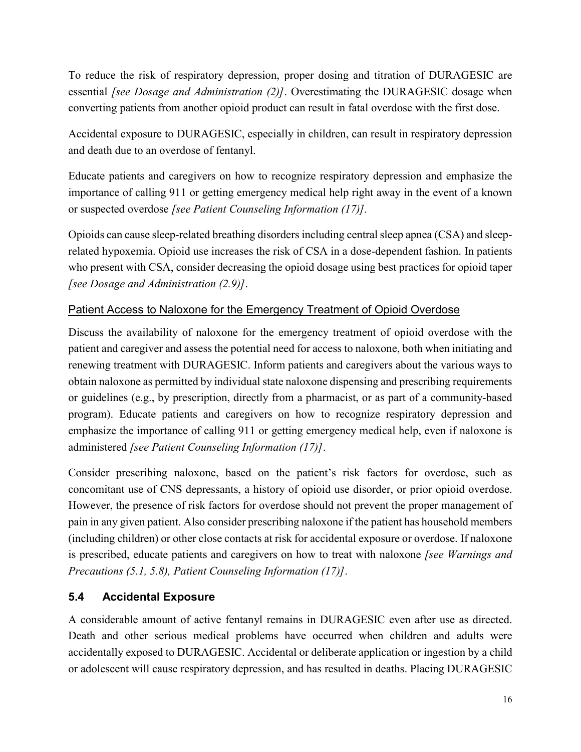To reduce the risk of respiratory depression, proper dosing and titration of DURAGESIC are essential *[see Dosage and Administration (2)]*. Overestimating the DURAGESIC dosage when converting patients from another opioid product can result in fatal overdose with the first dose.

Accidental exposure to DURAGESIC, especially in children, can result in respiratory depression and death due to an overdose of fentanyl.

Educate patients and caregivers on how to recognize respiratory depression and emphasize the importance of calling 911 or getting emergency medical help right away in the event of a known or suspected overdose *[see Patient Counseling Information (17)]*.

Opioids can cause sleep-related breathing disorders including central sleep apnea (CSA) and sleep-related hypoxemia. Opioid use increases the risk of CSA in a dose-dependent fashion. In patients who present with CSA, consider decreasing the opioid dosage using best practices for opioid taper *[see Dosage and Administration (2.9)]*.

Patient Access to Naloxone for the Emergency Treatment of Opioid Overdose

Discuss the availability of naloxone for the emergency treatment of opioid overdose with the patient and caregiver and assess the potential need for access to naloxone, both when initiating and renewing treatment with DURAGESIC. Inform patients and caregivers about the various ways to obtain naloxone as permitted by individual state naloxone dispensing and prescribing requirements or guidelines (e.g., by prescription, directly from a pharmacist, or as part of a community-based program). Educate patients and caregivers on how to recognize respiratory depression and emphasize the importance of calling 911 or getting emergency medical help, even if naloxone is administered *[see Patient Counseling Information (17)]*.

Consider prescribing naloxone, based on the patient's risk factors for overdose, such as concomitant use of CNS depressants, a history of opioid use disorder, or prior opioid overdose. However, the presence of risk factors for overdose should not prevent the proper management of pain in any given patient. Also consider prescribing naloxone if the patient has household members (including children) or other close contacts at risk for accidental exposure or overdose. If naloxone is prescribed, educate patients and caregivers on how to treat with naloxone *[see Warnings and Precautions (5.1, 5.8), Patient Counseling Information (17)]*.

### 5.4 Accidental Exposure

A considerable amount of active fentanyl remains in DURAGESIC even after use as directed. Death and other serious medical problems have occurred when children and adults were accidentally exposed to DURAGESIC. Accidental or deliberate application or ingestion by a child or adolescent will cause respiratory depression, and has resulted in deaths. Placing DURAGESIC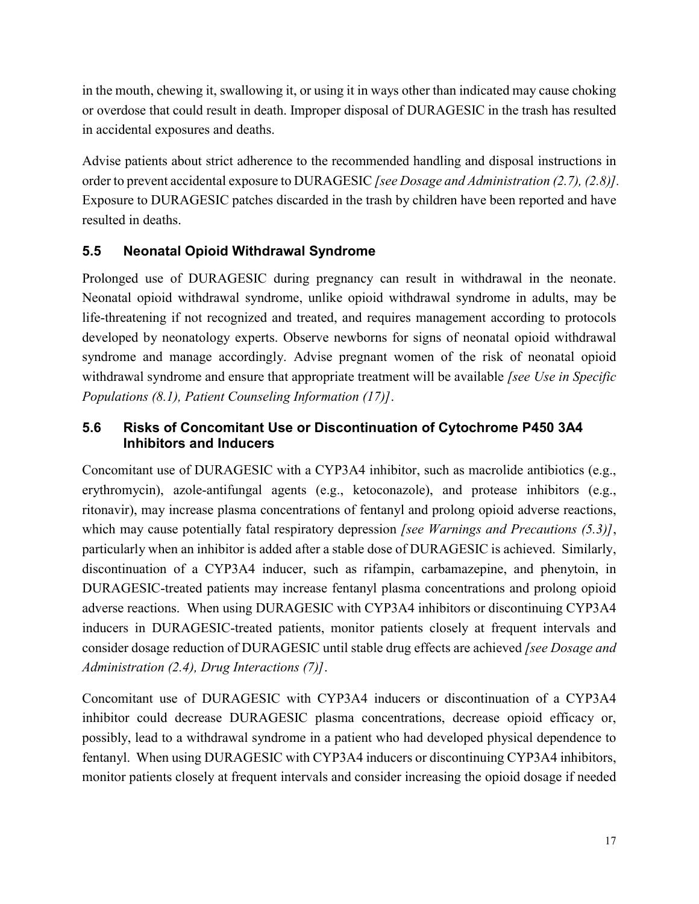in the mouth, chewing it, swallowing it, or using it in ways other than indicated may cause choking or overdose that could result in death. Improper disposal of DURAGESIC in the trash has resulted in accidental exposures and deaths.

Advise patients about strict adherence to the recommended handling and disposal instructions in order to prevent accidental exposure to DURAGESIC *[see Dosage and Administration (2.7), (2.8)]*. Exposure to DURAGESIC patches discarded in the trash by children have been reported and have resulted in deaths.

### 5.5 Neonatal Opioid Withdrawal Syndrome

Prolonged use of DURAGESIC during pregnancy can result in withdrawal in the neonate. Neonatal opioid withdrawal syndrome, unlike opioid withdrawal syndrome in adults, may be life-threatening if not recognized and treated, and requires management according to protocols developed by neonatology experts. Observe newborns for signs of neonatal opioid withdrawal syndrome and manage accordingly. Advise pregnant women of the risk of neonatal opioid withdrawal syndrome and ensure that appropriate treatment will be available *[see Use in Specific Populations (8.1), Patient Counseling Information (17)]*.

### 5.6 Risks of Concomitant Use or Discontinuation of Cytochrome P450 3A4 Inhibitors and Inducers

Concomitant use of DURAGESIC with a CYP3A4 inhibitor, such as macrolide antibiotics (e.g., erythromycin), azole-antifungal agents (e.g., ketoconazole), and protease inhibitors (e.g., ritonavir), may increase plasma concentrations of fentanyl and prolong opioid adverse reactions, which may cause potentially fatal respiratory depression *[see Warnings and Precautions (5.3)]*, particularly when an inhibitor is added after a stable dose of DURAGESIC is achieved. Similarly, discontinuation of a CYP3A4 inducer, such as rifampin, carbamazepine, and phenytoin, in DURAGESIC-treated patients may increase fentanyl plasma concentrations and prolong opioid adverse reactions. When using DURAGESIC with CYP3A4 inhibitors or discontinuing CYP3A4 inducers in DURAGESIC-treated patients, monitor patients closely at frequent intervals and consider dosage reduction of DURAGESIC until stable drug effects are achieved *[see Dosage and Administration (2.4), Drug Interactions (7)]*.

Concomitant use of DURAGESIC with CYP3A4 inducers or discontinuation of a CYP3A4 inhibitor could decrease DURAGESIC plasma concentrations, decrease opioid efficacy or, possibly, lead to a withdrawal syndrome in a patient who had developed physical dependence to fentanyl. When using DURAGESIC with CYP3A4 inducers or discontinuing CYP3A4 inhibitors, monitor patients closely at frequent intervals and consider increasing the opioid dosage if needed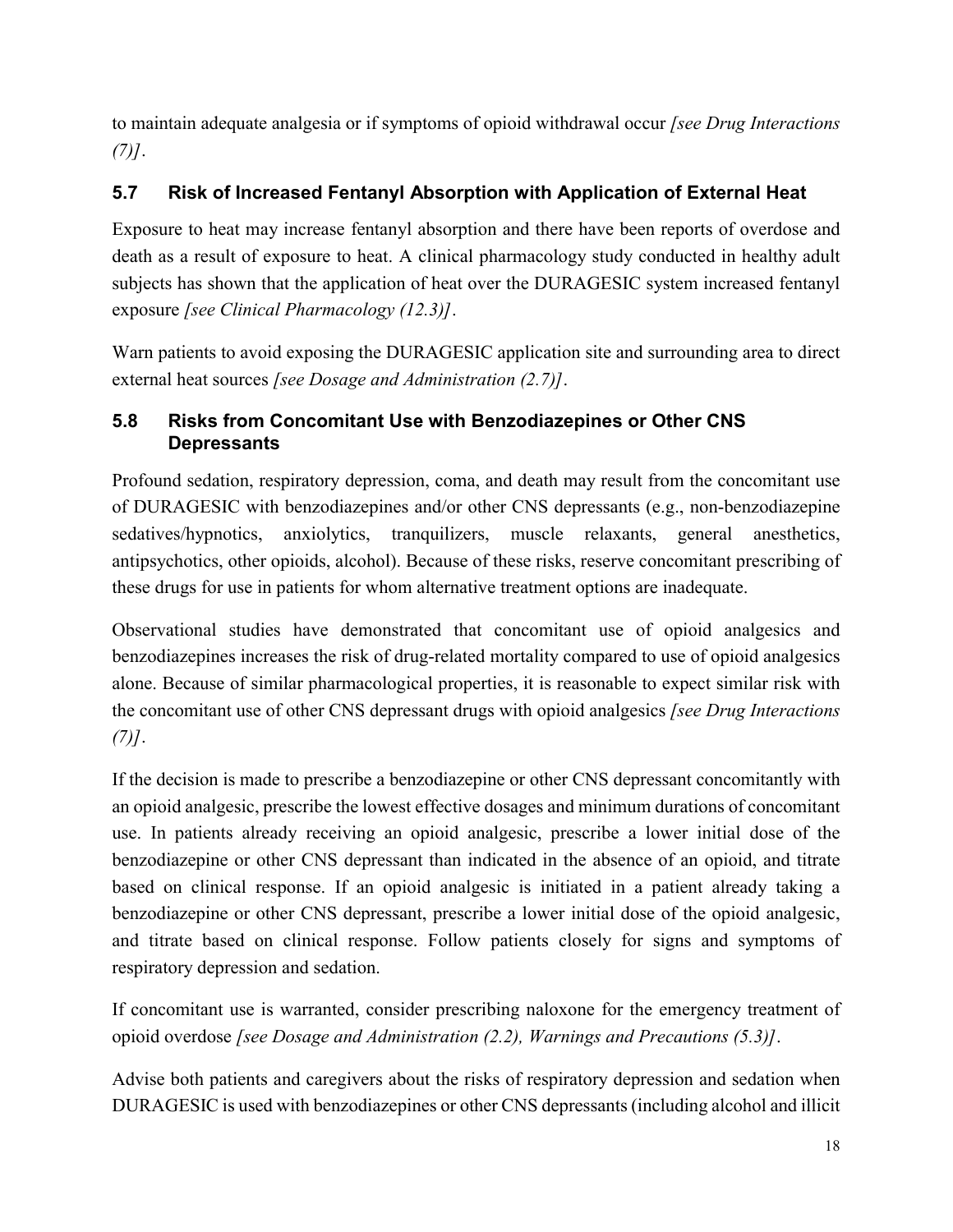to maintain adequate analgesia or if symptoms of opioid withdrawal occur *[see Drug Interactions (7)]*.

### 5.7 Risk of Increased Fentanyl Absorption with Application of External Heat

Exposure to heat may increase fentanyl absorption and there have been reports of overdose and death as a result of exposure to heat. A clinical pharmacology study conducted in healthy adult subjects has shown that the application of heat over the DURAGESIC system increased fentanyl exposure *[see Clinical Pharmacology (12.3)]*.

Warn patients to avoid exposing the DURAGESIC application site and surrounding area to direct external heat sources *[see Dosage and Administration (2.7)]*.

### 5.8 Risks from Concomitant Use with Benzodiazepines or Other CNS Depressants

Profound sedation, respiratory depression, coma, and death may result from the concomitant use of DURAGESIC with benzodiazepines and/or other CNS depressants (e.g., non-benzodiazepine sedatives/hypnotics, anxiolytics, tranquilizers, muscle relaxants, general anesthetics, antipsychotics, other opioids, alcohol). Because of these risks, reserve concomitant prescribing of these drugs for use in patients for whom alternative treatment options are inadequate.

Observational studies have demonstrated that concomitant use of opioid analgesics and benzodiazepines increases the risk of drug-related mortality compared to use of opioid analgesics alone. Because of similar pharmacological properties, it is reasonable to expect similar risk with the concomitant use of other CNS depressant drugs with opioid analgesics *[see Drug Interactions (7)]*.

If the decision is made to prescribe a benzodiazepine or other CNS depressant concomitantly with an opioid analgesic, prescribe the lowest effective dosages and minimum durations of concomitant use. In patients already receiving an opioid analgesic, prescribe a lower initial dose of the benzodiazepine or other CNS depressant than indicated in the absence of an opioid, and titrate based on clinical response. If an opioid analgesic is initiated in a patient already taking a benzodiazepine or other CNS depressant, prescribe a lower initial dose of the opioid analgesic, and titrate based on clinical response. Follow patients closely for signs and symptoms of respiratory depression and sedation.

If concomitant use is warranted, consider prescribing naloxone for the emergency treatment of opioid overdose *[see Dosage and Administration (2.2), Warnings and Precautions (5.3)]*.

Advise both patients and caregivers about the risks of respiratory depression and sedation when DURAGESIC is used with benzodiazepines or other CNS depressants (including alcohol and illicit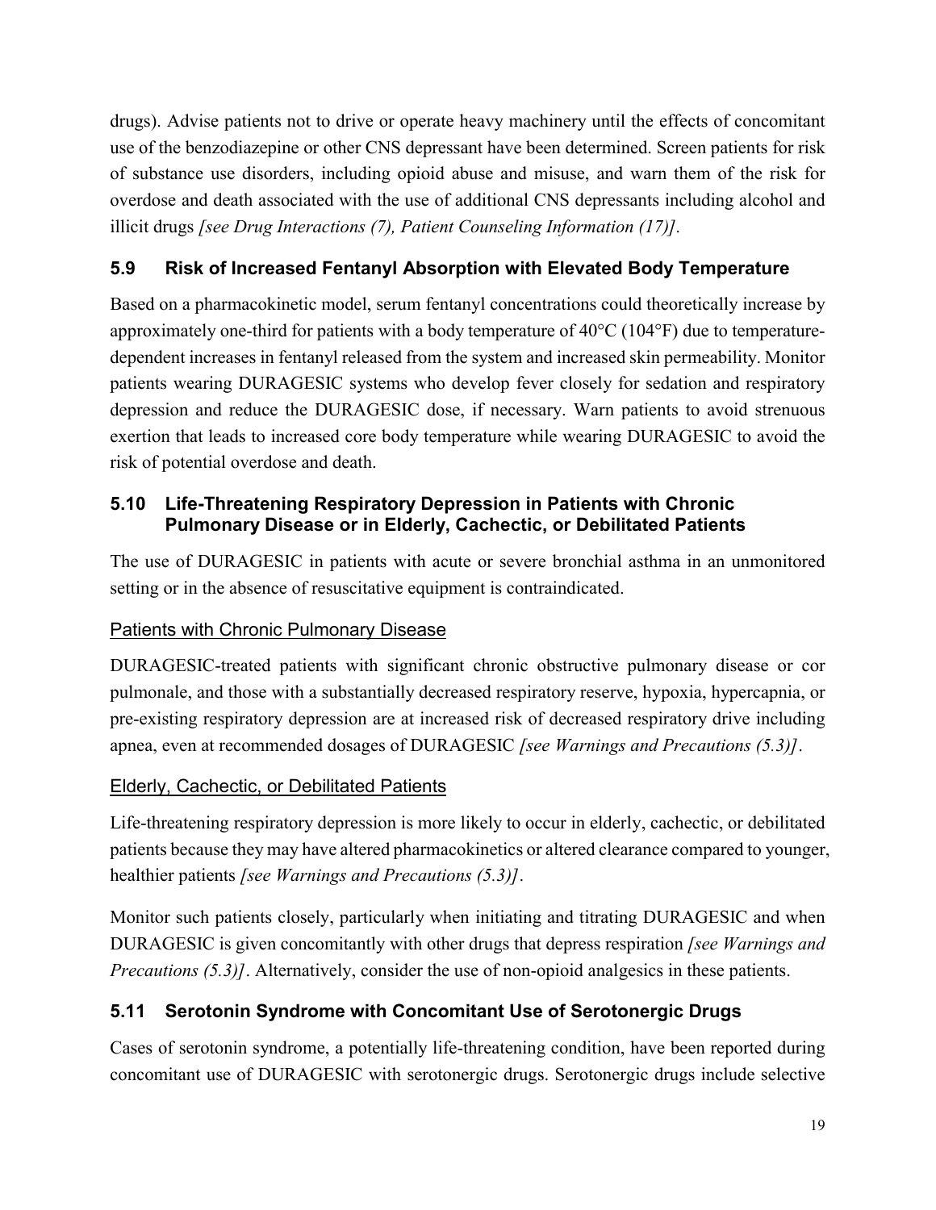drugs). Advise patients not to drive or operate heavy machinery until the effects of concomitant use of the benzodiazepine or other CNS depressant have been determined. Screen patients for risk of substance use disorders, including opioid abuse and misuse, and warn them of the risk for overdose and death associated with the use of additional CNS depressants including alcohol and illicit drugs *[see Drug Interactions (7), Patient Counseling Information (17)]*.

### 5.9 Risk of Increased Fentanyl Absorption with Elevated Body Temperature

Based on a pharmacokinetic model, serum fentanyl concentrations could theoretically increase by approximately one-third for patients with a body temperature of 40°C (104°F) due to temperature-dependent increases in fentanyl released from the system and increased skin permeability. Monitor patients wearing DURAGESIC systems who develop fever closely for sedation and respiratory depression and reduce the DURAGESIC dose, if necessary. Warn patients to avoid strenuous exertion that leads to increased core body temperature while wearing DURAGESIC to avoid the risk of potential overdose and death.

### 5.10 Life-Threatening Respiratory Depression in Patients with Chronic Pulmonary Disease or in Elderly, Cachectic, or Debilitated Patients

The use of DURAGESIC in patients with acute or severe bronchial asthma in an unmonitored setting or in the absence of resuscitative equipment is contraindicated.

Patients with Chronic Pulmonary Disease

DURAGESIC-treated patients with significant chronic obstructive pulmonary disease or cor pulmonale, and those with a substantially decreased respiratory reserve, hypoxia, hypercapnia, or pre-existing respiratory depression are at increased risk of decreased respiratory drive including apnea, even at recommended dosages of DURAGESIC *[see Warnings and Precautions (5.3)]*.

Elderly, Cachectic, or Debilitated Patients

Life-threatening respiratory depression is more likely to occur in elderly, cachectic, or debilitated patients because they may have altered pharmacokinetics or altered clearance compared to younger, healthier patients *[see Warnings and Precautions (5.3)]*.

Monitor such patients closely, particularly when initiating and titrating DURAGESIC and when DURAGESIC is given concomitantly with other drugs that depress respiration *[see Warnings and Precautions (5.3)]*. Alternatively, consider the use of non-opioid analgesics in these patients.

### 5.11 Serotonin Syndrome with Concomitant Use of Serotonergic Drugs

Cases of serotonin syndrome, a potentially life-threatening condition, have been reported during concomitant use of DURAGESIC with serotonergic drugs. Serotonergic drugs include selective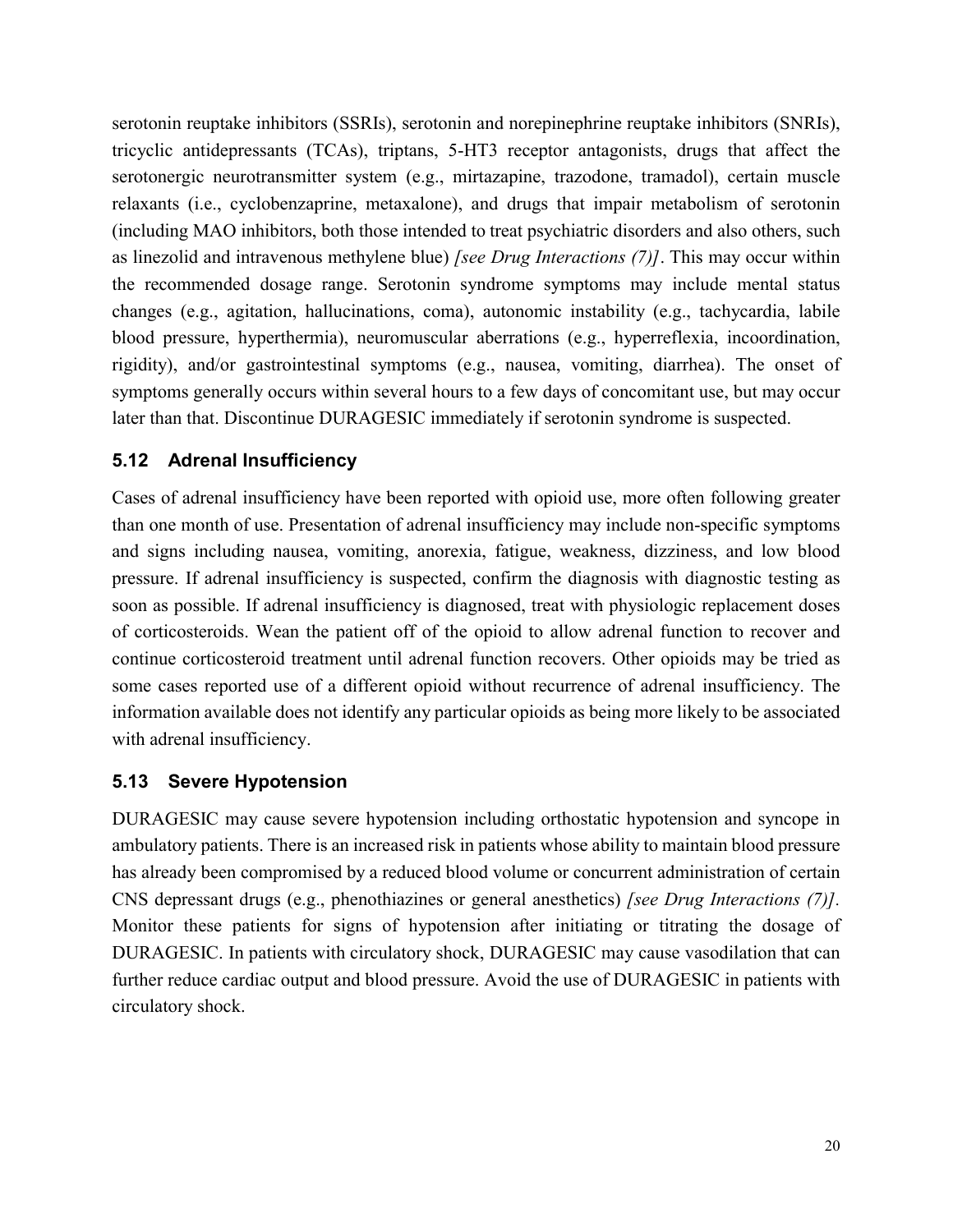serotonin reuptake inhibitors (SSRIs), serotonin and norepinephrine reuptake inhibitors (SNRIs), tricyclic antidepressants (TCAs), triptans, 5-HT3 receptor antagonists, drugs that affect the serotonergic neurotransmitter system (e.g., mirtazapine, trazodone, tramadol), certain muscle relaxants (i.e., cyclobenzaprine, metaxalone), and drugs that impair metabolism of serotonin (including MAO inhibitors, both those intended to treat psychiatric disorders and also others, such as linezolid and intravenous methylene blue) *[see Drug Interactions (7)]*. This may occur within the recommended dosage range. Serotonin syndrome symptoms may include mental status changes (e.g., agitation, hallucinations, coma), autonomic instability (e.g., tachycardia, labile blood pressure, hyperthermia), neuromuscular aberrations (e.g., hyperreflexia, incoordination, rigidity), and/or gastrointestinal symptoms (e.g., nausea, vomiting, diarrhea). The onset of symptoms generally occurs within several hours to a few days of concomitant use, but may occur later than that. Discontinue DURAGESIC immediately if serotonin syndrome is suspected.

## 5.12 Adrenal Insufficiency

Cases of adrenal insufficiency have been reported with opioid use, more often following greater than one month of use. Presentation of adrenal insufficiency may include non-specific symptoms and signs including nausea, vomiting, anorexia, fatigue, weakness, dizziness, and low blood pressure. If adrenal insufficiency is suspected, confirm the diagnosis with diagnostic testing as soon as possible. If adrenal insufficiency is diagnosed, treat with physiologic replacement doses of corticosteroids. Wean the patient off of the opioid to allow adrenal function to recover and continue corticosteroid treatment until adrenal function recovers. Other opioids may be tried as some cases reported use of a different opioid without recurrence of adrenal insufficiency. The information available does not identify any particular opioids as being more likely to be associated with adrenal insufficiency.

## 5.13 Severe Hypotension

DURAGESIC may cause severe hypotension including orthostatic hypotension and syncope in ambulatory patients. There is an increased risk in patients whose ability to maintain blood pressure has already been compromised by a reduced blood volume or concurrent administration of certain CNS depressant drugs (e.g., phenothiazines or general anesthetics) *[see Drug Interactions (7)]*. Monitor these patients for signs of hypotension after initiating or titrating the dosage of DURAGESIC. In patients with circulatory shock, DURAGESIC may cause vasodilation that can further reduce cardiac output and blood pressure. Avoid the use of DURAGESIC in patients with circulatory shock.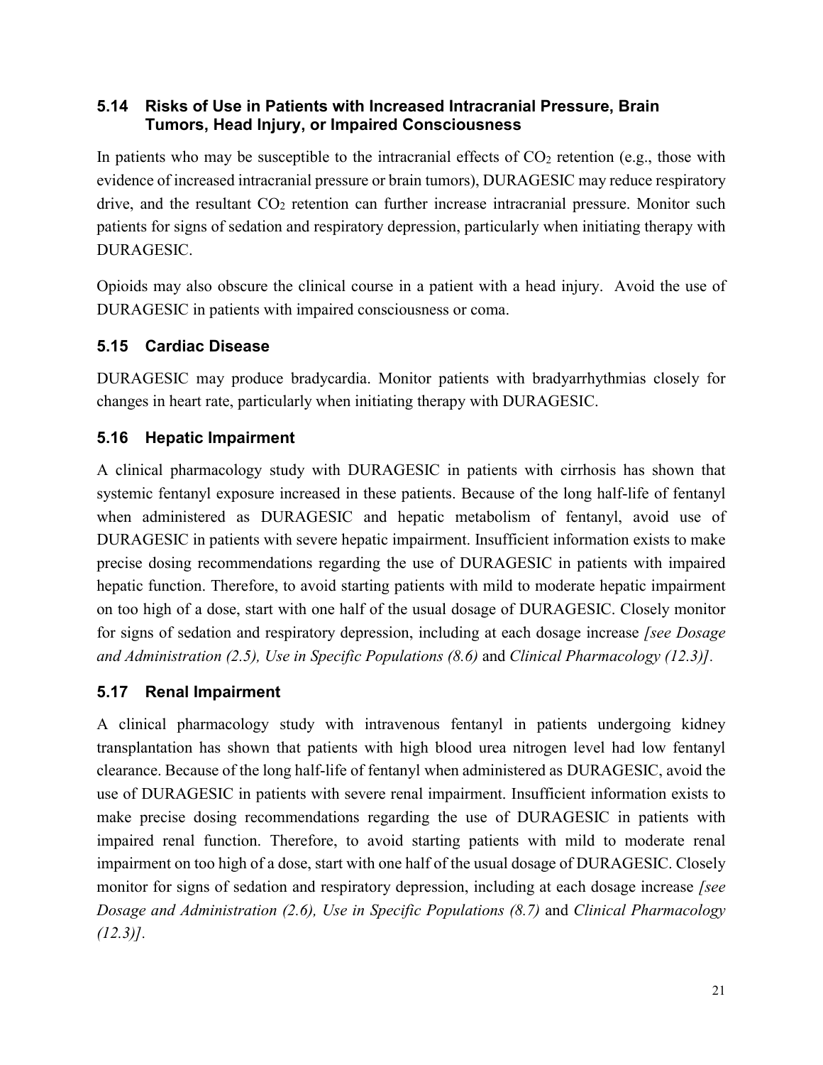### 5.14 Risks of Use in Patients with Increased Intracranial Pressure, Brain Tumors, Head Injury, or Impaired Consciousness

In patients who may be susceptible to the intracranial effects of $CO_2$ retention (e.g., those with evidence of increased intracranial pressure or brain tumors), DURAGESIC may reduce respiratory drive, and the resultant $CO_2$ retention can further increase intracranial pressure. Monitor such patients for signs of sedation and respiratory depression, particularly when initiating therapy with DURAGESIC.

Opioids may also obscure the clinical course in a patient with a head injury. Avoid the use of DURAGESIC in patients with impaired consciousness or coma.

### 5.15 Cardiac Disease

DURAGESIC may produce bradycardia. Monitor patients with bradyarrhythmias closely for changes in heart rate, particularly when initiating therapy with DURAGESIC.

### 5.16 Hepatic Impairment

A clinical pharmacology study with DURAGESIC in patients with cirrhosis has shown that systemic fentanyl exposure increased in these patients. Because of the long half-life of fentanyl when administered as DURAGESIC and hepatic metabolism of fentanyl, avoid use of DURAGESIC in patients with severe hepatic impairment. Insufficient information exists to make precise dosing recommendations regarding the use of DURAGESIC in patients with impaired hepatic function. Therefore, to avoid starting patients with mild to moderate hepatic impairment on too high of a dose, start with one half of the usual dosage of DURAGESIC. Closely monitor for signs of sedation and respiratory depression, including at each dosage increase *[see Dosage and Administration (2.5), Use in Specific Populations (8.6)* and *Clinical Pharmacology (12.3)]*.

### 5.17 Renal Impairment

A clinical pharmacology study with intravenous fentanyl in patients undergoing kidney transplantation has shown that patients with high blood urea nitrogen level had low fentanyl clearance. Because of the long half-life of fentanyl when administered as DURAGESIC, avoid the use of DURAGESIC in patients with severe renal impairment. Insufficient information exists to make precise dosing recommendations regarding the use of DURAGESIC in patients with impaired renal function. Therefore, to avoid starting patients with mild to moderate renal impairment on too high of a dose, start with one half of the usual dosage of DURAGESIC. Closely monitor for signs of sedation and respiratory depression, including at each dosage increase *[see Dosage and Administration (2.6), Use in Specific Populations (8.7)* and *Clinical Pharmacology (12.3)]*.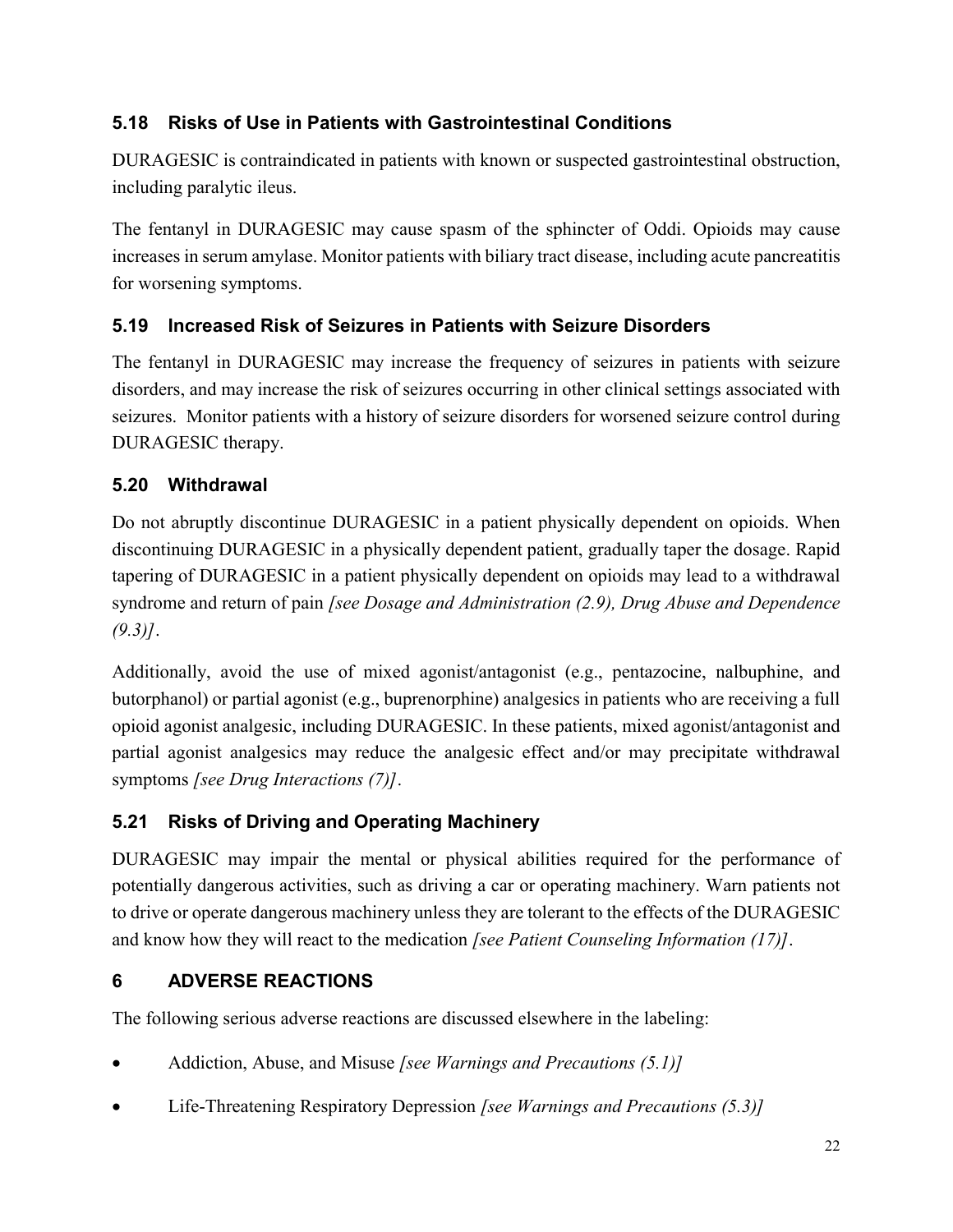### 5.18 Risks of Use in Patients with Gastrointestinal Conditions

DURAGESIC is contraindicated in patients with known or suspected gastrointestinal obstruction, including paralytic ileus.

The fentanyl in DURAGESIC may cause spasm of the sphincter of Oddi. Opioids may cause increases in serum amylase. Monitor patients with biliary tract disease, including acute pancreatitis for worsening symptoms.

### 5.19 Increased Risk of Seizures in Patients with Seizure Disorders

The fentanyl in DURAGESIC may increase the frequency of seizures in patients with seizure disorders, and may increase the risk of seizures occurring in other clinical settings associated with seizures. Monitor patients with a history of seizure disorders for worsened seizure control during DURAGESIC therapy.

### 5.20 Withdrawal

Do not abruptly discontinue DURAGESIC in a patient physically dependent on opioids. When discontinuing DURAGESIC in a physically dependent patient, gradually taper the dosage. Rapid tapering of DURAGESIC in a patient physically dependent on opioids may lead to a withdrawal syndrome and return of pain *[see Dosage and Administration (2.9), Drug Abuse and Dependence (9.3)]*.

Additionally, avoid the use of mixed agonist/antagonist (e.g., pentazocine, nalbuphine, and butorphanol) or partial agonist (e.g., buprenorphine) analgesics in patients who are receiving a full opioid agonist analgesic, including DURAGESIC. In these patients, mixed agonist/antagonist and partial agonist analgesics may reduce the analgesic effect and/or may precipitate withdrawal symptoms *[see Drug Interactions (7)]*.

### 5.21 Risks of Driving and Operating Machinery

DURAGESIC may impair the mental or physical abilities required for the performance of potentially dangerous activities, such as driving a car or operating machinery. Warn patients not to drive or operate dangerous machinery unless they are tolerant to the effects of the DURAGESIC and know how they will react to the medication *[see Patient Counseling Information (17)]*.

## 6 ADVERSE REACTIONS

The following serious adverse reactions are discussed elsewhere in the labeling:

- Addiction, Abuse, and Misuse *[see Warnings and Precautions (5.1)]*
- Life-Threatening Respiratory Depression *[see Warnings and Precautions (5.3)]*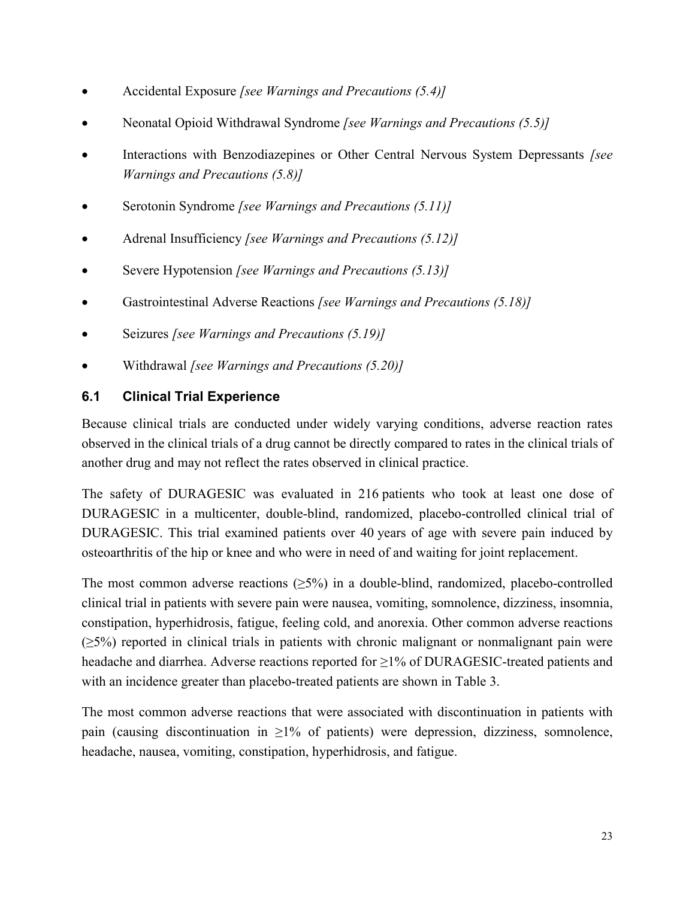- Accidental Exposure *[see Warnings and Precautions (5.4)]*
- Neonatal Opioid Withdrawal Syndrome *[see Warnings and Precautions (5.5)]*
- Interactions with Benzodiazepines or Other Central Nervous System Depressants *[see Warnings and Precautions (5.8)]*
- Serotonin Syndrome *[see Warnings and Precautions (5.11)]*
- Adrenal Insufficiency *[see Warnings and Precautions (5.12)]*
- Severe Hypotension *[see Warnings and Precautions (5.13)]*
- Gastrointestinal Adverse Reactions *[see Warnings and Precautions (5.18)]*
- Seizures *[see Warnings and Precautions (5.19)]*
- Withdrawal *[see Warnings and Precautions (5.20)]*

## 6.1 Clinical Trial Experience

Because clinical trials are conducted under widely varying conditions, adverse reaction rates observed in the clinical trials of a drug cannot be directly compared to rates in the clinical trials of another drug and may not reflect the rates observed in clinical practice.

The safety of DURAGESIC was evaluated in 216 patients who took at least one dose of DURAGESIC in a multicenter, double-blind, randomized, placebo-controlled clinical trial of DURAGESIC. This trial examined patients over 40 years of age with severe pain induced by osteoarthritis of the hip or knee and who were in need of and waiting for joint replacement.

The most common adverse reactions (≥5%) in a double-blind, randomized, placebo-controlled clinical trial in patients with severe pain were nausea, vomiting, somnolence, dizziness, insomnia, constipation, hyperhidrosis, fatigue, feeling cold, and anorexia. Other common adverse reactions (≥5%) reported in clinical trials in patients with chronic malignant or nonmalignant pain were headache and diarrhea. Adverse reactions reported for ≥1% of DURAGESIC-treated patients and with an incidence greater than placebo-treated patients are shown in Table 3.

The most common adverse reactions that were associated with discontinuation in patients with pain (causing discontinuation in ≥1% of patients) were depression, dizziness, somnolence, headache, nausea, vomiting, constipation, hyperhidrosis, and fatigue.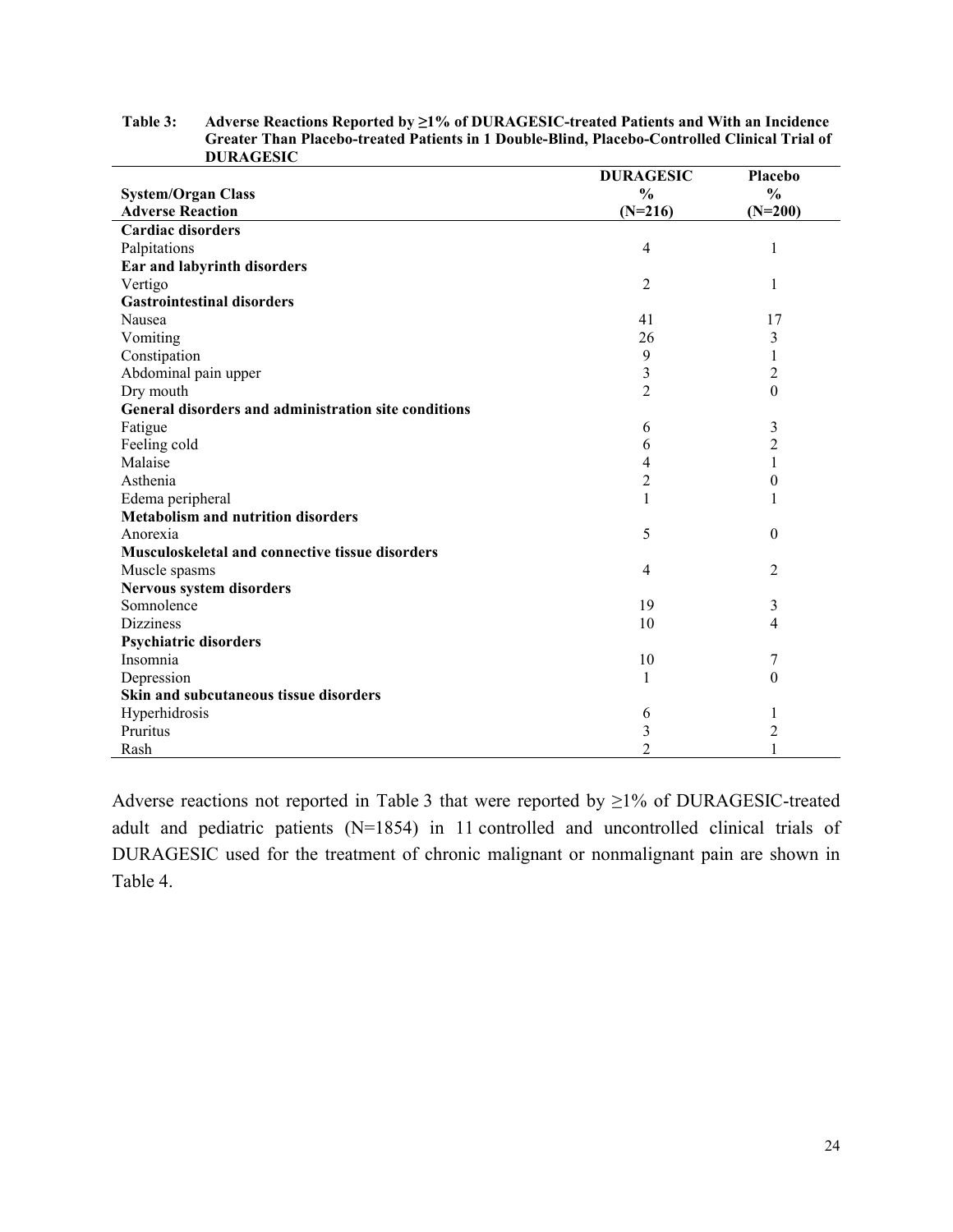**Table 3: Adverse Reactions Reported by ≥1% of DURAGESIC-treated Patients and With an Incidence Greater Than Placebo-treated Patients in 1 Double-Blind, Placebo-Controlled Clinical Trial of DURAGESIC**

| System/Organ Class<br>Adverse Reaction | DURAGESIC<br>%<br>(N=216) | Placebo<br>%<br>(N=200) |
|---|---|---|
| **Cardiac disorders** | | |
| Palpitations | 4 | 1 |
| **Ear and labyrinth disorders** | | |
| Vertigo | 2 | 1 |
| **Gastrointestinal disorders** | | |
| Nausea | 41 | 17 |
| Vomiting | 26 | 3 |
| Constipation | 9 | 1 |
| Abdominal pain upper | 3 | 2 |
| Dry mouth | 2 | 0 |
| **General disorders and administration site conditions** | | |
| Fatigue | 6 | 3 |
| Feeling cold | 6 | 2 |
| Malaise | 4 | 1 |
| Asthenia | 2 | 0 |
| Edema peripheral | 1 | 1 |
| **Metabolism and nutrition disorders** | | |
| Anorexia | 5 | 0 |
| **Musculoskeletal and connective tissue disorders** | | |
| Muscle spasms | 4 | 2 |
| **Nervous system disorders** | | |
| Somnolence | 19 | 3 |
| Dizziness | 10 | 4 |
| **Psychiatric disorders** | | |
| Insomnia | 10 | 7 |
| Depression | 1 | 0 |
| **Skin and subcutaneous tissue disorders** | | |
| Hyperhidrosis | 6 | 1 |
| Pruritus | 3 | 2 |
| Rash | 2 | 1 |

Adverse reactions not reported in Table 3 that were reported by ≥1% of DURAGESIC-treated adult and pediatric patients (N=1854) in 11 controlled and uncontrolled clinical trials of DURAGESIC used for the treatment of chronic malignant or nonmalignant pain are shown in Table 4.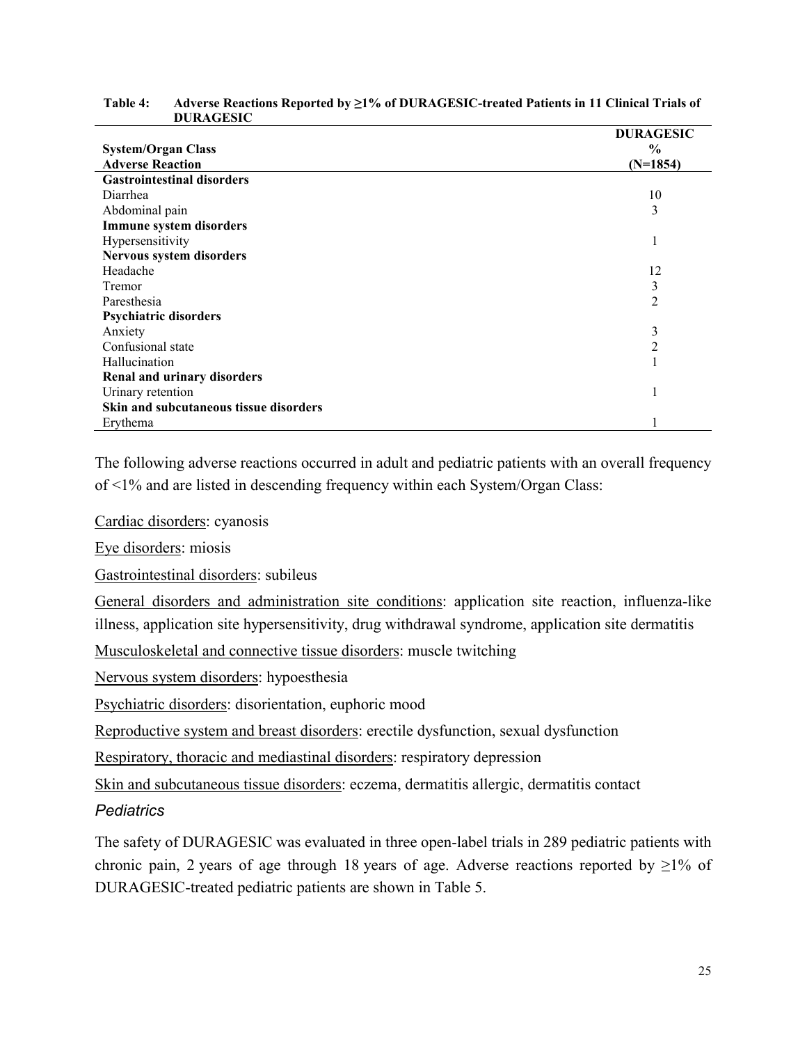**Table 4: Adverse Reactions Reported by ≥1% of DURAGESIC-treated Patients in 11 Clinical Trials of DURAGESIC**

| System/Organ Class<br>Adverse Reaction | DURAGESIC<br>%<br>(N=1854) |
|---|---|
| **Gastrointestinal disorders** | |
| Diarrhea | 10 |
| Abdominal pain | 3 |
| **Immune system disorders** | |
| Hypersensitivity | 1 |
| **Nervous system disorders** | |
| Headache | 12 |
| Tremor | 3 |
| Paresthesia | 2 |
| **Psychiatric disorders** | |
| Anxiety | 3 |
| Confusional state | 2 |
| Hallucination | 1 |
| **Renal and urinary disorders** | |
| Urinary retention | 1 |
| **Skin and subcutaneous tissue disorders** | |
| Erythema | 1 |

The following adverse reactions occurred in adult and pediatric patients with an overall frequency of <1% and are listed in descending frequency within each System/Organ Class:

Cardiac disorders: cyanosis

Eye disorders: miosis

Gastrointestinal disorders: subileus

General disorders and administration site conditions: application site reaction, influenza-like illness, application site hypersensitivity, drug withdrawal syndrome, application site dermatitis

Musculoskeletal and connective tissue disorders: muscle twitching

Nervous system disorders: hypoesthesia

Psychiatric disorders: disorientation, euphoric mood

Reproductive system and breast disorders: erectile dysfunction, sexual dysfunction

Respiratory, thoracic and mediastinal disorders: respiratory depression

Skin and subcutaneous tissue disorders: eczema, dermatitis allergic, dermatitis contact

*Pediatrics*

The safety of DURAGESIC was evaluated in three open-label trials in 289 pediatric patients with chronic pain, 2 years of age through 18 years of age. Adverse reactions reported by ≥1% of DURAGESIC-treated pediatric patients are shown in Table 5.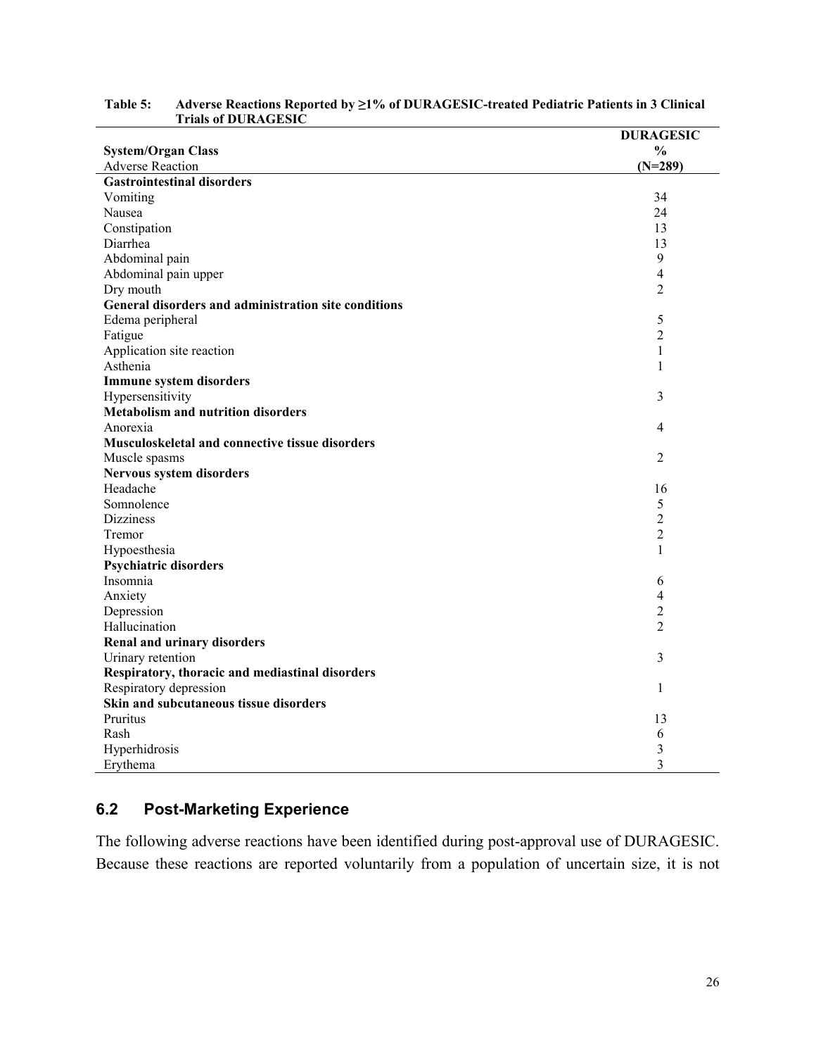**Table 5: Adverse Reactions Reported by ≥1% of DURAGESIC-treated Pediatric Patients in 3 Clinical Trials of DURAGESIC**

| **System/Organ Class**<br>Adverse Reaction | **DURAGESIC**<br>**%**<br>**(N=289)** |
|---|---|
| **Gastrointestinal disorders** | |
| Vomiting | 34 |
| Nausea | 24 |
| Constipation | 13 |
| Diarrhea | 13 |
| Abdominal pain | 9 |
| Abdominal pain upper | 4 |
| Dry mouth | 2 |
| **General disorders and administration site conditions** | |
| Edema peripheral | 5 |
| Fatigue | 2 |
| Application site reaction | 1 |
| Asthenia | 1 |
| **Immune system disorders** | |
| Hypersensitivity | 3 |
| **Metabolism and nutrition disorders** | |
| Anorexia | 4 |
| **Musculoskeletal and connective tissue disorders** | |
| Muscle spasms | 2 |
| **Nervous system disorders** | |
| Headache | 16 |
| Somnolence | 5 |
| Dizziness | 2 |
| Tremor | 2 |
| Hypoesthesia | 1 |
| **Psychiatric disorders** | |
| Insomnia | 6 |
| Anxiety | 4 |
| Depression | 2 |
| Hallucination | 2 |
| **Renal and urinary disorders** | |
| Urinary retention | 3 |
| **Respiratory, thoracic and mediastinal disorders** | |
| Respiratory depression | 1 |
| **Skin and subcutaneous tissue disorders** | |
| Pruritus | 13 |
| Rash | 6 |
| Hyperhidrosis | 3 |
| Erythema | 3 |

## 6.2 Post-Marketing Experience

The following adverse reactions have been identified during post-approval use of DURAGESIC. Because these reactions are reported voluntarily from a population of uncertain size, it is not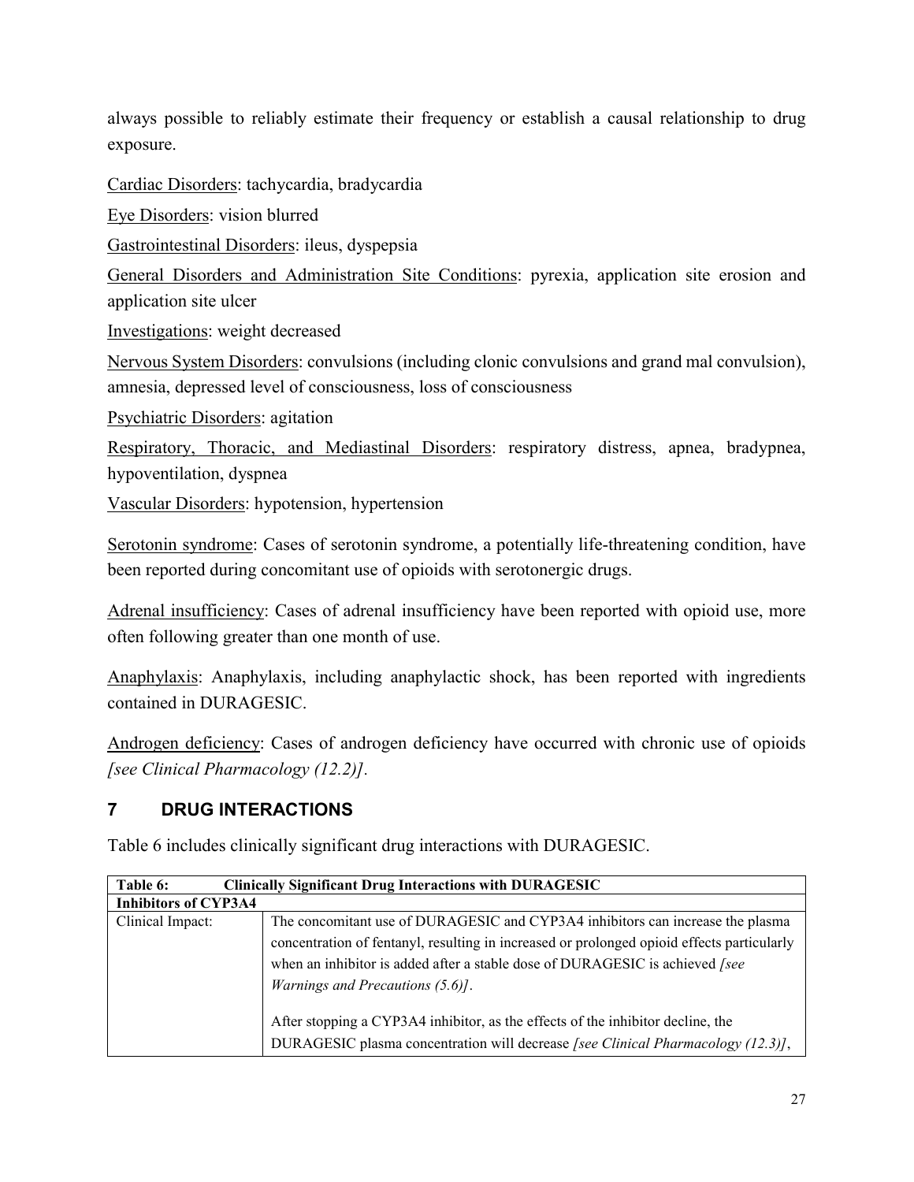always possible to reliably estimate their frequency or establish a causal relationship to drug exposure.

Cardiac Disorders: tachycardia, bradycardia

Eye Disorders: vision blurred

Gastrointestinal Disorders: ileus, dyspepsia

General Disorders and Administration Site Conditions: pyrexia, application site erosion and application site ulcer

Investigations: weight decreased

Nervous System Disorders: convulsions (including clonic convulsions and grand mal convulsion), amnesia, depressed level of consciousness, loss of consciousness

Psychiatric Disorders: agitation

Respiratory, Thoracic, and Mediastinal Disorders: respiratory distress, apnea, bradypnea, hypoventilation, dyspnea

Vascular Disorders: hypotension, hypertension

Serotonin syndrome: Cases of serotonin syndrome, a potentially life-threatening condition, have been reported during concomitant use of opioids with serotonergic drugs.

Adrenal insufficiency: Cases of adrenal insufficiency have been reported with opioid use, more often following greater than one month of use.

Anaphylaxis: Anaphylaxis, including anaphylactic shock, has been reported with ingredients contained in DURAGESIC.

Androgen deficiency: Cases of androgen deficiency have occurred with chronic use of opioids *[see Clinical Pharmacology (12.2)]*.

## 7 DRUG INTERACTIONS

Table 6 includes clinically significant drug interactions with DURAGESIC.

| **Table 6: Clinically Significant Drug Interactions with DURAGESIC** | |
|---|---|
| **Inhibitors of CYP3A4** | |
| Clinical Impact: | The concomitant use of DURAGESIC and CYP3A4 inhibitors can increase the plasma concentration of fentanyl, resulting in increased or prolonged opioid effects particularly when an inhibitor is added after a stable dose of DURAGESIC is achieved *[see Warnings and Precautions (5.6)]*.<br><br>After stopping a CYP3A4 inhibitor, as the effects of the inhibitor decline, the DURAGESIC plasma concentration will decrease *[see Clinical Pharmacology (12.3)]*, |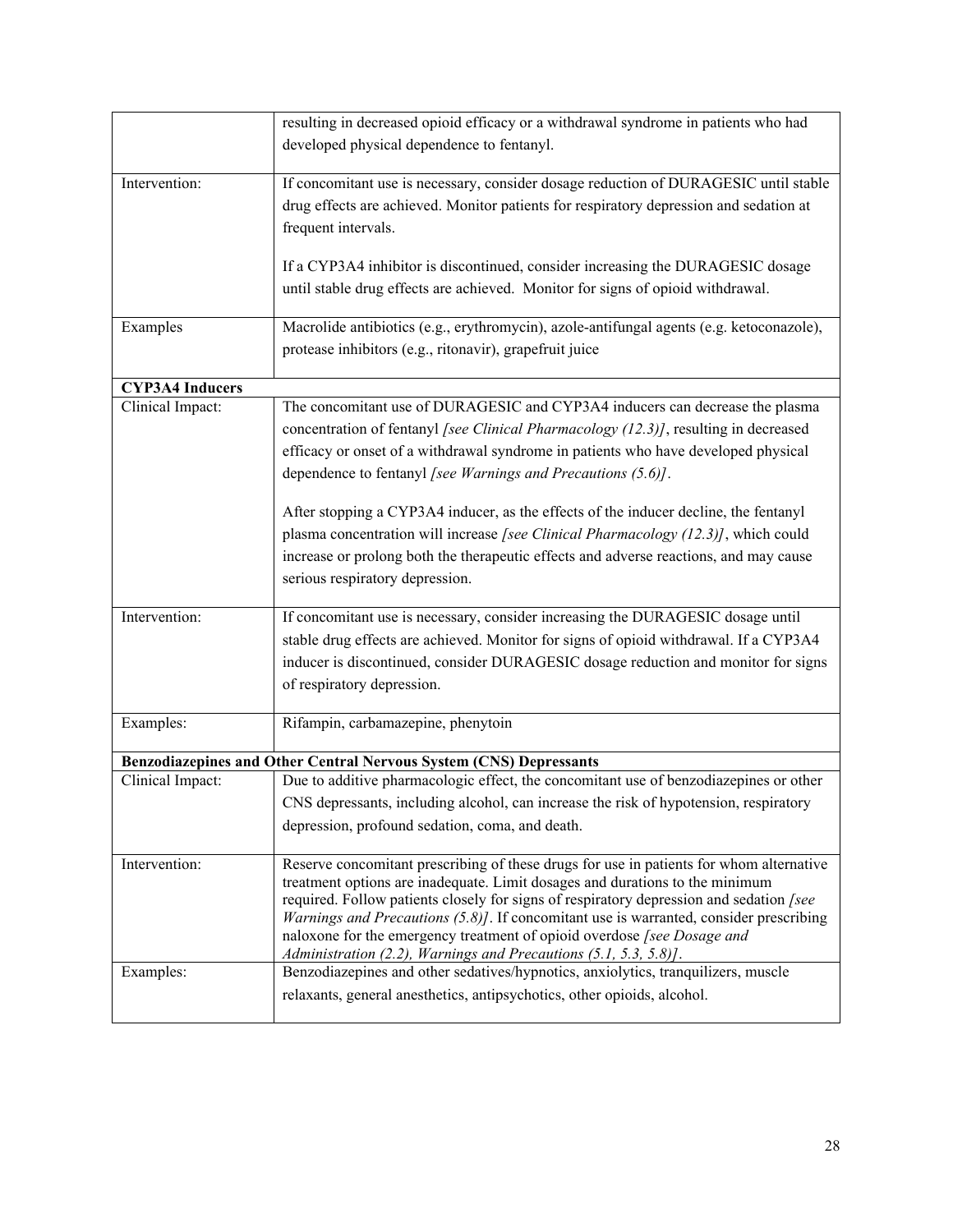| | |
|---|---|
| | resulting in decreased opioid efficacy or a withdrawal syndrome in patients who had developed physical dependence to fentanyl. |
| Intervention: | If concomitant use is necessary, consider dosage reduction of DURAGESIC until stable drug effects are achieved. Monitor patients for respiratory depression and sedation at frequent intervals.<br><br>If a CYP3A4 inhibitor is discontinued, consider increasing the DURAGESIC dosage until stable drug effects are achieved. Monitor for signs of opioid withdrawal. |
| Examples | Macrolide antibiotics (e.g., erythromycin), azole-antifungal agents (e.g. ketoconazole), protease inhibitors (e.g., ritonavir), grapefruit juice |
| **CYP3A4 Inducers** | |
| Clinical Impact: | The concomitant use of DURAGESIC and CYP3A4 inducers can decrease the plasma concentration of fentanyl *[see Clinical Pharmacology (12.3)]*, resulting in decreased efficacy or onset of a withdrawal syndrome in patients who have developed physical dependence to fentanyl *[see Warnings and Precautions (5.6)]*.<br><br>After stopping a CYP3A4 inducer, as the effects of the inducer decline, the fentanyl plasma concentration will increase *[see Clinical Pharmacology (12.3)]*, which could increase or prolong both the therapeutic effects and adverse reactions, and may cause serious respiratory depression. |
| Intervention: | If concomitant use is necessary, consider increasing the DURAGESIC dosage until stable drug effects are achieved. Monitor for signs of opioid withdrawal. If a CYP3A4 inducer is discontinued, consider DURAGESIC dosage reduction and monitor for signs of respiratory depression. |
| Examples: | Rifampin, carbamazepine, phenytoin |
| **Benzodiazepines and Other Central Nervous System (CNS) Depressants** | |
| Clinical Impact: | Due to additive pharmacologic effect, the concomitant use of benzodiazepines or other CNS depressants, including alcohol, can increase the risk of hypotension, respiratory depression, profound sedation, coma, and death. |
| Intervention: | Reserve concomitant prescribing of these drugs for use in patients for whom alternative treatment options are inadequate. Limit dosages and durations to the minimum required. Follow patients closely for signs of respiratory depression and sedation *[see Warnings and Precautions (5.8)]*. If concomitant use is warranted, consider prescribing naloxone for the emergency treatment of opioid overdose *[see Dosage and Administration (2.2), Warnings and Precautions (5.1, 5.3, 5.8)]*. |
| Examples: | Benzodiazepines and other sedatives/hypnotics, anxiolytics, tranquilizers, muscle relaxants, general anesthetics, antipsychotics, other opioids, alcohol. |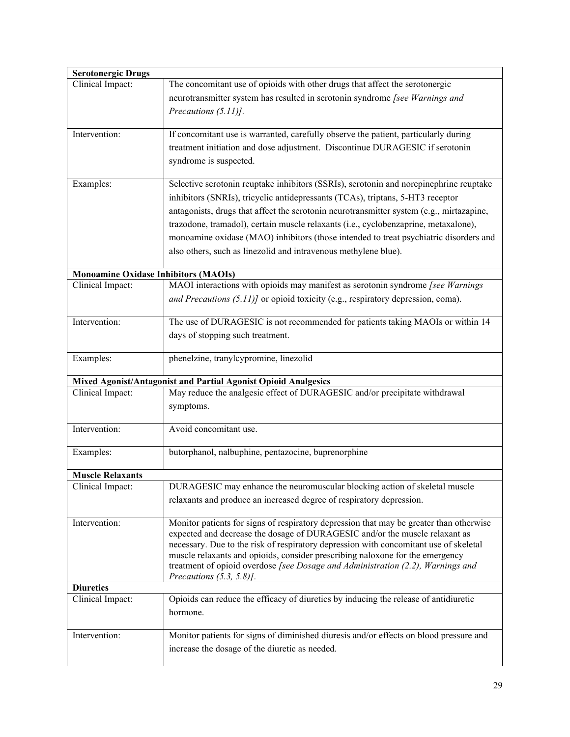| **Serotonergic Drugs** | |
|---|---|
| Clinical Impact: | The concomitant use of opioids with other drugs that affect the serotonergic neurotransmitter system has resulted in serotonin syndrome *[see Warnings and Precautions (5.11)]*. |
| Intervention: | If concomitant use is warranted, carefully observe the patient, particularly during treatment initiation and dose adjustment. Discontinue DURAGESIC if serotonin syndrome is suspected. |
| Examples: | Selective serotonin reuptake inhibitors (SSRIs), serotonin and norepinephrine reuptake inhibitors (SNRIs), tricyclic antidepressants (TCAs), triptans, 5-HT3 receptor antagonists, drugs that affect the serotonin neurotransmitter system (e.g., mirtazapine, trazodone, tramadol), certain muscle relaxants (i.e., cyclobenzaprine, metaxalone), monoamine oxidase (MAO) inhibitors (those intended to treat psychiatric disorders and also others, such as linezolid and intravenous methylene blue). |
| **Monoamine Oxidase Inhibitors (MAOIs)** | |
| Clinical Impact: | MAOI interactions with opioids may manifest as serotonin syndrome *[see Warnings and Precautions (5.11)]* or opioid toxicity (e.g., respiratory depression, coma). |
| Intervention: | The use of DURAGESIC is not recommended for patients taking MAOIs or within 14 days of stopping such treatment. |
| Examples: | phenelzine, tranylcypromine, linezolid |
| **Mixed Agonist/Antagonist and Partial Agonist Opioid Analgesics** | |
| Clinical Impact: | May reduce the analgesic effect of DURAGESIC and/or precipitate withdrawal symptoms. |
| Intervention: | Avoid concomitant use. |
| Examples: | butorphanol, nalbuphine, pentazocine, buprenorphine |
| **Muscle Relaxants** | |
| Clinical Impact: | DURAGESIC may enhance the neuromuscular blocking action of skeletal muscle relaxants and produce an increased degree of respiratory depression. |
| Intervention: | Monitor patients for signs of respiratory depression that may be greater than otherwise expected and decrease the dosage of DURAGESIC and/or the muscle relaxant as necessary. Due to the risk of respiratory depression with concomitant use of skeletal muscle relaxants and opioids, consider prescribing naloxone for the emergency treatment of opioid overdose *[see Dosage and Administration (2.2), Warnings and Precautions (5.3, 5.8)]*. |
| **Diuretics** | |
| Clinical Impact: | Opioids can reduce the efficacy of diuretics by inducing the release of antidiuretic hormone. |
| Intervention: | Monitor patients for signs of diminished diuresis and/or effects on blood pressure and increase the dosage of the diuretic as needed. |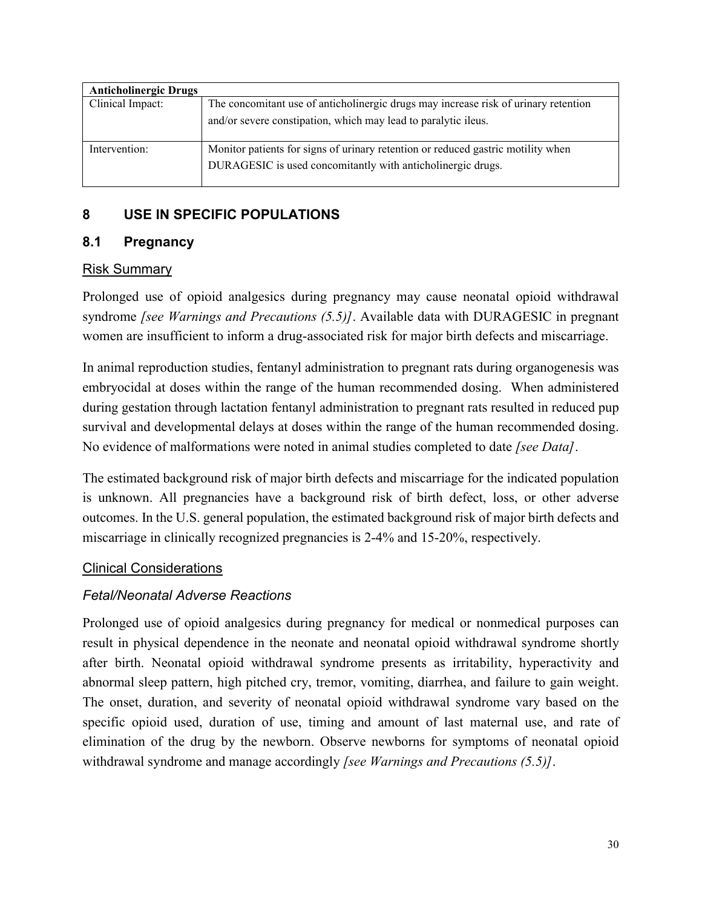| **Anticholinergic Drugs** | |
|---|---|
| Clinical Impact: | The concomitant use of anticholinergic drugs may increase risk of urinary retention and/or severe constipation, which may lead to paralytic ileus. |
| Intervention: | Monitor patients for signs of urinary retention or reduced gastric motility when DURAGESIC is used concomitantly with anticholinergic drugs. |

## 8 USE IN SPECIFIC POPULATIONS

### 8.1 Pregnancy

#### Risk Summary

Prolonged use of opioid analgesics during pregnancy may cause neonatal opioid withdrawal syndrome *[see Warnings and Precautions (5.5)]*. Available data with DURAGESIC in pregnant women are insufficient to inform a drug-associated risk for major birth defects and miscarriage.

In animal reproduction studies, fentanyl administration to pregnant rats during organogenesis was embryocidal at doses within the range of the human recommended dosing. When administered during gestation through lactation fentanyl administration to pregnant rats resulted in reduced pup survival and developmental delays at doses within the range of the human recommended dosing. No evidence of malformations were noted in animal studies completed to date *[see Data]*.

The estimated background risk of major birth defects and miscarriage for the indicated population is unknown. All pregnancies have a background risk of birth defect, loss, or other adverse outcomes. In the U.S. general population, the estimated background risk of major birth defects and miscarriage in clinically recognized pregnancies is 2-4% and 15-20%, respectively.

#### Clinical Considerations

*Fetal/Neonatal Adverse Reactions*

Prolonged use of opioid analgesics during pregnancy for medical or nonmedical purposes can result in physical dependence in the neonate and neonatal opioid withdrawal syndrome shortly after birth. Neonatal opioid withdrawal syndrome presents as irritability, hyperactivity and abnormal sleep pattern, high pitched cry, tremor, vomiting, diarrhea, and failure to gain weight. The onset, duration, and severity of neonatal opioid withdrawal syndrome vary based on the specific opioid used, duration of use, timing and amount of last maternal use, and rate of elimination of the drug by the newborn. Observe newborns for symptoms of neonatal opioid withdrawal syndrome and manage accordingly *[see Warnings and Precautions (5.5)]*.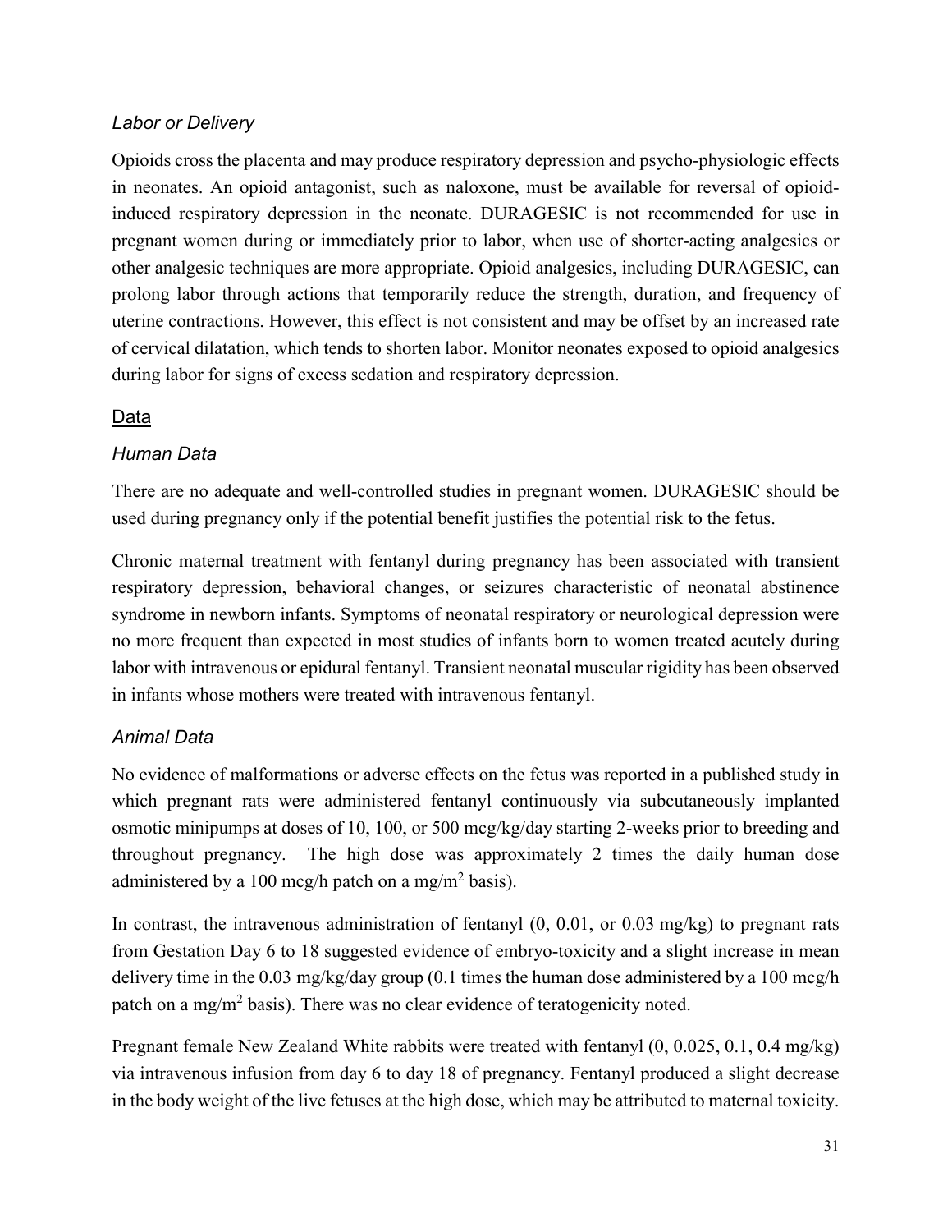*Labor or Delivery*

Opioids cross the placenta and may produce respiratory depression and psycho-physiologic effects in neonates. An opioid antagonist, such as naloxone, must be available for reversal of opioid-induced respiratory depression in the neonate. DURAGESIC is not recommended for use in pregnant women during or immediately prior to labor, when use of shorter-acting analgesics or other analgesic techniques are more appropriate. Opioid analgesics, including DURAGESIC, can prolong labor through actions that temporarily reduce the strength, duration, and frequency of uterine contractions. However, this effect is not consistent and may be offset by an increased rate of cervical dilatation, which tends to shorten labor. Monitor neonates exposed to opioid analgesics during labor for signs of excess sedation and respiratory depression.

Data

*Human Data*

There are no adequate and well-controlled studies in pregnant women. DURAGESIC should be used during pregnancy only if the potential benefit justifies the potential risk to the fetus.

Chronic maternal treatment with fentanyl during pregnancy has been associated with transient respiratory depression, behavioral changes, or seizures characteristic of neonatal abstinence syndrome in newborn infants. Symptoms of neonatal respiratory or neurological depression were no more frequent than expected in most studies of infants born to women treated acutely during labor with intravenous or epidural fentanyl. Transient neonatal muscular rigidity has been observed in infants whose mothers were treated with intravenous fentanyl.

*Animal Data*

No evidence of malformations or adverse effects on the fetus was reported in a published study in which pregnant rats were administered fentanyl continuously via subcutaneously implanted osmotic minipumps at doses of 10, 100, or 500 mcg/kg/day starting 2-weeks prior to breeding and throughout pregnancy. The high dose was approximately 2 times the daily human dose administered by a 100 mcg/h patch on a mg/m$^2$ basis).

In contrast, the intravenous administration of fentanyl (0, 0.01, or 0.03 mg/kg) to pregnant rats from Gestation Day 6 to 18 suggested evidence of embryo-toxicity and a slight increase in mean delivery time in the 0.03 mg/kg/day group (0.1 times the human dose administered by a 100 mcg/h patch on a mg/m$^2$ basis). There was no clear evidence of teratogenicity noted.

Pregnant female New Zealand White rabbits were treated with fentanyl (0, 0.025, 0.1, 0.4 mg/kg) via intravenous infusion from day 6 to day 18 of pregnancy. Fentanyl produced a slight decrease in the body weight of the live fetuses at the high dose, which may be attributed to maternal toxicity.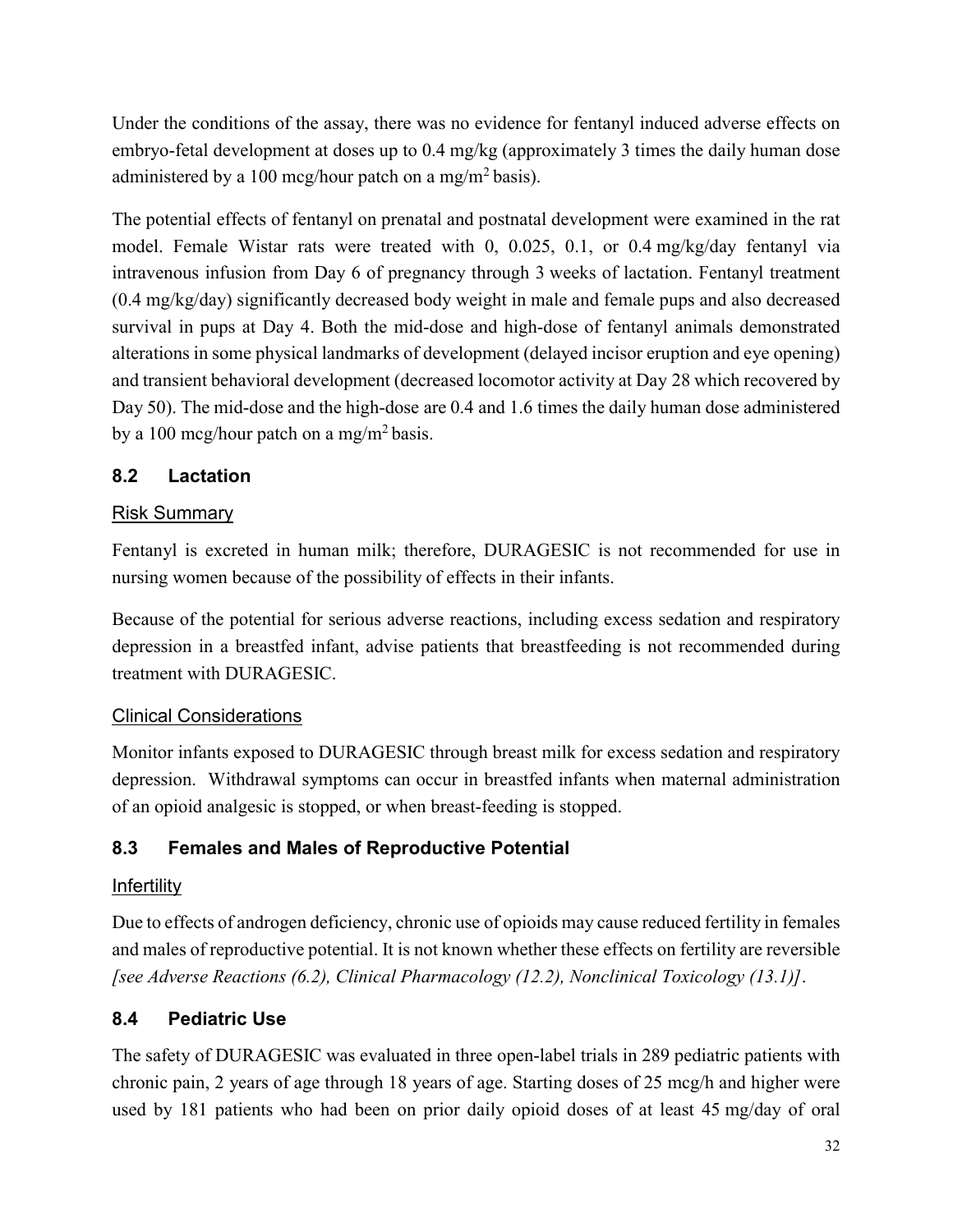Under the conditions of the assay, there was no evidence for fentanyl induced adverse effects on embryo-fetal development at doses up to 0.4 mg/kg (approximately 3 times the daily human dose administered by a 100 mcg/hour patch on a mg/m$^2$ basis).

The potential effects of fentanyl on prenatal and postnatal development were examined in the rat model. Female Wistar rats were treated with 0, 0.025, 0.1, or 0.4 mg/kg/day fentanyl via intravenous infusion from Day 6 of pregnancy through 3 weeks of lactation. Fentanyl treatment (0.4 mg/kg/day) significantly decreased body weight in male and female pups and also decreased survival in pups at Day 4. Both the mid-dose and high-dose of fentanyl animals demonstrated alterations in some physical landmarks of development (delayed incisor eruption and eye opening) and transient behavioral development (decreased locomotor activity at Day 28 which recovered by Day 50). The mid-dose and the high-dose are 0.4 and 1.6 times the daily human dose administered by a 100 mcg/hour patch on a mg/m$^2$ basis.

## 8.2 Lactation

Risk Summary

Fentanyl is excreted in human milk; therefore, DURAGESIC is not recommended for use in nursing women because of the possibility of effects in their infants.

Because of the potential for serious adverse reactions, including excess sedation and respiratory depression in a breastfed infant, advise patients that breastfeeding is not recommended during treatment with DURAGESIC.

Clinical Considerations

Monitor infants exposed to DURAGESIC through breast milk for excess sedation and respiratory depression. Withdrawal symptoms can occur in breastfed infants when maternal administration of an opioid analgesic is stopped, or when breast-feeding is stopped.

## 8.3 Females and Males of Reproductive Potential

Infertility

Due to effects of androgen deficiency, chronic use of opioids may cause reduced fertility in females and males of reproductive potential. It is not known whether these effects on fertility are reversible *[see Adverse Reactions (6.2), Clinical Pharmacology (12.2), Nonclinical Toxicology (13.1)]*.

## 8.4 Pediatric Use

The safety of DURAGESIC was evaluated in three open-label trials in 289 pediatric patients with chronic pain, 2 years of age through 18 years of age. Starting doses of 25 mcg/h and higher were used by 181 patients who had been on prior daily opioid doses of at least 45 mg/day of oral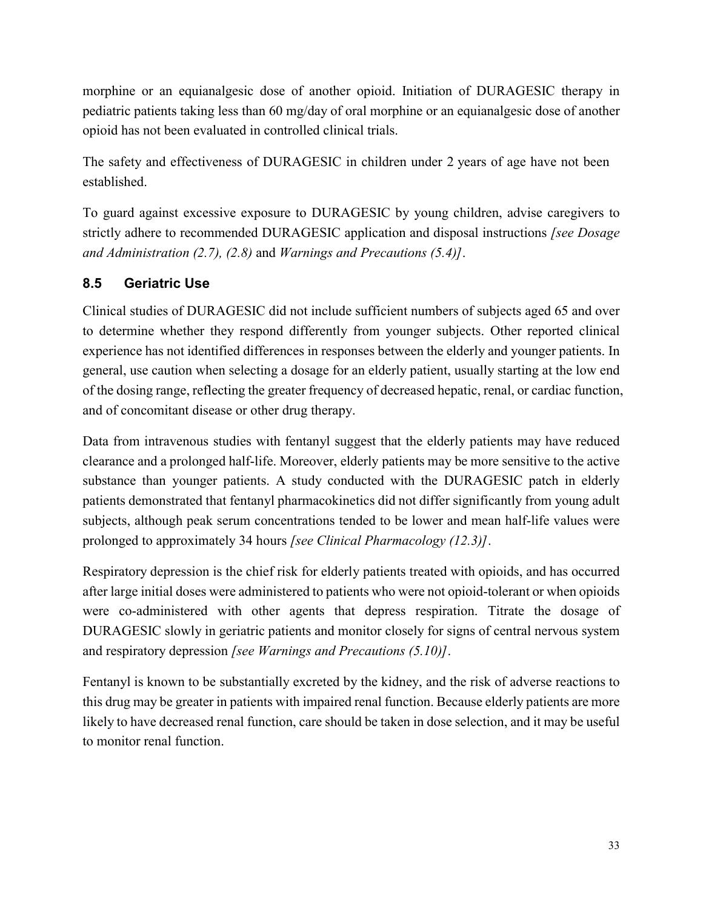morphine or an equianalgesic dose of another opioid. Initiation of DURAGESIC therapy in pediatric patients taking less than 60 mg/day of oral morphine or an equianalgesic dose of another opioid has not been evaluated in controlled clinical trials.

The safety and effectiveness of DURAGESIC in children under 2 years of age have not been established.

To guard against excessive exposure to DURAGESIC by young children, advise caregivers to strictly adhere to recommended DURAGESIC application and disposal instructions *[see Dosage and Administration (2.7), (2.8)* and *Warnings and Precautions (5.4)]*.

### 8.5 Geriatric Use

Clinical studies of DURAGESIC did not include sufficient numbers of subjects aged 65 and over to determine whether they respond differently from younger subjects. Other reported clinical experience has not identified differences in responses between the elderly and younger patients. In general, use caution when selecting a dosage for an elderly patient, usually starting at the low end of the dosing range, reflecting the greater frequency of decreased hepatic, renal, or cardiac function, and of concomitant disease or other drug therapy.

Data from intravenous studies with fentanyl suggest that the elderly patients may have reduced clearance and a prolonged half-life. Moreover, elderly patients may be more sensitive to the active substance than younger patients. A study conducted with the DURAGESIC patch in elderly patients demonstrated that fentanyl pharmacokinetics did not differ significantly from young adult subjects, although peak serum concentrations tended to be lower and mean half-life values were prolonged to approximately 34 hours *[see Clinical Pharmacology (12.3)]*.

Respiratory depression is the chief risk for elderly patients treated with opioids, and has occurred after large initial doses were administered to patients who were not opioid-tolerant or when opioids were co-administered with other agents that depress respiration. Titrate the dosage of DURAGESIC slowly in geriatric patients and monitor closely for signs of central nervous system and respiratory depression *[see Warnings and Precautions (5.10)]*.

Fentanyl is known to be substantially excreted by the kidney, and the risk of adverse reactions to this drug may be greater in patients with impaired renal function. Because elderly patients are more likely to have decreased renal function, care should be taken in dose selection, and it may be useful to monitor renal function.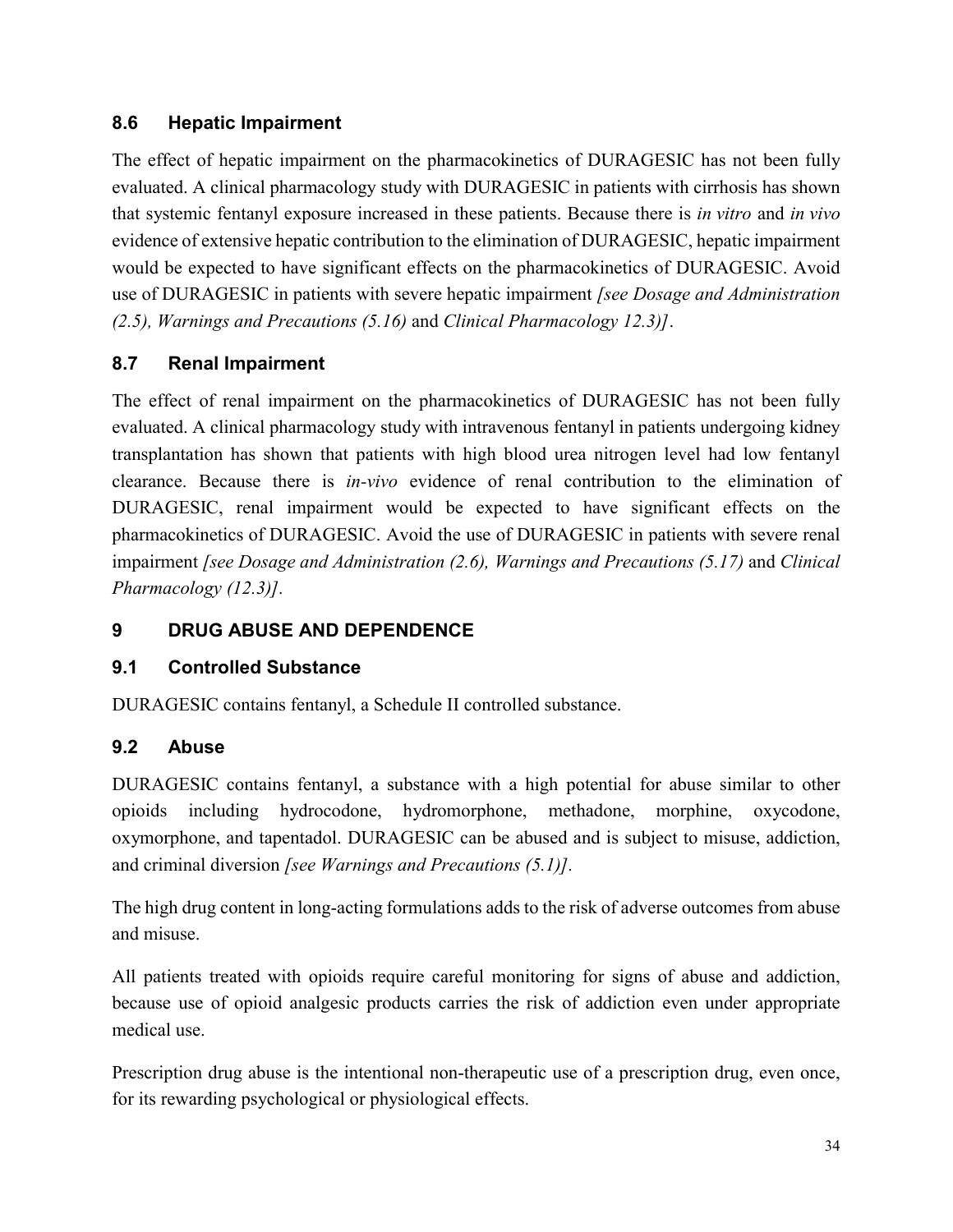### 8.6 Hepatic Impairment

The effect of hepatic impairment on the pharmacokinetics of DURAGESIC has not been fully evaluated. A clinical pharmacology study with DURAGESIC in patients with cirrhosis has shown that systemic fentanyl exposure increased in these patients. Because there is *in vitro* and *in vivo* evidence of extensive hepatic contribution to the elimination of DURAGESIC, hepatic impairment would be expected to have significant effects on the pharmacokinetics of DURAGESIC. Avoid use of DURAGESIC in patients with severe hepatic impairment *[see Dosage and Administration (2.5), Warnings and Precautions (5.16)* and *Clinical Pharmacology 12.3)]*.

### 8.7 Renal Impairment

The effect of renal impairment on the pharmacokinetics of DURAGESIC has not been fully evaluated. A clinical pharmacology study with intravenous fentanyl in patients undergoing kidney transplantation has shown that patients with high blood urea nitrogen level had low fentanyl clearance. Because there is *in-vivo* evidence of renal contribution to the elimination of DURAGESIC, renal impairment would be expected to have significant effects on the pharmacokinetics of DURAGESIC. Avoid the use of DURAGESIC in patients with severe renal impairment *[see Dosage and Administration (2.6), Warnings and Precautions (5.17)* and *Clinical Pharmacology (12.3)].*

## 9 DRUG ABUSE AND DEPENDENCE

### 9.1 Controlled Substance

DURAGESIC contains fentanyl, a Schedule II controlled substance.

### 9.2 Abuse

DURAGESIC contains fentanyl, a substance with a high potential for abuse similar to other opioids including hydrocodone, hydromorphone, methadone, morphine, oxycodone, oxymorphone, and tapentadol. DURAGESIC can be abused and is subject to misuse, addiction, and criminal diversion *[see Warnings and Precautions (5.1)].*

The high drug content in long-acting formulations adds to the risk of adverse outcomes from abuse and misuse.

All patients treated with opioids require careful monitoring for signs of abuse and addiction, because use of opioid analgesic products carries the risk of addiction even under appropriate medical use.

Prescription drug abuse is the intentional non-therapeutic use of a prescription drug, even once, for its rewarding psychological or physiological effects.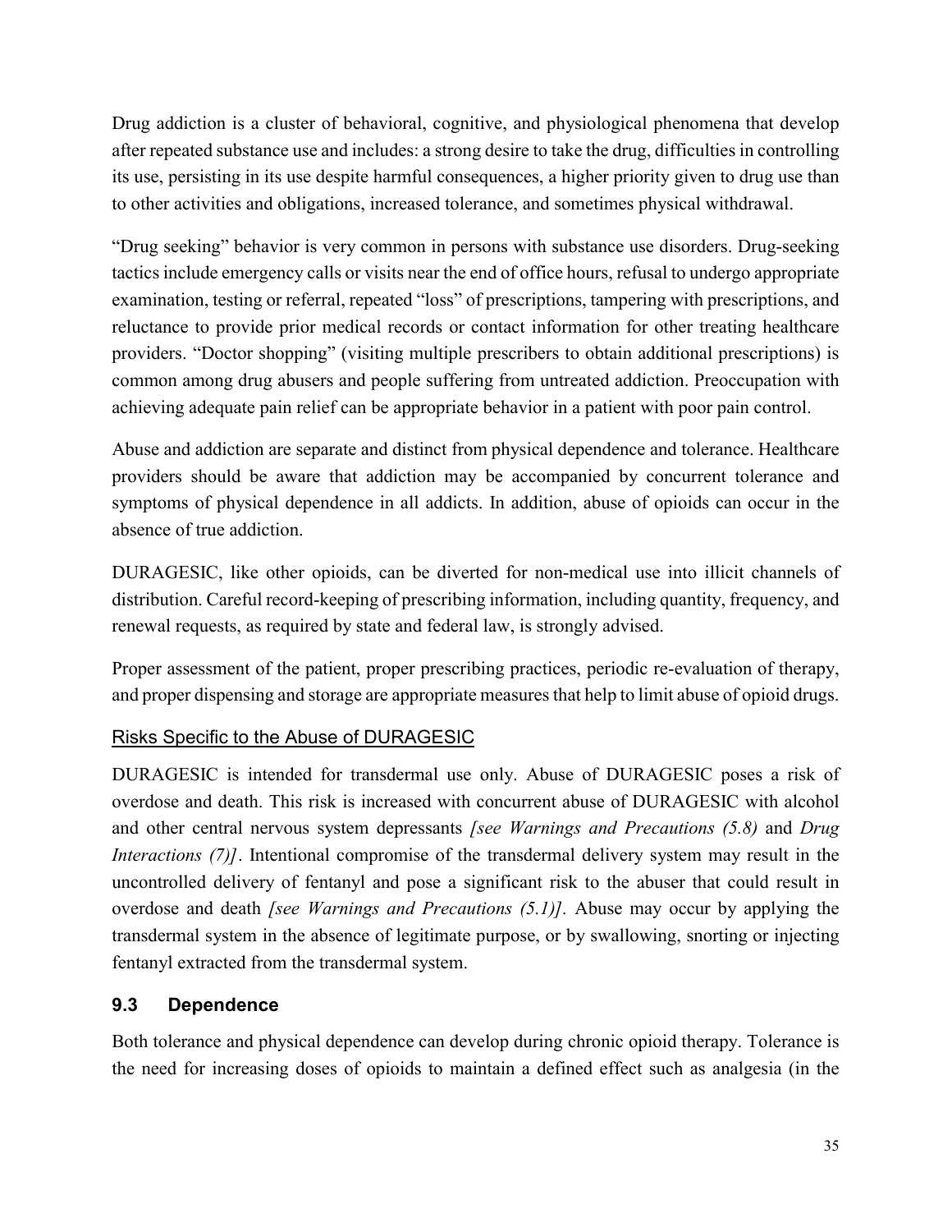Drug addiction is a cluster of behavioral, cognitive, and physiological phenomena that develop after repeated substance use and includes: a strong desire to take the drug, difficulties in controlling its use, persisting in its use despite harmful consequences, a higher priority given to drug use than to other activities and obligations, increased tolerance, and sometimes physical withdrawal.

"Drug seeking" behavior is very common in persons with substance use disorders. Drug-seeking tactics include emergency calls or visits near the end of office hours, refusal to undergo appropriate examination, testing or referral, repeated "loss" of prescriptions, tampering with prescriptions, and reluctance to provide prior medical records or contact information for other treating healthcare providers. "Doctor shopping" (visiting multiple prescribers to obtain additional prescriptions) is common among drug abusers and people suffering from untreated addiction. Preoccupation with achieving adequate pain relief can be appropriate behavior in a patient with poor pain control.

Abuse and addiction are separate and distinct from physical dependence and tolerance. Healthcare providers should be aware that addiction may be accompanied by concurrent tolerance and symptoms of physical dependence in all addicts. In addition, abuse of opioids can occur in the absence of true addiction.

DURAGESIC, like other opioids, can be diverted for non-medical use into illicit channels of distribution. Careful record-keeping of prescribing information, including quantity, frequency, and renewal requests, as required by state and federal law, is strongly advised.

Proper assessment of the patient, proper prescribing practices, periodic re-evaluation of therapy, and proper dispensing and storage are appropriate measures that help to limit abuse of opioid drugs.

<u>Risks Specific to the Abuse of DURAGESIC</u>

DURAGESIC is intended for transdermal use only. Abuse of DURAGESIC poses a risk of overdose and death. This risk is increased with concurrent abuse of DURAGESIC with alcohol and other central nervous system depressants *[see Warnings and Precautions (5.8)* and *Drug Interactions (7)]*. Intentional compromise of the transdermal delivery system may result in the uncontrolled delivery of fentanyl and pose a significant risk to the abuser that could result in overdose and death *[see Warnings and Precautions (5.1)]*. Abuse may occur by applying the transdermal system in the absence of legitimate purpose, or by swallowing, snorting or injecting fentanyl extracted from the transdermal system.

### 9.3 Dependence

Both tolerance and physical dependence can develop during chronic opioid therapy. Tolerance is the need for increasing doses of opioids to maintain a defined effect such as analgesia (in the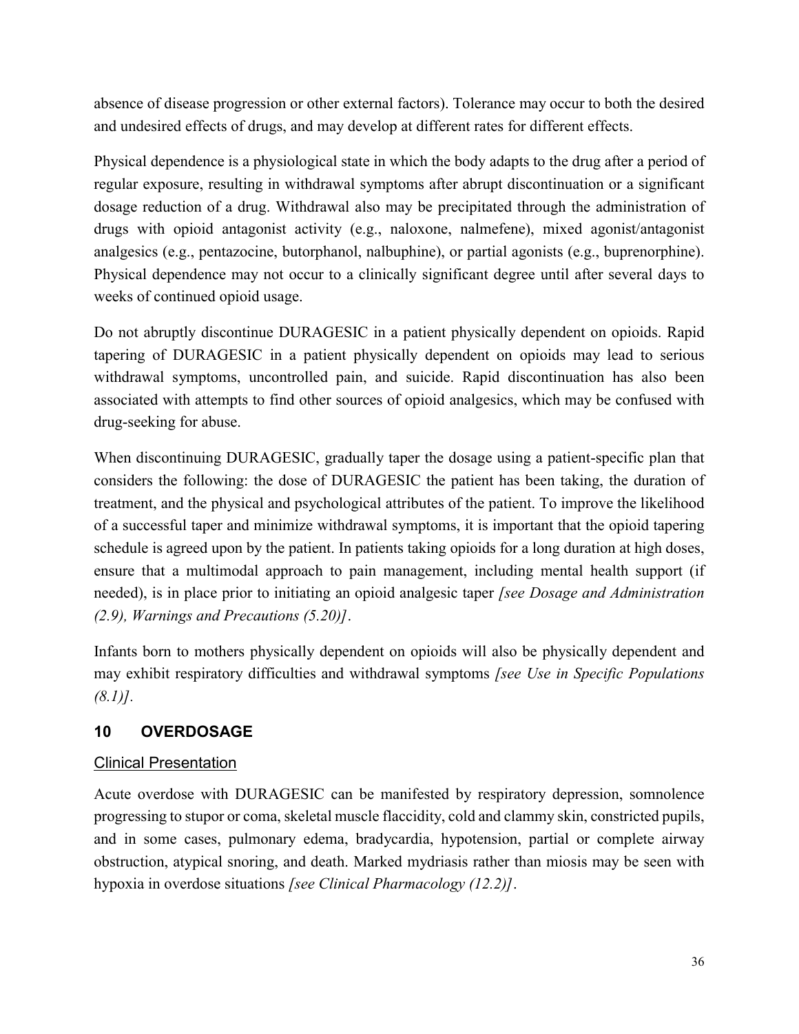absence of disease progression or other external factors). Tolerance may occur to both the desired and undesired effects of drugs, and may develop at different rates for different effects.

Physical dependence is a physiological state in which the body adapts to the drug after a period of regular exposure, resulting in withdrawal symptoms after abrupt discontinuation or a significant dosage reduction of a drug. Withdrawal also may be precipitated through the administration of drugs with opioid antagonist activity (e.g., naloxone, nalmefene), mixed agonist/antagonist analgesics (e.g., pentazocine, butorphanol, nalbuphine), or partial agonists (e.g., buprenorphine). Physical dependence may not occur to a clinically significant degree until after several days to weeks of continued opioid usage.

Do not abruptly discontinue DURAGESIC in a patient physically dependent on opioids. Rapid tapering of DURAGESIC in a patient physically dependent on opioids may lead to serious withdrawal symptoms, uncontrolled pain, and suicide. Rapid discontinuation has also been associated with attempts to find other sources of opioid analgesics, which may be confused with drug-seeking for abuse.

When discontinuing DURAGESIC, gradually taper the dosage using a patient-specific plan that considers the following: the dose of DURAGESIC the patient has been taking, the duration of treatment, and the physical and psychological attributes of the patient. To improve the likelihood of a successful taper and minimize withdrawal symptoms, it is important that the opioid tapering schedule is agreed upon by the patient. In patients taking opioids for a long duration at high doses, ensure that a multimodal approach to pain management, including mental health support (if needed), is in place prior to initiating an opioid analgesic taper *[see Dosage and Administration (2.9), Warnings and Precautions (5.20)]*.

Infants born to mothers physically dependent on opioids will also be physically dependent and may exhibit respiratory difficulties and withdrawal symptoms *[see Use in Specific Populations (8.1)]*.

## 10 OVERDOSAGE

### Clinical Presentation

Acute overdose with DURAGESIC can be manifested by respiratory depression, somnolence progressing to stupor or coma, skeletal muscle flaccidity, cold and clammy skin, constricted pupils, and in some cases, pulmonary edema, bradycardia, hypotension, partial or complete airway obstruction, atypical snoring, and death. Marked mydriasis rather than miosis may be seen with hypoxia in overdose situations *[see Clinical Pharmacology (12.2)]*.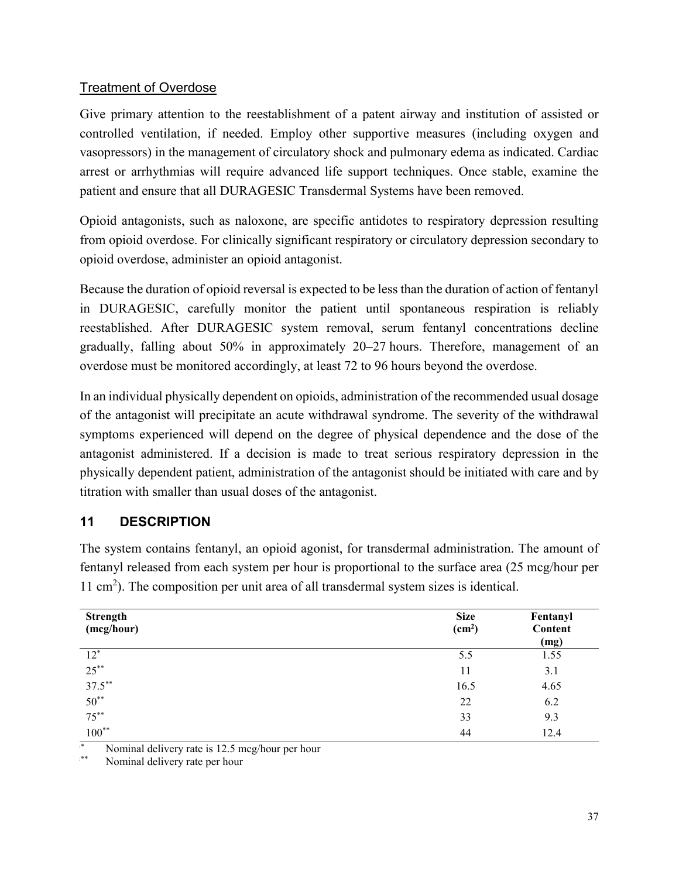### Treatment of Overdose

Give primary attention to the reestablishment of a patent airway and institution of assisted or controlled ventilation, if needed. Employ other supportive measures (including oxygen and vasopressors) in the management of circulatory shock and pulmonary edema as indicated. Cardiac arrest or arrhythmias will require advanced life support techniques. Once stable, examine the patient and ensure that all DURAGESIC Transdermal Systems have been removed.

Opioid antagonists, such as naloxone, are specific antidotes to respiratory depression resulting from opioid overdose. For clinically significant respiratory or circulatory depression secondary to opioid overdose, administer an opioid antagonist.

Because the duration of opioid reversal is expected to be less than the duration of action of fentanyl in DURAGESIC, carefully monitor the patient until spontaneous respiration is reliably reestablished. After DURAGESIC system removal, serum fentanyl concentrations decline gradually, falling about 50% in approximately 20–27 hours. Therefore, management of an overdose must be monitored accordingly, at least 72 to 96 hours beyond the overdose.

In an individual physically dependent on opioids, administration of the recommended usual dosage of the antagonist will precipitate an acute withdrawal syndrome. The severity of the withdrawal symptoms experienced will depend on the degree of physical dependence and the dose of the antagonist administered. If a decision is made to treat serious respiratory depression in the physically dependent patient, administration of the antagonist should be initiated with care and by titration with smaller than usual doses of the antagonist.

## 11 DESCRIPTION

The system contains fentanyl, an opioid agonist, for transdermal administration. The amount of fentanyl released from each system per hour is proportional to the surface area (25 mcg/hour per 11 $cm^2$). The composition per unit area of all transdermal system sizes is identical.

| Strength (mcg/hour) | Size ($cm^2$) | Fentanyl Content (mg) |
|---|---|---|
| 12* | 5.5 | 1.55 |
| 25** | 11 | 3.1 |
| 37.5** | 16.5 | 4.65 |
| 50** | 22 | 6.2 |
| 75** | 33 | 9.3 |
| 100** | 44 | 12.4 |

\* Nominal delivery rate is 12.5 mcg/hour per hour

\** Nominal delivery rate per hour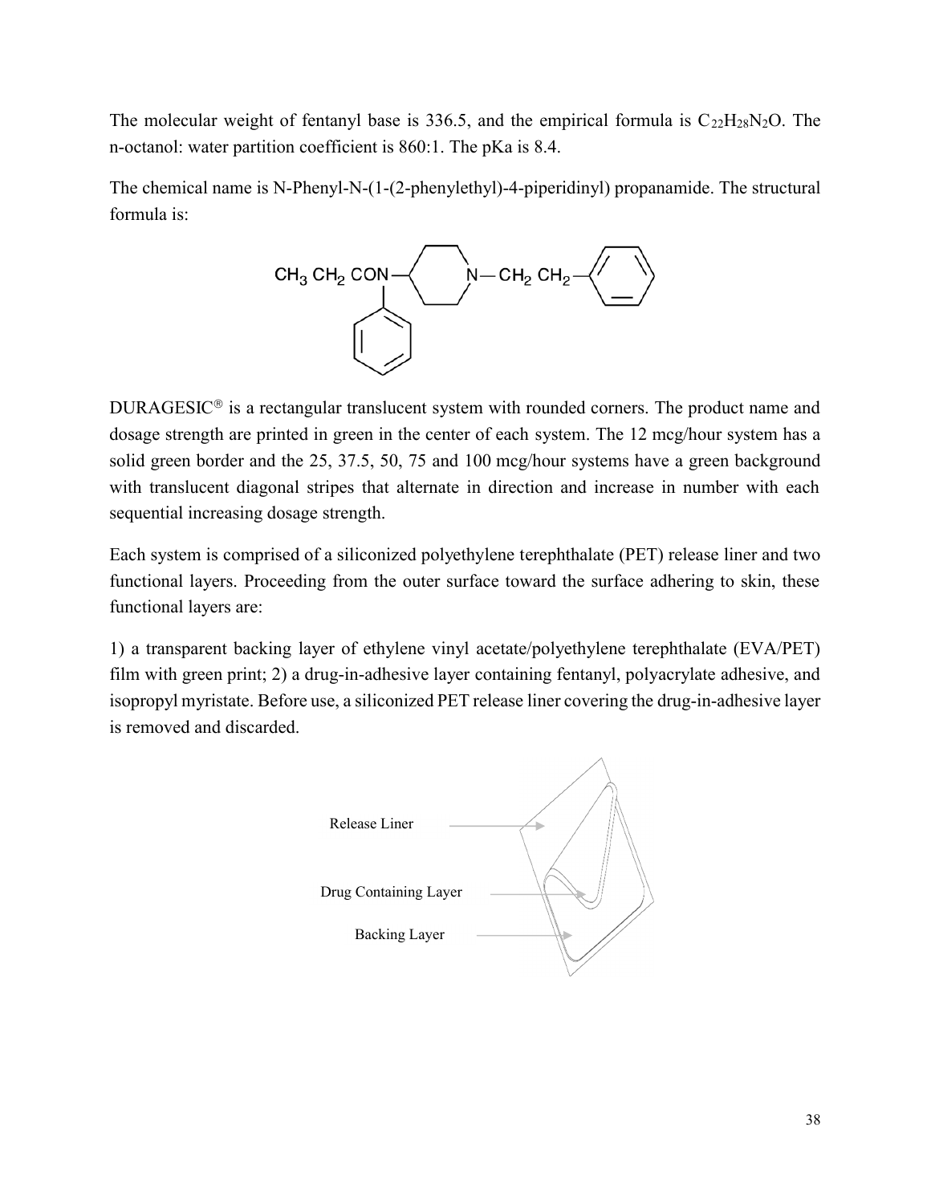The molecular weight of fentanyl base is 336.5, and the empirical formula is $C_{22}H_{28}N_2O$. The n-octanol: water partition coefficient is 860:1. The pKa is 8.4.

The chemical name is N-Phenyl-N-(1-(2-phenylethyl)-4-piperidinyl) propanamide. The structural formula is:

DURAGESIC® is a rectangular translucent system with rounded corners. The product name and dosage strength are printed in green in the center of each system. The 12 mcg/hour system has a solid green border and the 25, 37.5, 50, 75 and 100 mcg/hour systems have a green background with translucent diagonal stripes that alternate in direction and increase in number with each sequential increasing dosage strength.

Each system is comprised of a siliconized polyethylene terephthalate (PET) release liner and two functional layers. Proceeding from the outer surface toward the surface adhering to skin, these functional layers are:

1) a transparent backing layer of ethylene vinyl acetate/polyethylene terephthalate (EVA/PET) film with green print; 2) a drug-in-adhesive layer containing fentanyl, polyacrylate adhesive, and isopropyl myristate. Before use, a siliconized PET release liner covering the drug-in-adhesive layer is removed and discarded.

Release Liner

Drug Containing Layer

Backing Layer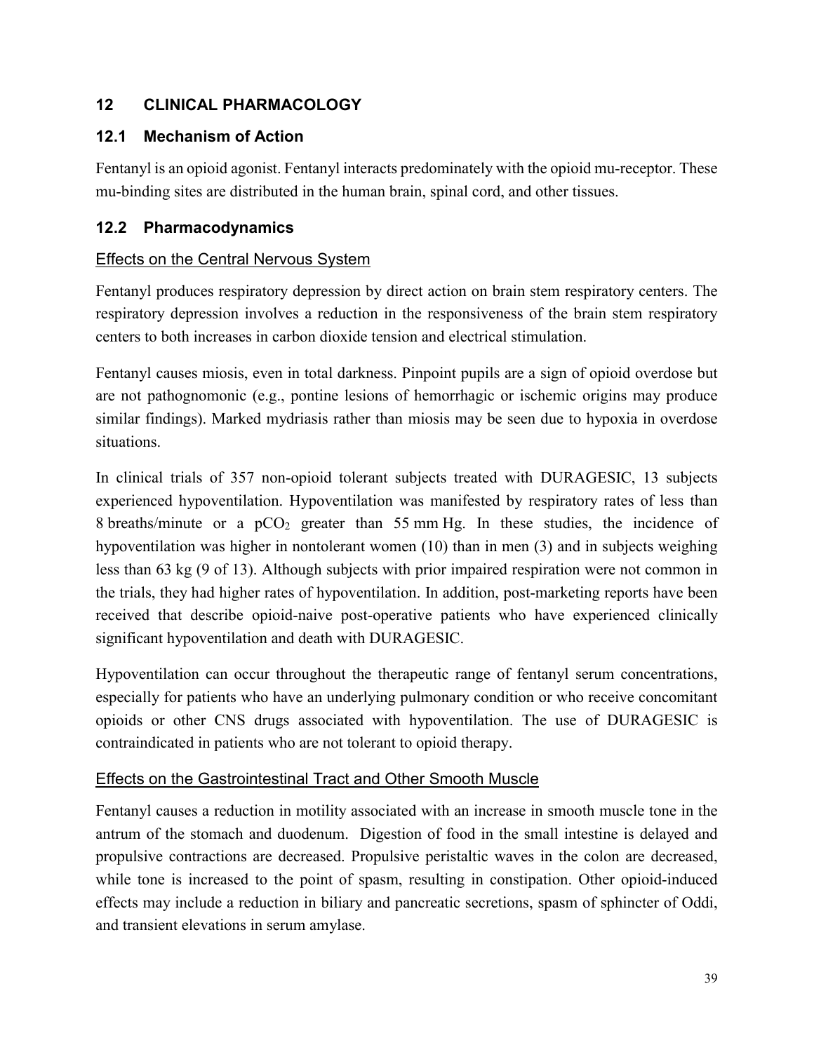## 12 CLINICAL PHARMACOLOGY

### 12.1 Mechanism of Action

Fentanyl is an opioid agonist. Fentanyl interacts predominately with the opioid mu-receptor. These mu-binding sites are distributed in the human brain, spinal cord, and other tissues.

### 12.2 Pharmacodynamics

#### Effects on the Central Nervous System

Fentanyl produces respiratory depression by direct action on brain stem respiratory centers. The respiratory depression involves a reduction in the responsiveness of the brain stem respiratory centers to both increases in carbon dioxide tension and electrical stimulation.

Fentanyl causes miosis, even in total darkness. Pinpoint pupils are a sign of opioid overdose but are not pathognomonic (e.g., pontine lesions of hemorrhagic or ischemic origins may produce similar findings). Marked mydriasis rather than miosis may be seen due to hypoxia in overdose situations.

In clinical trials of 357 non-opioid tolerant subjects treated with DURAGESIC, 13 subjects experienced hypoventilation. Hypoventilation was manifested by respiratory rates of less than 8 breaths/minute or a $pCO_2$ greater than 55 mm Hg. In these studies, the incidence of hypoventilation was higher in nontolerant women (10) than in men (3) and in subjects weighing less than 63 kg (9 of 13). Although subjects with prior impaired respiration were not common in the trials, they had higher rates of hypoventilation. In addition, post-marketing reports have been received that describe opioid-naive post-operative patients who have experienced clinically significant hypoventilation and death with DURAGESIC.

Hypoventilation can occur throughout the therapeutic range of fentanyl serum concentrations, especially for patients who have an underlying pulmonary condition or who receive concomitant opioids or other CNS drugs associated with hypoventilation. The use of DURAGESIC is contraindicated in patients who are not tolerant to opioid therapy.

#### Effects on the Gastrointestinal Tract and Other Smooth Muscle

Fentanyl causes a reduction in motility associated with an increase in smooth muscle tone in the antrum of the stomach and duodenum. Digestion of food in the small intestine is delayed and propulsive contractions are decreased. Propulsive peristaltic waves in the colon are decreased, while tone is increased to the point of spasm, resulting in constipation. Other opioid-induced effects may include a reduction in biliary and pancreatic secretions, spasm of sphincter of Oddi, and transient elevations in serum amylase.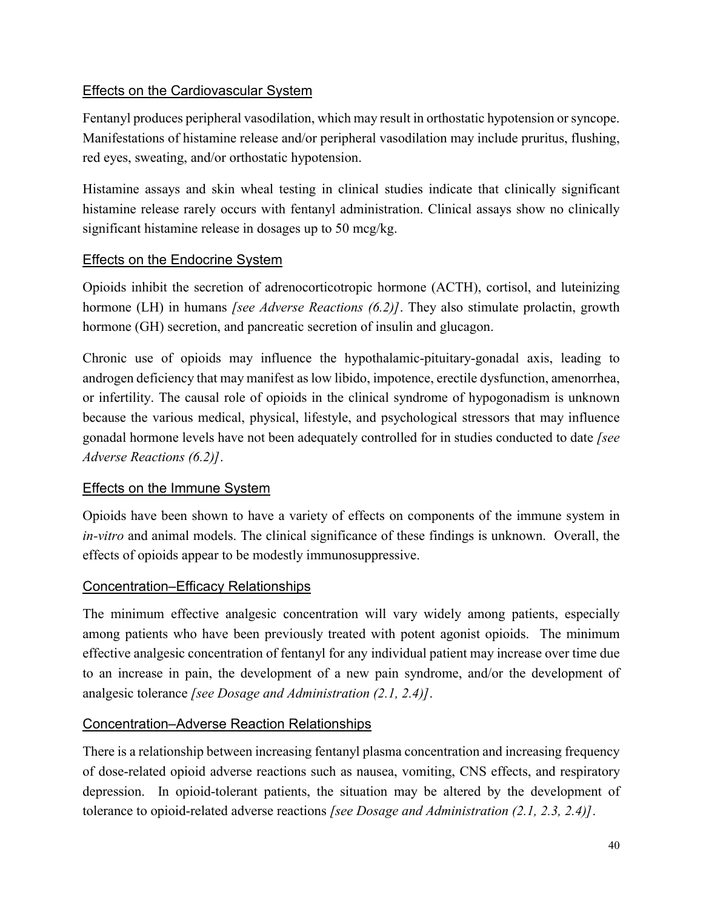### Effects on the Cardiovascular System

Fentanyl produces peripheral vasodilation, which may result in orthostatic hypotension or syncope. Manifestations of histamine release and/or peripheral vasodilation may include pruritus, flushing, red eyes, sweating, and/or orthostatic hypotension.

Histamine assays and skin wheal testing in clinical studies indicate that clinically significant histamine release rarely occurs with fentanyl administration. Clinical assays show no clinically significant histamine release in dosages up to 50 mcg/kg.

### Effects on the Endocrine System

Opioids inhibit the secretion of adrenocorticotropic hormone (ACTH), cortisol, and luteinizing hormone (LH) in humans *[see Adverse Reactions (6.2)]*. They also stimulate prolactin, growth hormone (GH) secretion, and pancreatic secretion of insulin and glucagon.

Chronic use of opioids may influence the hypothalamic-pituitary-gonadal axis, leading to androgen deficiency that may manifest as low libido, impotence, erectile dysfunction, amenorrhea, or infertility. The causal role of opioids in the clinical syndrome of hypogonadism is unknown because the various medical, physical, lifestyle, and psychological stressors that may influence gonadal hormone levels have not been adequately controlled for in studies conducted to date *[see Adverse Reactions (6.2)]*.

### Effects on the Immune System

Opioids have been shown to have a variety of effects on components of the immune system in *in-vitro* and animal models. The clinical significance of these findings is unknown. Overall, the effects of opioids appear to be modestly immunosuppressive.

### Concentration–Efficacy Relationships

The minimum effective analgesic concentration will vary widely among patients, especially among patients who have been previously treated with potent agonist opioids. The minimum effective analgesic concentration of fentanyl for any individual patient may increase over time due to an increase in pain, the development of a new pain syndrome, and/or the development of analgesic tolerance *[see Dosage and Administration (2.1, 2.4)]*.

### Concentration–Adverse Reaction Relationships

There is a relationship between increasing fentanyl plasma concentration and increasing frequency of dose-related opioid adverse reactions such as nausea, vomiting, CNS effects, and respiratory depression. In opioid-tolerant patients, the situation may be altered by the development of tolerance to opioid-related adverse reactions *[see Dosage and Administration (2.1, 2.3, 2.4)]*.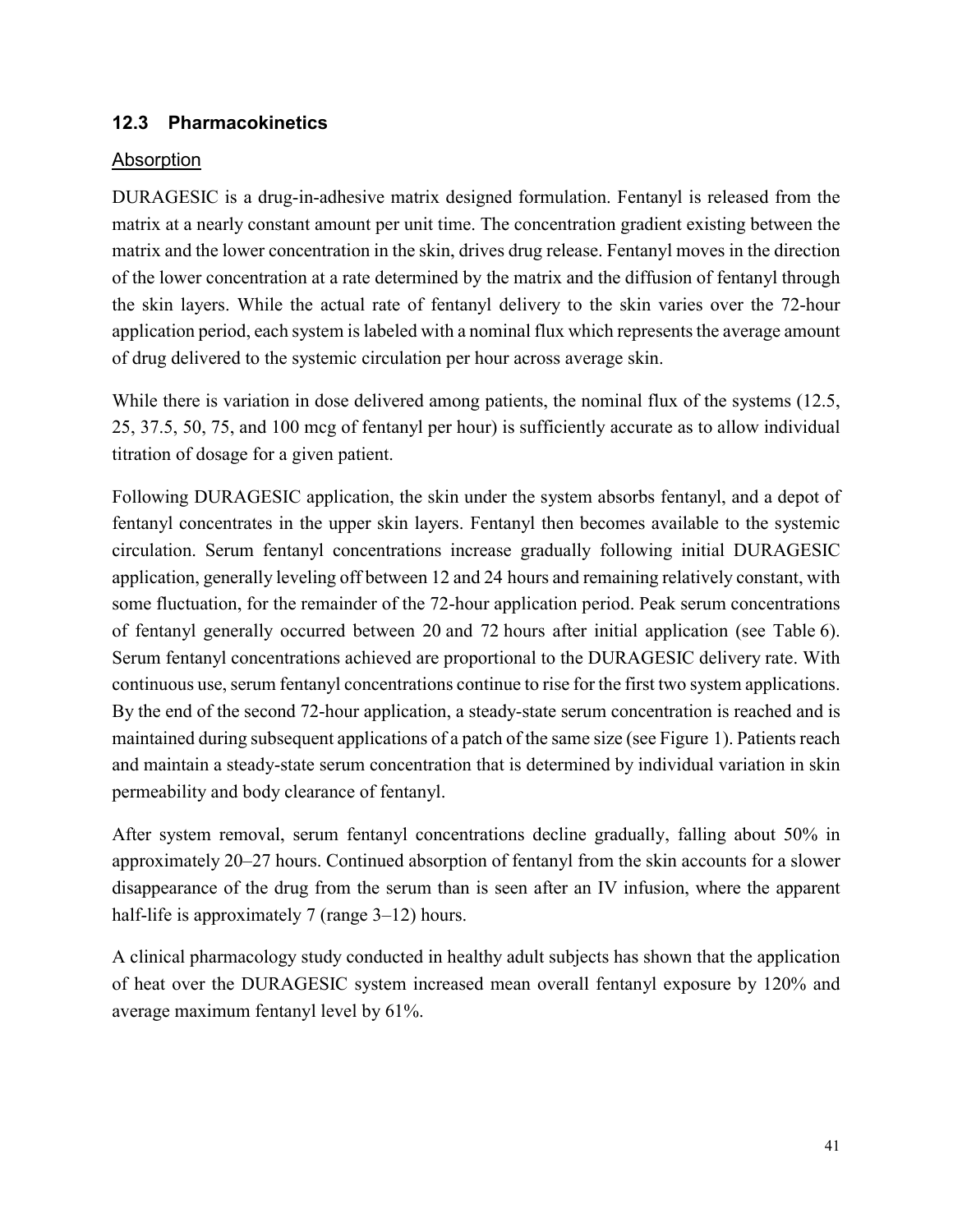## 12.3 Pharmacokinetics

### Absorption

DURAGESIC is a drug-in-adhesive matrix designed formulation. Fentanyl is released from the matrix at a nearly constant amount per unit time. The concentration gradient existing between the matrix and the lower concentration in the skin, drives drug release. Fentanyl moves in the direction of the lower concentration at a rate determined by the matrix and the diffusion of fentanyl through the skin layers. While the actual rate of fentanyl delivery to the skin varies over the 72-hour application period, each system is labeled with a nominal flux which represents the average amount of drug delivered to the systemic circulation per hour across average skin.

While there is variation in dose delivered among patients, the nominal flux of the systems (12.5, 25, 37.5, 50, 75, and 100 mcg of fentanyl per hour) is sufficiently accurate as to allow individual titration of dosage for a given patient.

Following DURAGESIC application, the skin under the system absorbs fentanyl, and a depot of fentanyl concentrates in the upper skin layers. Fentanyl then becomes available to the systemic circulation. Serum fentanyl concentrations increase gradually following initial DURAGESIC application, generally leveling off between 12 and 24 hours and remaining relatively constant, with some fluctuation, for the remainder of the 72-hour application period. Peak serum concentrations of fentanyl generally occurred between 20 and 72 hours after initial application (see Table 6). Serum fentanyl concentrations achieved are proportional to the DURAGESIC delivery rate. With continuous use, serum fentanyl concentrations continue to rise for the first two system applications. By the end of the second 72-hour application, a steady-state serum concentration is reached and is maintained during subsequent applications of a patch of the same size (see Figure 1). Patients reach and maintain a steady-state serum concentration that is determined by individual variation in skin permeability and body clearance of fentanyl.

After system removal, serum fentanyl concentrations decline gradually, falling about 50% in approximately 20–27 hours. Continued absorption of fentanyl from the skin accounts for a slower disappearance of the drug from the serum than is seen after an IV infusion, where the apparent half-life is approximately 7 (range 3–12) hours.

A clinical pharmacology study conducted in healthy adult subjects has shown that the application of heat over the DURAGESIC system increased mean overall fentanyl exposure by 120% and average maximum fentanyl level by 61%.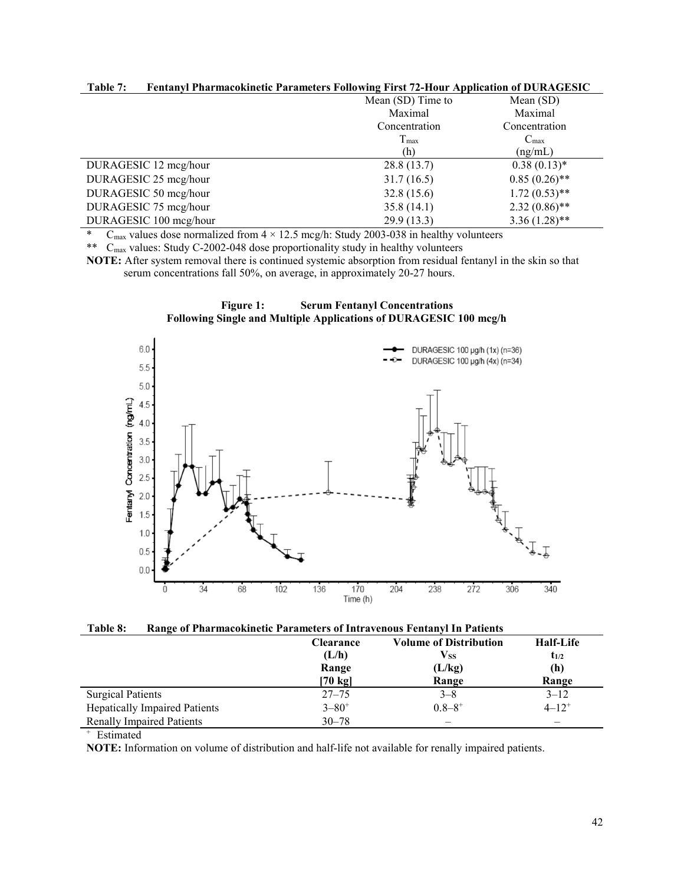**Table 7: Fentanyl Pharmacokinetic Parameters Following First 72-Hour Application of DURAGESIC**

| | Mean (SD) Time to Maximal Concentration $T_{max}$ (h) | Mean (SD) Maximal Concentration $C_{max}$ (ng/mL) |
|---|---|---|
| DURAGESIC 12 mcg/hour | 28.8 (13.7) | 0.38 (0.13)* |
| DURAGESIC 25 mcg/hour | 31.7 (16.5) | 0.85 (0.26)** |
| DURAGESIC 50 mcg/hour | 32.8 (15.6) | 1.72 (0.53)** |
| DURAGESIC 75 mcg/hour | 35.8 (14.1) | 2.32 (0.86)** |
| DURAGESIC 100 mcg/hour | 29.9 (13.3) | 3.36 (1.28)** |

\* $C_{max}$ values dose normalized from 4 × 12.5 mcg/h: Study 2003-038 in healthy volunteers

\*\* $C_{max}$ values: Study C-2002-048 dose proportionality study in healthy volunteers

**NOTE:** After system removal there is continued systemic absorption from residual fentanyl in the skin so that serum concentrations fall 50%, on average, in approximately 20-27 hours.

**Figure 1: Serum Fentanyl Concentrations Following Single and Multiple Applications of DURAGESIC 100 mcg/h**

**Table 8: Range of Pharmacokinetic Parameters of Intravenous Fentanyl In Patients**

| | Clearance (L/h) Range [70 kg] | Volume of Distribution $V_{SS}$ (L/kg) Range | Half-Life $t_{1/2}$ (h) Range |
|---|---|---|---|
| Surgical Patients | 27–75 | 3–8 | 3–12 |
| Hepatically Impaired Patients | 3–80+ | 0.8–8+ | 4–12+ |
| Renally Impaired Patients | 30–78 | – | – |

+ Estimated

**NOTE:** Information on volume of distribution and half-life not available for renally impaired patients.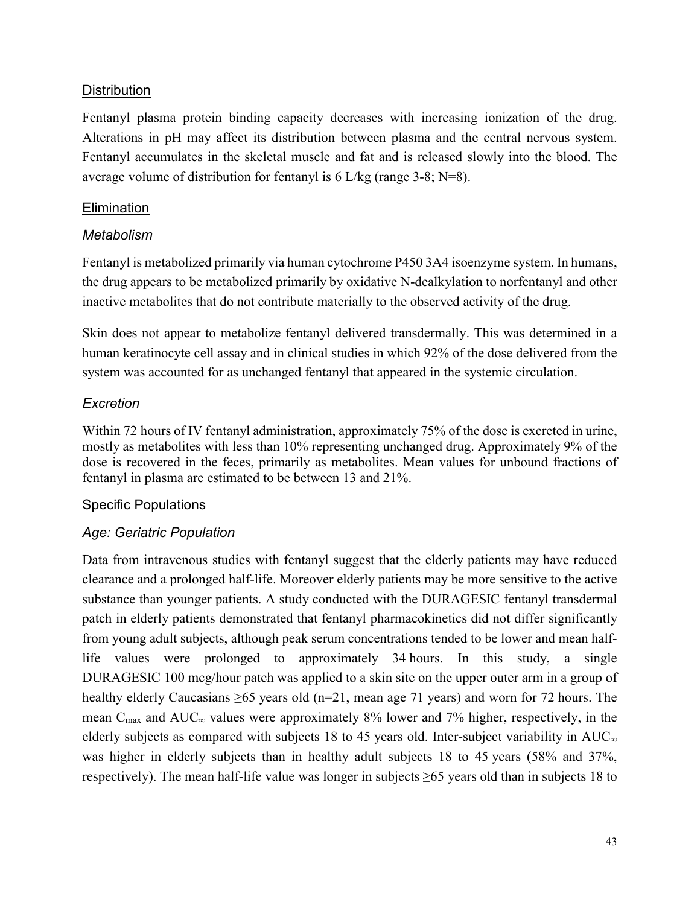## Distribution

Fentanyl plasma protein binding capacity decreases with increasing ionization of the drug. Alterations in pH may affect its distribution between plasma and the central nervous system. Fentanyl accumulates in the skeletal muscle and fat and is released slowly into the blood. The average volume of distribution for fentanyl is 6 L/kg (range 3-8; N=8).

## Elimination

### *Metabolism*

Fentanyl is metabolized primarily via human cytochrome P450 3A4 isoenzyme system. In humans, the drug appears to be metabolized primarily by oxidative N-dealkylation to norfentanyl and other inactive metabolites that do not contribute materially to the observed activity of the drug.

Skin does not appear to metabolize fentanyl delivered transdermally. This was determined in a human keratinocyte cell assay and in clinical studies in which 92% of the dose delivered from the system was accounted for as unchanged fentanyl that appeared in the systemic circulation.

### *Excretion*

Within 72 hours of IV fentanyl administration, approximately 75% of the dose is excreted in urine, mostly as metabolites with less than 10% representing unchanged drug. Approximately 9% of the dose is recovered in the feces, primarily as metabolites. Mean values for unbound fractions of fentanyl in plasma are estimated to be between 13 and 21%.

## Specific Populations

### *Age: Geriatric Population*

Data from intravenous studies with fentanyl suggest that the elderly patients may have reduced clearance and a prolonged half-life. Moreover elderly patients may be more sensitive to the active substance than younger patients. A study conducted with the DURAGESIC fentanyl transdermal patch in elderly patients demonstrated that fentanyl pharmacokinetics did not differ significantly from young adult subjects, although peak serum concentrations tended to be lower and mean half-life values were prolonged to approximately 34 hours. In this study, a single DURAGESIC 100 mcg/hour patch was applied to a skin site on the upper outer arm in a group of healthy elderly Caucasians ≥65 years old (n=21, mean age 71 years) and worn for 72 hours. The mean $C_{max}$ and $AUC_{\infty}$ values were approximately 8% lower and 7% higher, respectively, in the elderly subjects as compared with subjects 18 to 45 years old. Inter-subject variability in $AUC_{\infty}$ was higher in elderly subjects than in healthy adult subjects 18 to 45 years (58% and 37%, respectively). The mean half-life value was longer in subjects ≥65 years old than in subjects 18 to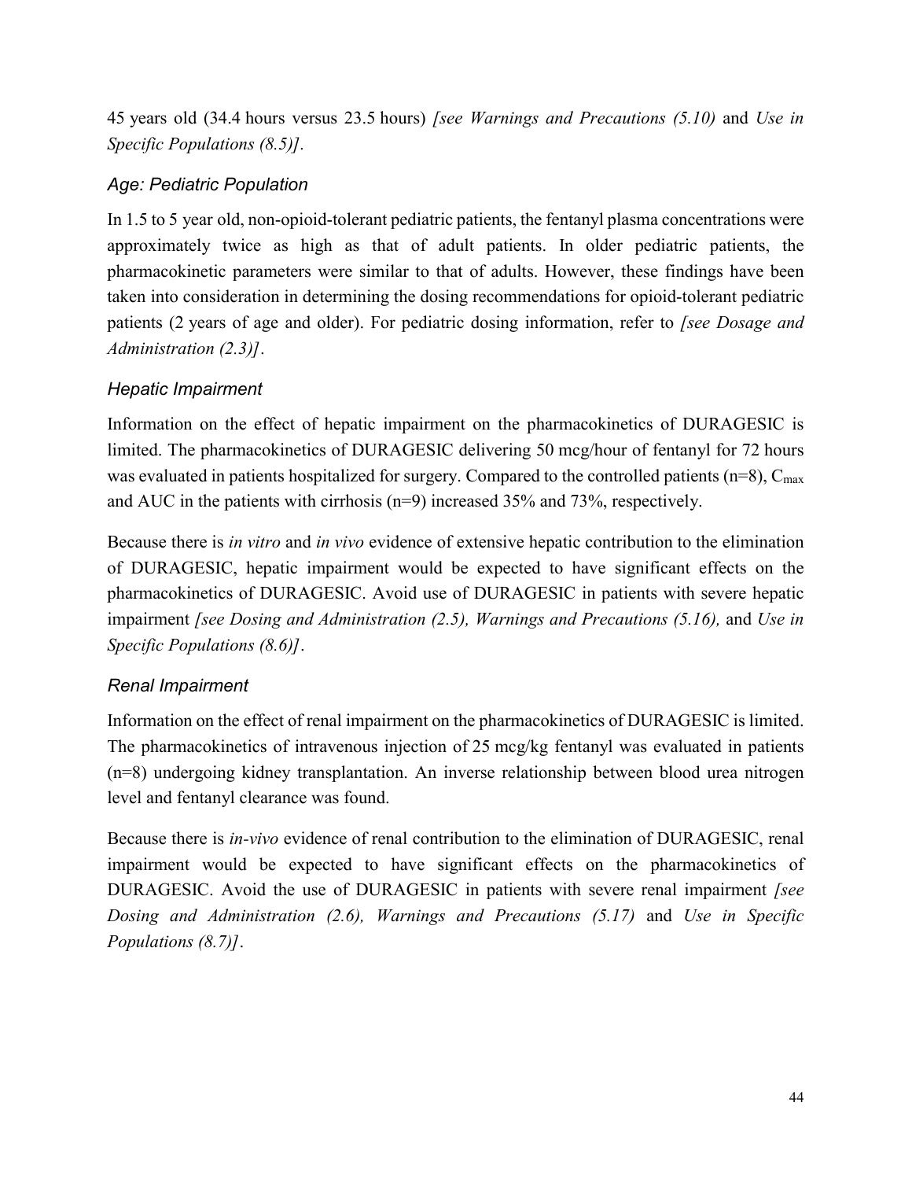45 years old (34.4 hours versus 23.5 hours) *[see Warnings and Precautions (5.10)* and *Use in Specific Populations (8.5)].*

### *Age: Pediatric Population*

In 1.5 to 5 year old, non-opioid-tolerant pediatric patients, the fentanyl plasma concentrations were approximately twice as high as that of adult patients. In older pediatric patients, the pharmacokinetic parameters were similar to that of adults. However, these findings have been taken into consideration in determining the dosing recommendations for opioid-tolerant pediatric patients (2 years of age and older). For pediatric dosing information, refer to *[see Dosage and Administration (2.3)]*.

### *Hepatic Impairment*

Information on the effect of hepatic impairment on the pharmacokinetics of DURAGESIC is limited. The pharmacokinetics of DURAGESIC delivering 50 mcg/hour of fentanyl for 72 hours was evaluated in patients hospitalized for surgery. Compared to the controlled patients (n=8), $C_{max}$ and AUC in the patients with cirrhosis (n=9) increased 35% and 73%, respectively.

Because there is *in vitro* and *in vivo* evidence of extensive hepatic contribution to the elimination of DURAGESIC, hepatic impairment would be expected to have significant effects on the pharmacokinetics of DURAGESIC. Avoid use of DURAGESIC in patients with severe hepatic impairment *[see Dosing and Administration (2.5), Warnings and Precautions (5.16),* and *Use in Specific Populations (8.6)]*.

### *Renal Impairment*

Information on the effect of renal impairment on the pharmacokinetics of DURAGESIC is limited. The pharmacokinetics of intravenous injection of 25 mcg/kg fentanyl was evaluated in patients (n=8) undergoing kidney transplantation. An inverse relationship between blood urea nitrogen level and fentanyl clearance was found.

Because there is *in-vivo* evidence of renal contribution to the elimination of DURAGESIC, renal impairment would be expected to have significant effects on the pharmacokinetics of DURAGESIC. Avoid the use of DURAGESIC in patients with severe renal impairment *[see Dosing and Administration (2.6), Warnings and Precautions (5.17)* and *Use in Specific Populations (8.7)]*.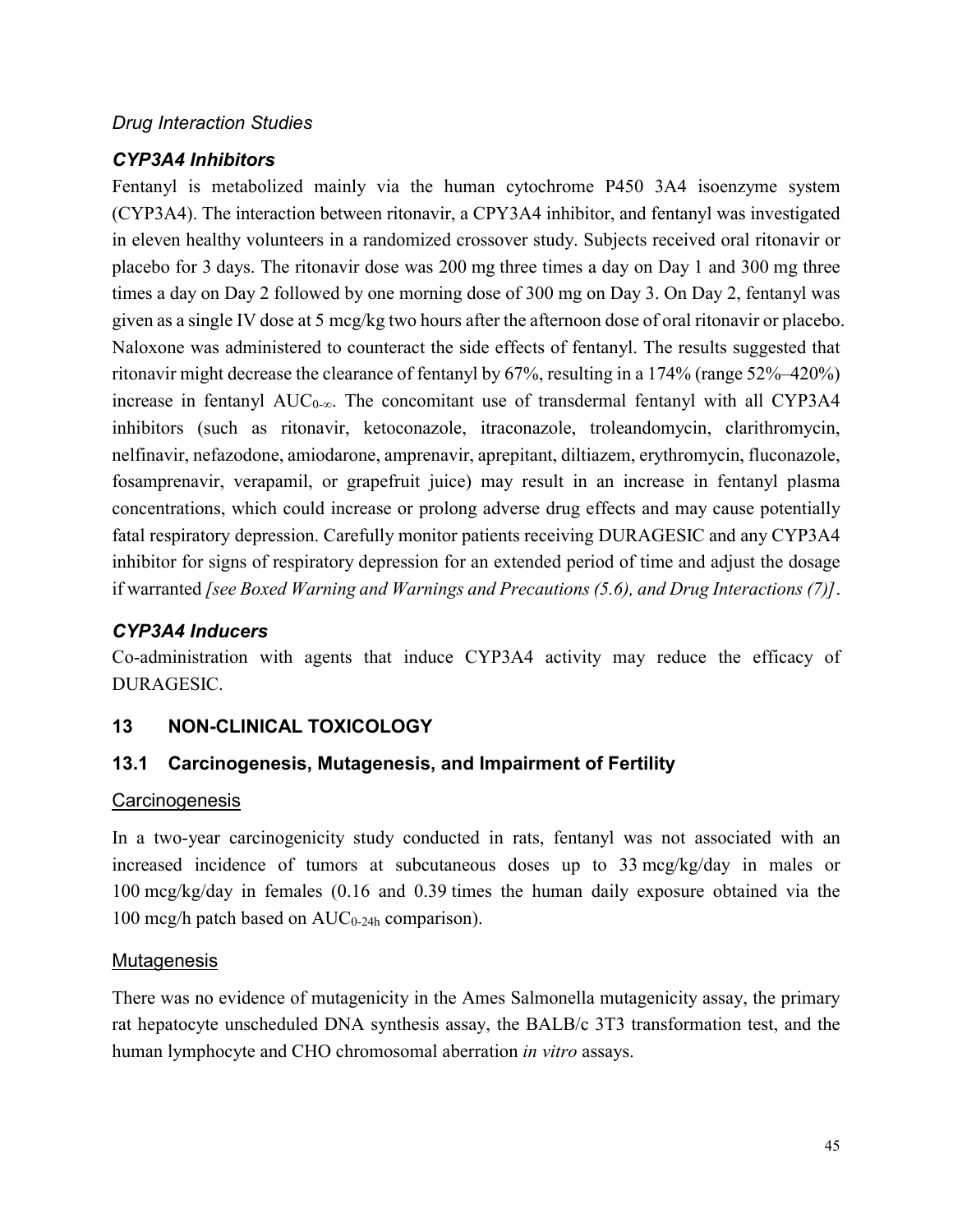*Drug Interaction Studies*

***CYP3A4 Inhibitors***

Fentanyl is metabolized mainly via the human cytochrome P450 3A4 isoenzyme system (CYP3A4). The interaction between ritonavir, a CPY3A4 inhibitor, and fentanyl was investigated in eleven healthy volunteers in a randomized crossover study. Subjects received oral ritonavir or placebo for 3 days. The ritonavir dose was 200 mg three times a day on Day 1 and 300 mg three times a day on Day 2 followed by one morning dose of 300 mg on Day 3. On Day 2, fentanyl was given as a single IV dose at 5 mcg/kg two hours after the afternoon dose of oral ritonavir or placebo. Naloxone was administered to counteract the side effects of fentanyl. The results suggested that ritonavir might decrease the clearance of fentanyl by 67%, resulting in a 174% (range 52%–420%) increase in fentanyl $AUC_{0-\infty}$. The concomitant use of transdermal fentanyl with all CYP3A4 inhibitors (such as ritonavir, ketoconazole, itraconazole, troleandomycin, clarithromycin, nelfinavir, nefazodone, amiodarone, amprenavir, aprepitant, diltiazem, erythromycin, fluconazole, fosamprenavir, verapamil, or grapefruit juice) may result in an increase in fentanyl plasma concentrations, which could increase or prolong adverse drug effects and may cause potentially fatal respiratory depression. Carefully monitor patients receiving DURAGESIC and any CYP3A4 inhibitor for signs of respiratory depression for an extended period of time and adjust the dosage if warranted *[see Boxed Warning and Warnings and Precautions (5.6), and Drug Interactions (7)]*.

***CYP3A4 Inducers***

Co-administration with agents that induce CYP3A4 activity may reduce the efficacy of DURAGESIC.

## 13 NON-CLINICAL TOXICOLOGY

### 13.1 Carcinogenesis, Mutagenesis, and Impairment of Fertility

Carcinogenesis

In a two-year carcinogenicity study conducted in rats, fentanyl was not associated with an increased incidence of tumors at subcutaneous doses up to 33 mcg/kg/day in males or 100 mcg/kg/day in females (0.16 and 0.39 times the human daily exposure obtained via the 100 mcg/h patch based on $AUC_{0-24h}$ comparison).

Mutagenesis

There was no evidence of mutagenicity in the Ames Salmonella mutagenicity assay, the primary rat hepatocyte unscheduled DNA synthesis assay, the BALB/c 3T3 transformation test, and the human lymphocyte and CHO chromosomal aberration *in vitro* assays.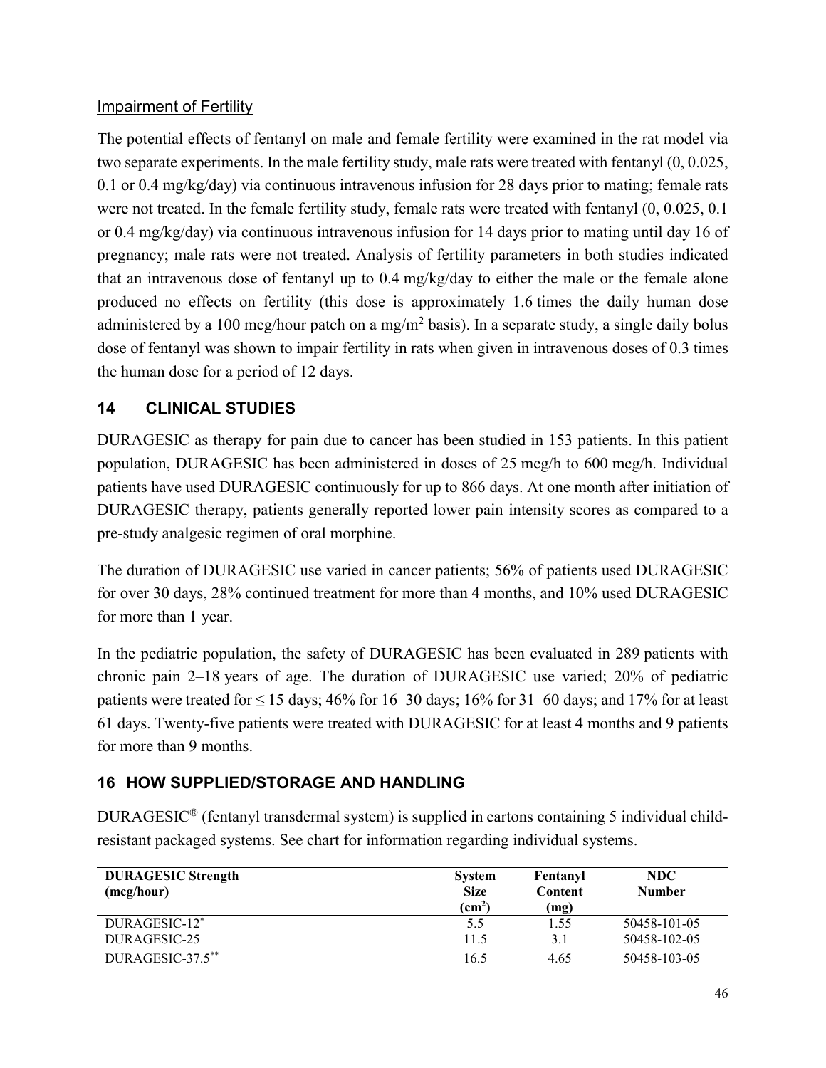Impairment of Fertility

The potential effects of fentanyl on male and female fertility were examined in the rat model via two separate experiments. In the male fertility study, male rats were treated with fentanyl (0, 0.025, 0.1 or 0.4 mg/kg/day) via continuous intravenous infusion for 28 days prior to mating; female rats were not treated. In the female fertility study, female rats were treated with fentanyl (0, 0.025, 0.1 or 0.4 mg/kg/day) via continuous intravenous infusion for 14 days prior to mating until day 16 of pregnancy; male rats were not treated. Analysis of fertility parameters in both studies indicated that an intravenous dose of fentanyl up to 0.4 mg/kg/day to either the male or the female alone produced no effects on fertility (this dose is approximately 1.6 times the daily human dose administered by a 100 mcg/hour patch on a mg/m$^2$ basis). In a separate study, a single daily bolus dose of fentanyl was shown to impair fertility in rats when given in intravenous doses of 0.3 times the human dose for a period of 12 days.

## 14 CLINICAL STUDIES

DURAGESIC as therapy for pain due to cancer has been studied in 153 patients. In this patient population, DURAGESIC has been administered in doses of 25 mcg/h to 600 mcg/h. Individual patients have used DURAGESIC continuously for up to 866 days. At one month after initiation of DURAGESIC therapy, patients generally reported lower pain intensity scores as compared to a pre-study analgesic regimen of oral morphine.

The duration of DURAGESIC use varied in cancer patients; 56% of patients used DURAGESIC for over 30 days, 28% continued treatment for more than 4 months, and 10% used DURAGESIC for more than 1 year.

In the pediatric population, the safety of DURAGESIC has been evaluated in 289 patients with chronic pain 2–18 years of age. The duration of DURAGESIC use varied; 20% of pediatric patients were treated for ≤ 15 days; 46% for 16–30 days; 16% for 31–60 days; and 17% for at least 61 days. Twenty-five patients were treated with DURAGESIC for at least 4 months and 9 patients for more than 9 months.

## 16 HOW SUPPLIED/STORAGE AND HANDLING

DURAGESIC® (fentanyl transdermal system) is supplied in cartons containing 5 individual child-resistant packaged systems. See chart for information regarding individual systems.

| DURAGESIC Strength (mcg/hour) | System Size (cm$^2$) | Fentanyl Content (mg) | NDC Number |
|---|---|---|---|
| DURAGESIC-12* | 5.5 | 1.55 | 50458-101-05 |
| DURAGESIC-25 | 11.5 | 3.1 | 50458-102-05 |
| DURAGESIC-37.5** | 16.5 | 4.65 | 50458-103-05 |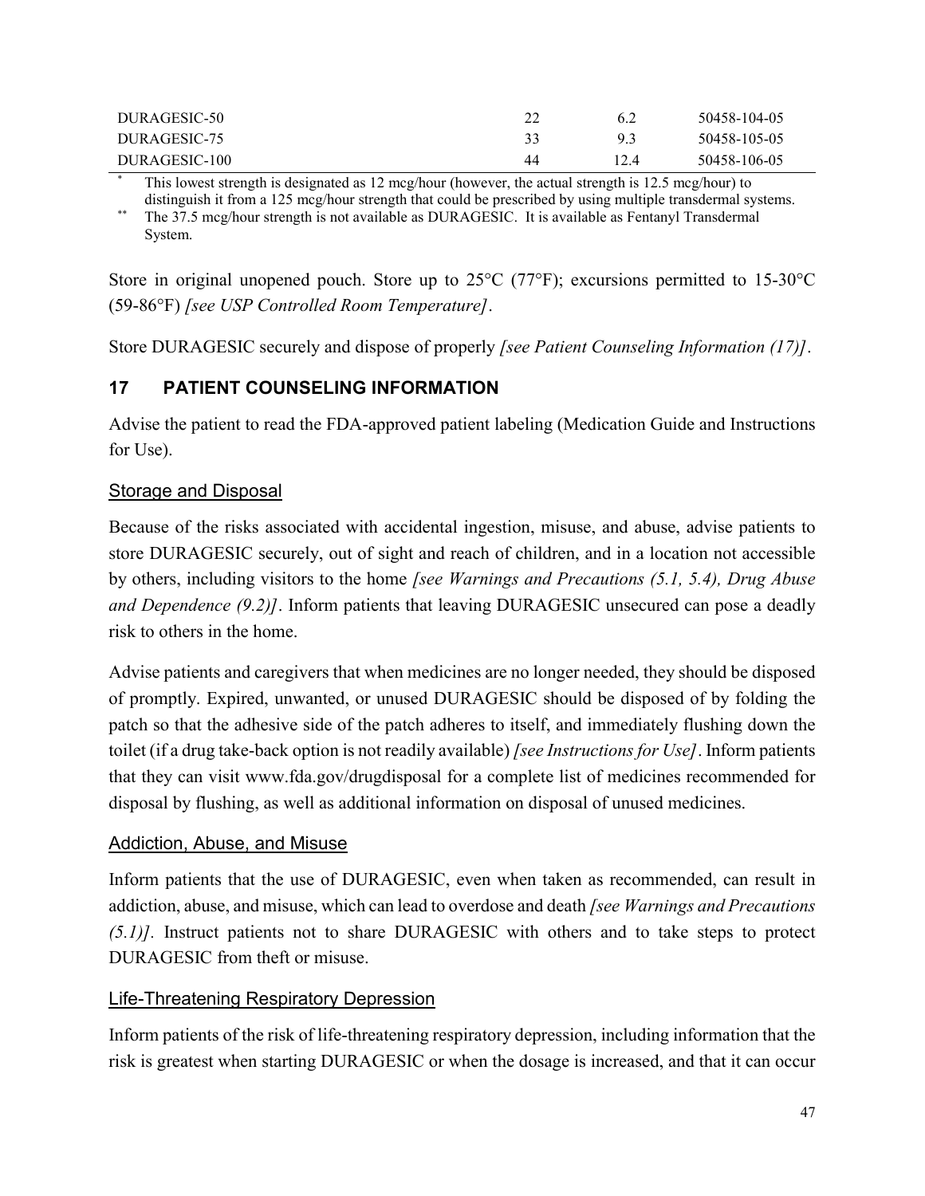| | | | |
|---|---|---|---|
| DURAGESIC-50 | 22 | 6.2 | 50458-104-05 |
| DURAGESIC-75 | 33 | 9.3 | 50458-105-05 |
| DURAGESIC-100 | 44 | 12.4 | 50458-106-05 |

\* This lowest strength is designated as 12 mcg/hour (however, the actual strength is 12.5 mcg/hour) to distinguish it from a 125 mcg/hour strength that could be prescribed by using multiple transdermal systems.

\*\* The 37.5 mcg/hour strength is not available as DURAGESIC. It is available as Fentanyl Transdermal System.

Store in original unopened pouch. Store up to 25°C (77°F); excursions permitted to 15-30°C (59-86°F) *[see USP Controlled Room Temperature]*.

Store DURAGESIC securely and dispose of properly *[see Patient Counseling Information (17)]*.

## 17 PATIENT COUNSELING INFORMATION

Advise the patient to read the FDA-approved patient labeling (Medication Guide and Instructions for Use).

### Storage and Disposal

Because of the risks associated with accidental ingestion, misuse, and abuse, advise patients to store DURAGESIC securely, out of sight and reach of children, and in a location not accessible by others, including visitors to the home *[see Warnings and Precautions (5.1, 5.4), Drug Abuse and Dependence (9.2)]*. Inform patients that leaving DURAGESIC unsecured can pose a deadly risk to others in the home.

Advise patients and caregivers that when medicines are no longer needed, they should be disposed of promptly. Expired, unwanted, or unused DURAGESIC should be disposed of by folding the patch so that the adhesive side of the patch adheres to itself, and immediately flushing down the toilet (if a drug take-back option is not readily available) *[see Instructions for Use]*. Inform patients that they can visit www.fda.gov/drugdisposal for a complete list of medicines recommended for disposal by flushing, as well as additional information on disposal of unused medicines.

### Addiction, Abuse, and Misuse

Inform patients that the use of DURAGESIC, even when taken as recommended, can result in addiction, abuse, and misuse, which can lead to overdose and death *[see Warnings and Precautions (5.1)]*. Instruct patients not to share DURAGESIC with others and to take steps to protect DURAGESIC from theft or misuse.

### Life-Threatening Respiratory Depression

Inform patients of the risk of life-threatening respiratory depression, including information that the risk is greatest when starting DURAGESIC or when the dosage is increased, and that it can occur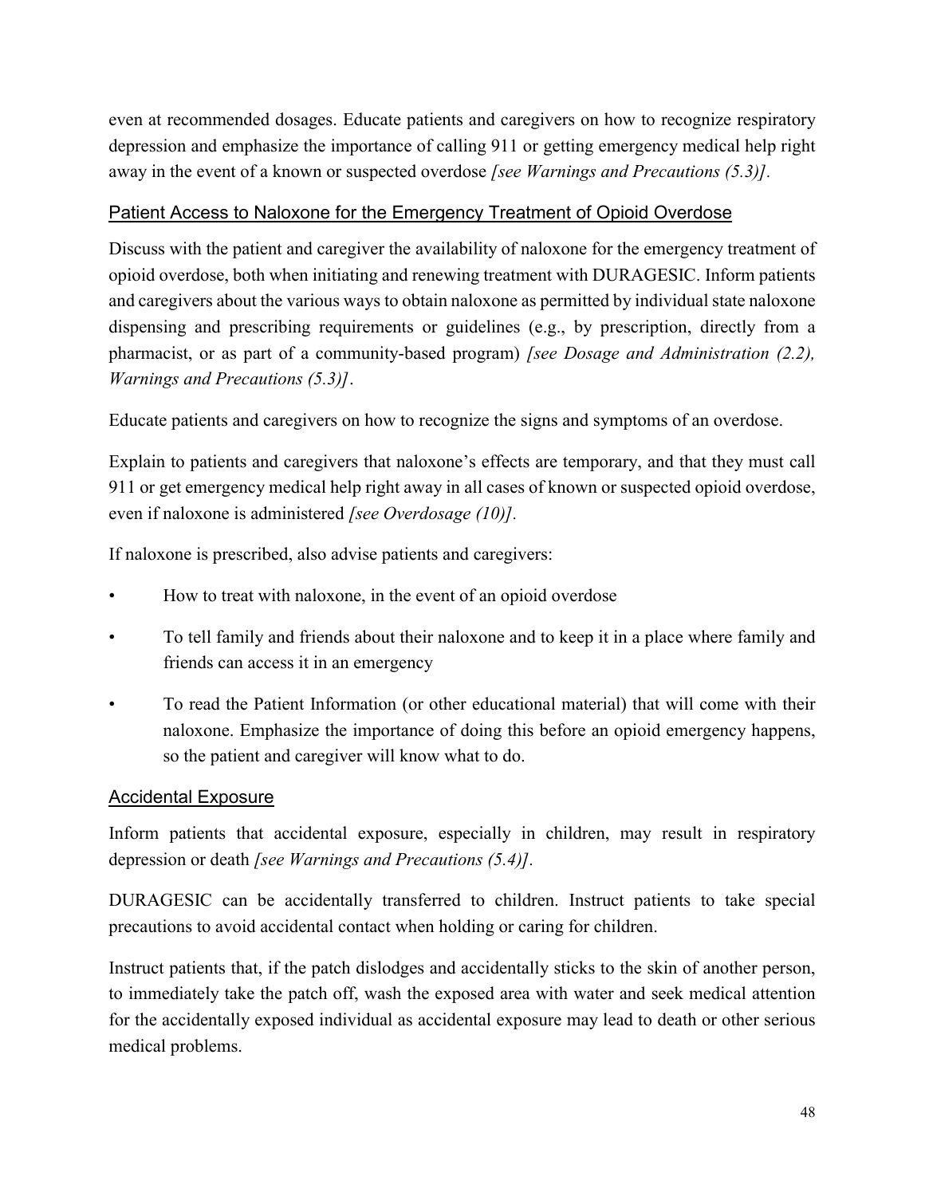even at recommended dosages. Educate patients and caregivers on how to recognize respiratory depression and emphasize the importance of calling 911 or getting emergency medical help right away in the event of a known or suspected overdose *[see Warnings and Precautions (5.3)]*.

### Patient Access to Naloxone for the Emergency Treatment of Opioid Overdose

Discuss with the patient and caregiver the availability of naloxone for the emergency treatment of opioid overdose, both when initiating and renewing treatment with DURAGESIC. Inform patients and caregivers about the various ways to obtain naloxone as permitted by individual state naloxone dispensing and prescribing requirements or guidelines (e.g., by prescription, directly from a pharmacist, or as part of a community-based program) *[see Dosage and Administration (2.2), Warnings and Precautions (5.3)]*.

Educate patients and caregivers on how to recognize the signs and symptoms of an overdose.

Explain to patients and caregivers that naloxone's effects are temporary, and that they must call 911 or get emergency medical help right away in all cases of known or suspected opioid overdose, even if naloxone is administered *[see Overdosage (10)]*.

If naloxone is prescribed, also advise patients and caregivers:

- How to treat with naloxone, in the event of an opioid overdose
- To tell family and friends about their naloxone and to keep it in a place where family and friends can access it in an emergency
- To read the Patient Information (or other educational material) that will come with their naloxone. Emphasize the importance of doing this before an opioid emergency happens, so the patient and caregiver will know what to do.

### Accidental Exposure

Inform patients that accidental exposure, especially in children, may result in respiratory depression or death *[see Warnings and Precautions (5.4)]*.

DURAGESIC can be accidentally transferred to children. Instruct patients to take special precautions to avoid accidental contact when holding or caring for children.

Instruct patients that, if the patch dislodges and accidentally sticks to the skin of another person, to immediately take the patch off, wash the exposed area with water and seek medical attention for the accidentally exposed individual as accidental exposure may lead to death or other serious medical problems.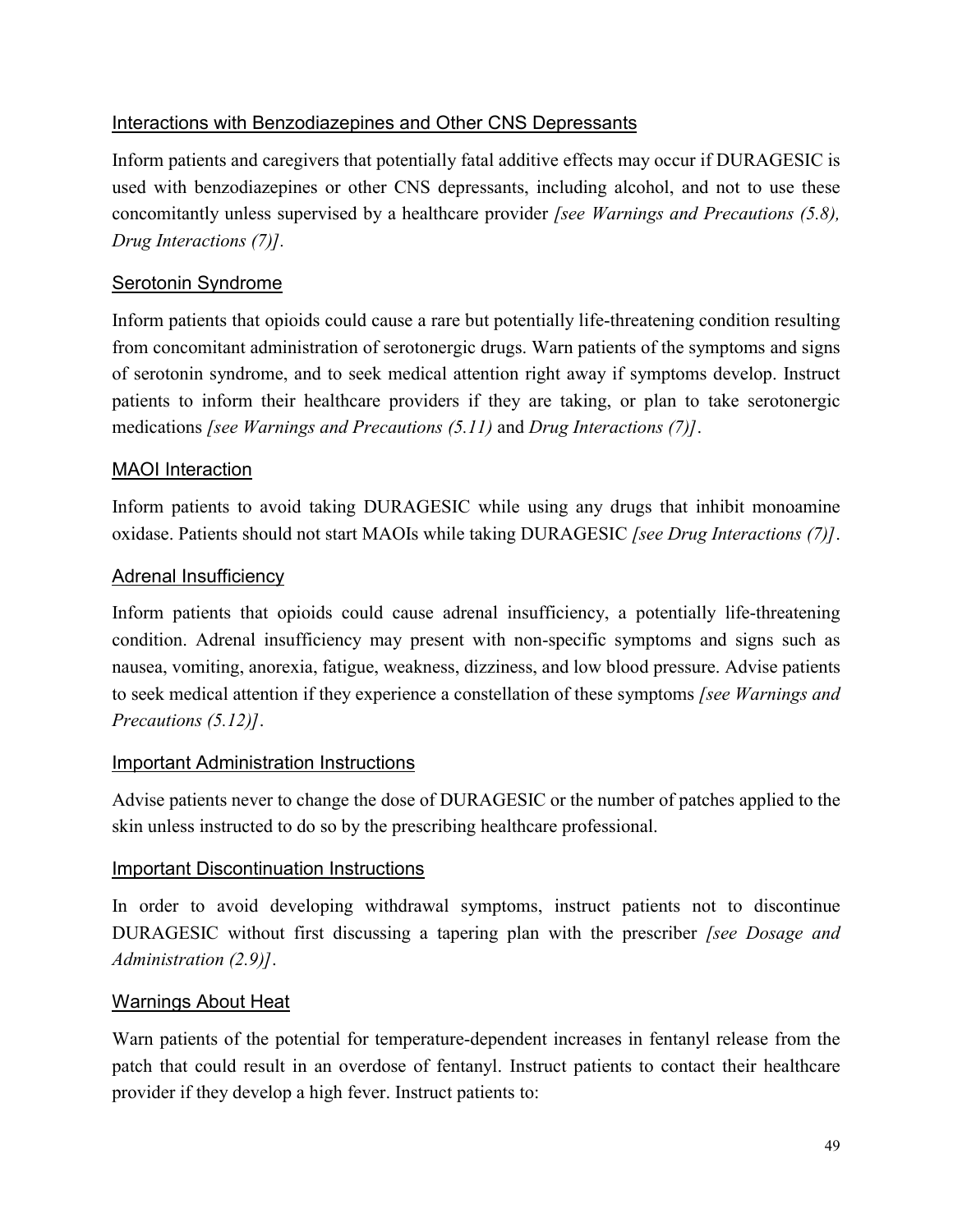### Interactions with Benzodiazepines and Other CNS Depressants

Inform patients and caregivers that potentially fatal additive effects may occur if DURAGESIC is used with benzodiazepines or other CNS depressants, including alcohol, and not to use these concomitantly unless supervised by a healthcare provider *[see Warnings and Precautions (5.8), Drug Interactions (7)].*

### Serotonin Syndrome

Inform patients that opioids could cause a rare but potentially life-threatening condition resulting from concomitant administration of serotonergic drugs. Warn patients of the symptoms and signs of serotonin syndrome, and to seek medical attention right away if symptoms develop. Instruct patients to inform their healthcare providers if they are taking, or plan to take serotonergic medications *[see Warnings and Precautions (5.11)* and *Drug Interactions (7)]*.

### MAOI Interaction

Inform patients to avoid taking DURAGESIC while using any drugs that inhibit monoamine oxidase. Patients should not start MAOIs while taking DURAGESIC *[see Drug Interactions (7)]*.

### Adrenal Insufficiency

Inform patients that opioids could cause adrenal insufficiency, a potentially life-threatening condition. Adrenal insufficiency may present with non-specific symptoms and signs such as nausea, vomiting, anorexia, fatigue, weakness, dizziness, and low blood pressure. Advise patients to seek medical attention if they experience a constellation of these symptoms *[see Warnings and Precautions (5.12)]*.

### Important Administration Instructions

Advise patients never to change the dose of DURAGESIC or the number of patches applied to the skin unless instructed to do so by the prescribing healthcare professional.

### Important Discontinuation Instructions

In order to avoid developing withdrawal symptoms, instruct patients not to discontinue DURAGESIC without first discussing a tapering plan with the prescriber *[see Dosage and Administration (2.9)]*.

### Warnings About Heat

Warn patients of the potential for temperature-dependent increases in fentanyl release from the patch that could result in an overdose of fentanyl. Instruct patients to contact their healthcare provider if they develop a high fever. Instruct patients to: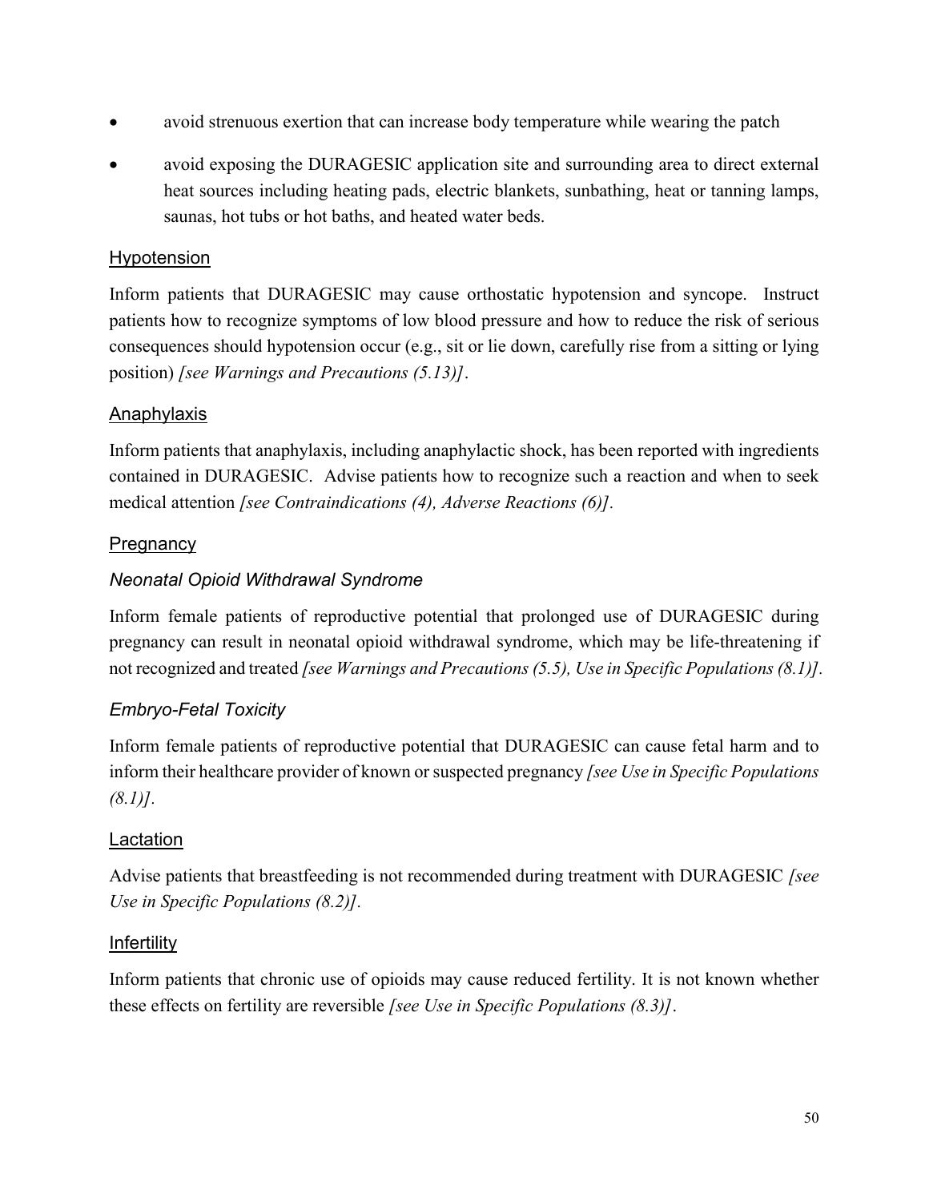- avoid strenuous exertion that can increase body temperature while wearing the patch
- avoid exposing the DURAGESIC application site and surrounding area to direct external heat sources including heating pads, electric blankets, sunbathing, heat or tanning lamps, saunas, hot tubs or hot baths, and heated water beds.

### Hypotension

Inform patients that DURAGESIC may cause orthostatic hypotension and syncope. Instruct patients how to recognize symptoms of low blood pressure and how to reduce the risk of serious consequences should hypotension occur (e.g., sit or lie down, carefully rise from a sitting or lying position) *[see Warnings and Precautions (5.13)]*.

### Anaphylaxis

Inform patients that anaphylaxis, including anaphylactic shock, has been reported with ingredients contained in DURAGESIC. Advise patients how to recognize such a reaction and when to seek medical attention *[see Contraindications (4), Adverse Reactions (6)]*.

### Pregnancy

#### *Neonatal Opioid Withdrawal Syndrome*

Inform female patients of reproductive potential that prolonged use of DURAGESIC during pregnancy can result in neonatal opioid withdrawal syndrome, which may be life-threatening if not recognized and treated *[see Warnings and Precautions (5.5), Use in Specific Populations (8.1)]*.

#### *Embryo-Fetal Toxicity*

Inform female patients of reproductive potential that DURAGESIC can cause fetal harm and to inform their healthcare provider of known or suspected pregnancy *[see Use in Specific Populations (8.1)]*.

### Lactation

Advise patients that breastfeeding is not recommended during treatment with DURAGESIC *[see Use in Specific Populations (8.2)]*.

### Infertility

Inform patients that chronic use of opioids may cause reduced fertility. It is not known whether these effects on fertility are reversible *[see Use in Specific Populations (8.3)]*.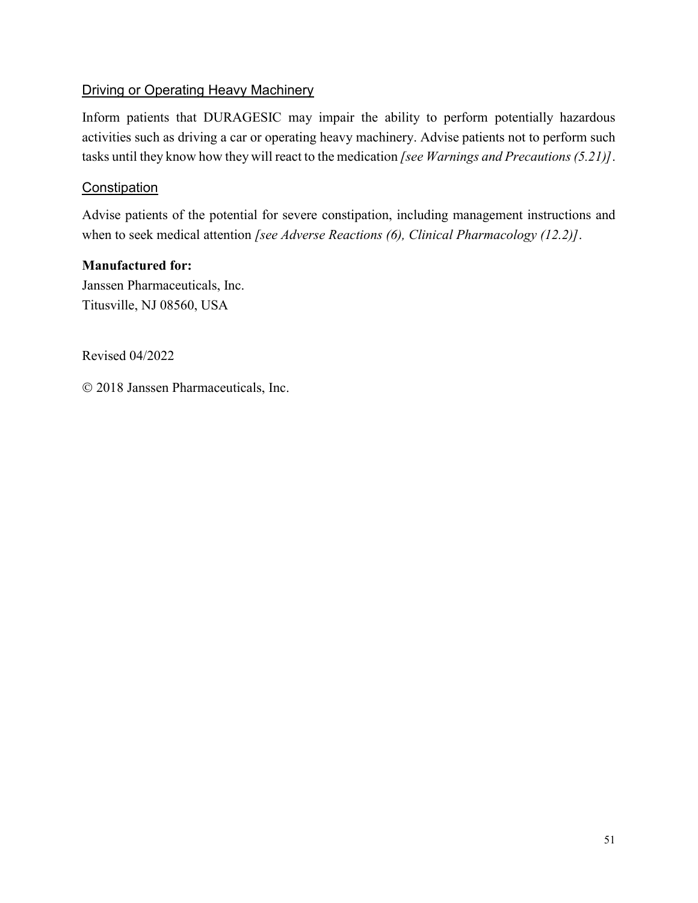### Driving or Operating Heavy Machinery

Inform patients that DURAGESIC may impair the ability to perform potentially hazardous activities such as driving a car or operating heavy machinery. Advise patients not to perform such tasks until they know how they will react to the medication *[see Warnings and Precautions (5.21)]*.

### Constipation

Advise patients of the potential for severe constipation, including management instructions and when to seek medical attention *[see Adverse Reactions (6), Clinical Pharmacology (12.2)]*.

**Manufactured for:**
Janssen Pharmaceuticals, Inc.
Titusville, NJ 08560, USA

Revised 04/2022

© 2018 Janssen Pharmaceuticals, Inc.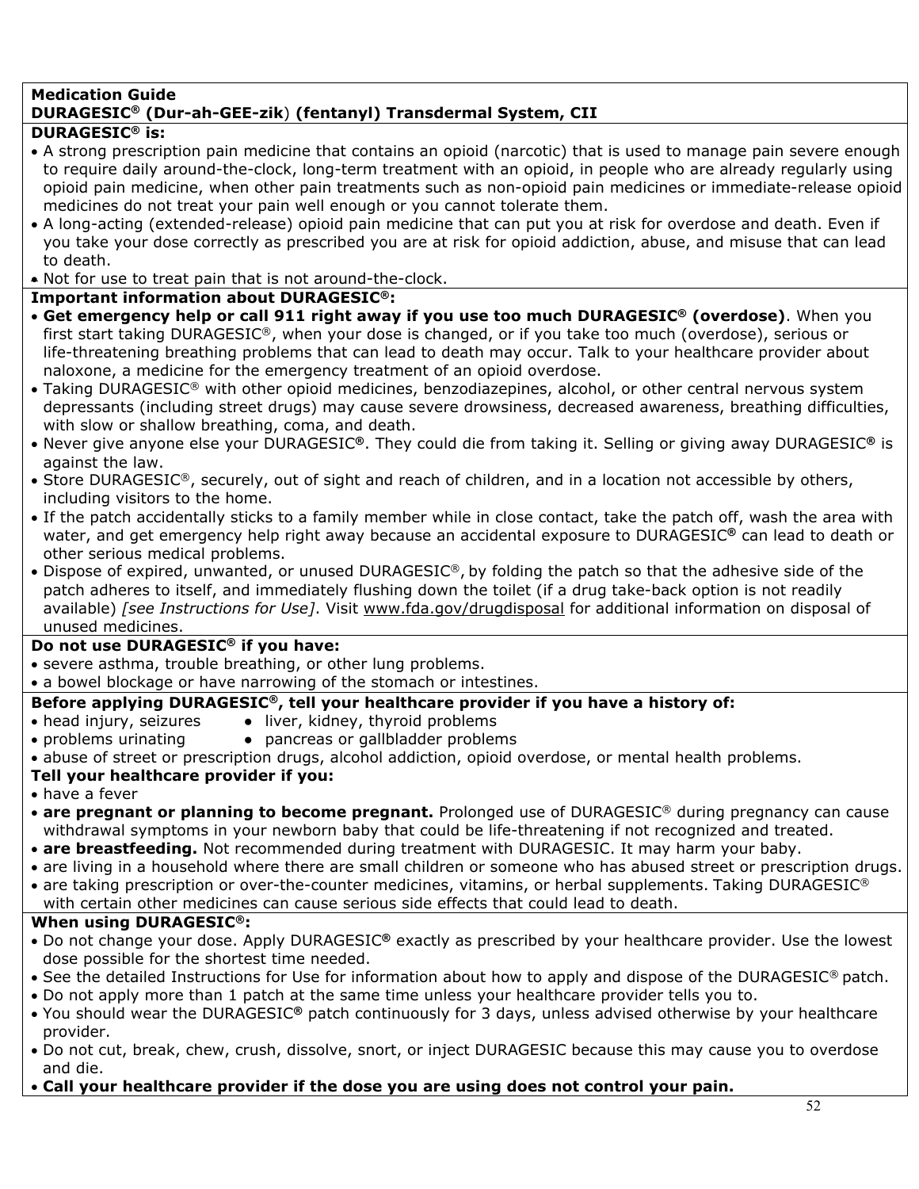**Medication Guide**
**DURAGESIC® (Dur-ah-GEE-zik) (fentanyl) Transdermal System, CII**

**DURAGESIC® is:**

- A strong prescription pain medicine that contains an opioid (narcotic) that is used to manage pain severe enough to require daily around-the-clock, long-term treatment with an opioid, in people who are already regularly using opioid pain medicine, when other pain treatments such as non-opioid pain medicines or immediate-release opioid medicines do not treat your pain well enough or you cannot tolerate them.
- A long-acting (extended-release) opioid pain medicine that can put you at risk for overdose and death. Even if you take your dose correctly as prescribed you are at risk for opioid addiction, abuse, and misuse that can lead to death.
- Not for use to treat pain that is not around-the-clock.

**Important information about DURAGESIC®:**

- **Get emergency help or call 911 right away if you use too much DURAGESIC® (overdose)**. When you first start taking DURAGESIC®, when your dose is changed, or if you take too much (overdose), serious or life-threatening breathing problems that can lead to death may occur. Talk to your healthcare provider about naloxone, a medicine for the emergency treatment of an opioid overdose.
- Taking DURAGESIC® with other opioid medicines, benzodiazepines, alcohol, or other central nervous system depressants (including street drugs) may cause severe drowsiness, decreased awareness, breathing difficulties, with slow or shallow breathing, coma, and death.
- Never give anyone else your DURAGESIC®. They could die from taking it. Selling or giving away DURAGESIC® is against the law.
- Store DURAGESIC®, securely, out of sight and reach of children, and in a location not accessible by others, including visitors to the home.
- If the patch accidentally sticks to a family member while in close contact, take the patch off, wash the area with water, and get emergency help right away because an accidental exposure to DURAGESIC® can lead to death or other serious medical problems.
- Dispose of expired, unwanted, or unused DURAGESIC®, by folding the patch so that the adhesive side of the patch adheres to itself, and immediately flushing down the toilet (if a drug take-back option is not readily available) *[see Instructions for Use]*. Visit www.fda.gov/drugdisposal for additional information on disposal of unused medicines.

**Do not use DURAGESIC® if you have:**

- severe asthma, trouble breathing, or other lung problems.
- a bowel blockage or have narrowing of the stomach or intestines.

**Before applying DURAGESIC®, tell your healthcare provider if you have a history of:**

- head injury, seizures
- liver, kidney, thyroid problems
- problems urinating
- pancreas or gallbladder problems
- abuse of street or prescription drugs, alcohol addiction, opioid overdose, or mental health problems.

**Tell your healthcare provider if you:**

- have a fever
- **are pregnant or planning to become pregnant.** Prolonged use of DURAGESIC® during pregnancy can cause withdrawal symptoms in your newborn baby that could be life-threatening if not recognized and treated.
- **are breastfeeding.** Not recommended during treatment with DURAGESIC. It may harm your baby.
- are living in a household where there are small children or someone who has abused street or prescription drugs.
- are taking prescription or over-the-counter medicines, vitamins, or herbal supplements. Taking DURAGESIC® with certain other medicines can cause serious side effects that could lead to death.

**When using DURAGESIC®:**

- Do not change your dose. Apply DURAGESIC® exactly as prescribed by your healthcare provider. Use the lowest dose possible for the shortest time needed.
- See the detailed Instructions for Use for information about how to apply and dispose of the DURAGESIC® patch.
- Do not apply more than 1 patch at the same time unless your healthcare provider tells you to.
- You should wear the DURAGESIC® patch continuously for 3 days, unless advised otherwise by your healthcare provider.
- Do not cut, break, chew, crush, dissolve, snort, or inject DURAGESIC because this may cause you to overdose and die.
- **Call your healthcare provider if the dose you are using does not control your pain.**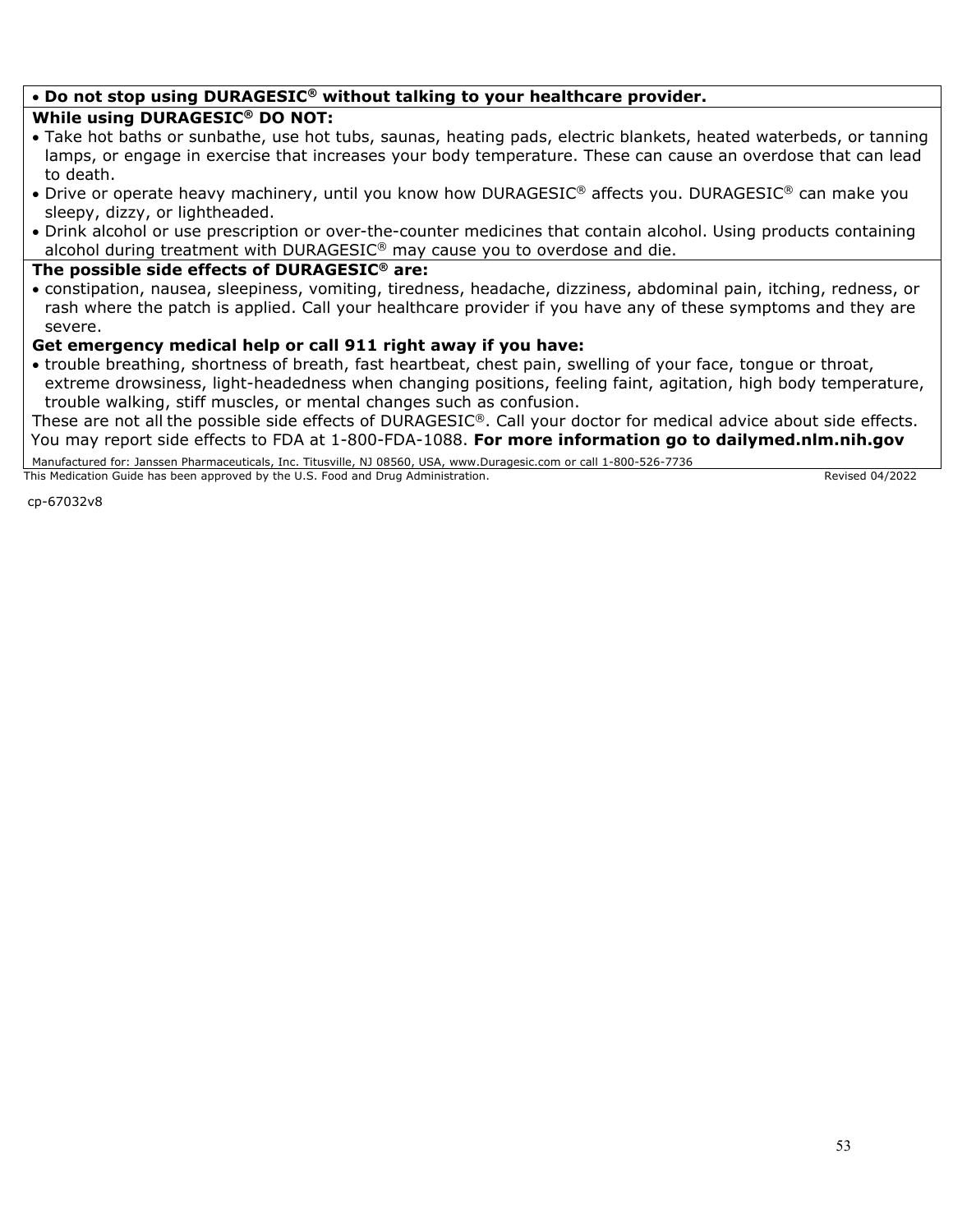- **Do not stop using DURAGESIC® without talking to your healthcare provider.**

**While using DURAGESIC® DO NOT:**

- Take hot baths or sunbathe, use hot tubs, saunas, heating pads, electric blankets, heated waterbeds, or tanning lamps, or engage in exercise that increases your body temperature. These can cause an overdose that can lead to death.
- Drive or operate heavy machinery, until you know how DURAGESIC® affects you. DURAGESIC® can make you sleepy, dizzy, or lightheaded.
- Drink alcohol or use prescription or over-the-counter medicines that contain alcohol. Using products containing alcohol during treatment with DURAGESIC® may cause you to overdose and die.

**The possible side effects of DURAGESIC® are:**

- constipation, nausea, sleepiness, vomiting, tiredness, headache, dizziness, abdominal pain, itching, redness, or rash where the patch is applied. Call your healthcare provider if you have any of these symptoms and they are severe.

**Get emergency medical help or call 911 right away if you have:**

- trouble breathing, shortness of breath, fast heartbeat, chest pain, swelling of your face, tongue or throat, extreme drowsiness, light-headedness when changing positions, feeling faint, agitation, high body temperature, trouble walking, stiff muscles, or mental changes such as confusion.

These are not all the possible side effects of DURAGESIC®. Call your doctor for medical advice about side effects. You may report side effects to FDA at 1-800-FDA-1088. **For more information go to dailymed.nlm.nih.gov**

Manufactured for: Janssen Pharmaceuticals, Inc. Titusville, NJ 08560, USA, www.Duragesic.com or call 1-800-526-7736

This Medication Guide has been approved by the U.S. Food and Drug Administration. Revised 04/2022

cp-67032v8